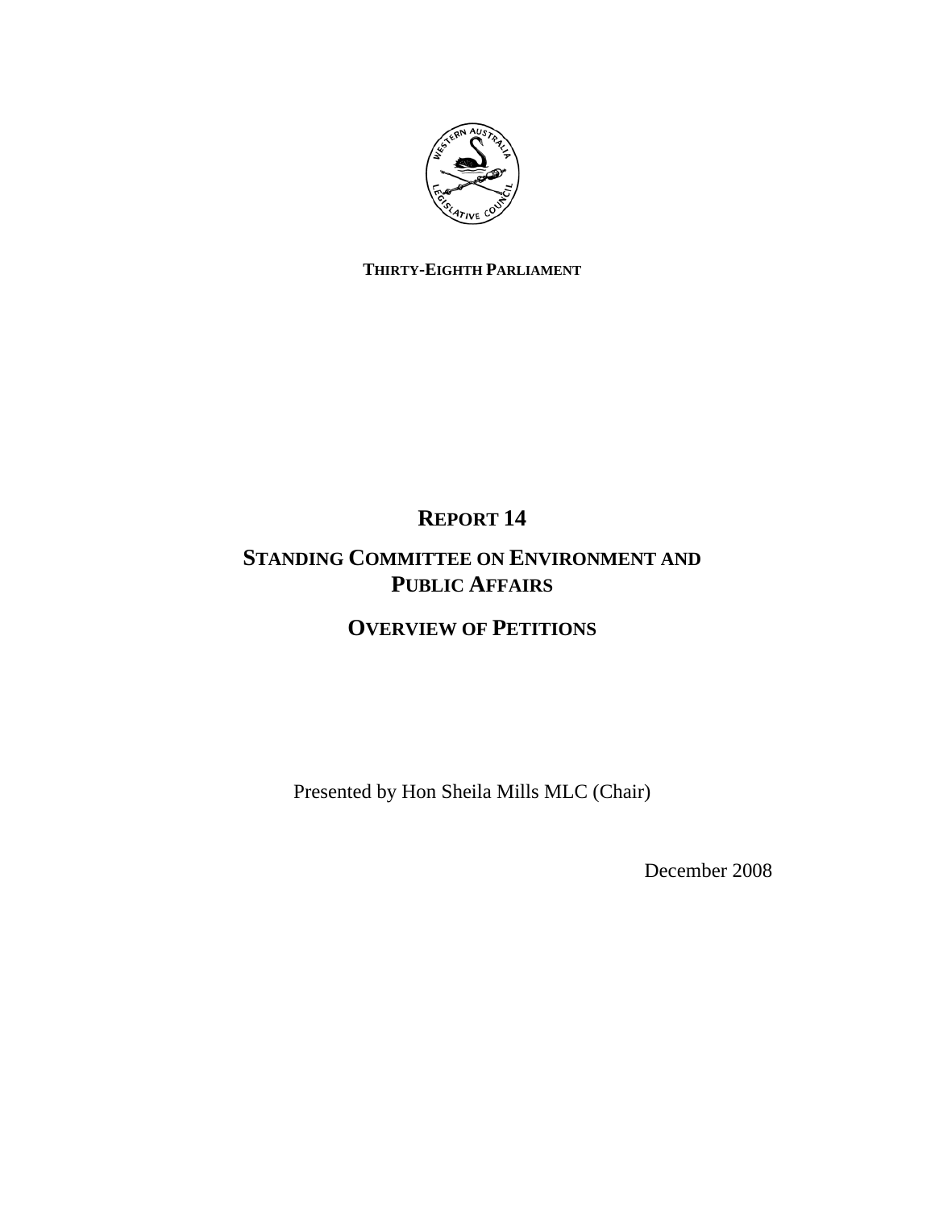**THIRTY-EIGHTH PARLIAMENT**

# REPORT 14

## STANDING COMMITTEE ON ENVIRONMENT AND PUBLIC AFFAIRS

## OVERVIEW OF PETITIONS

Presented by Hon Sheila Mills MLC (Chair)

December 2008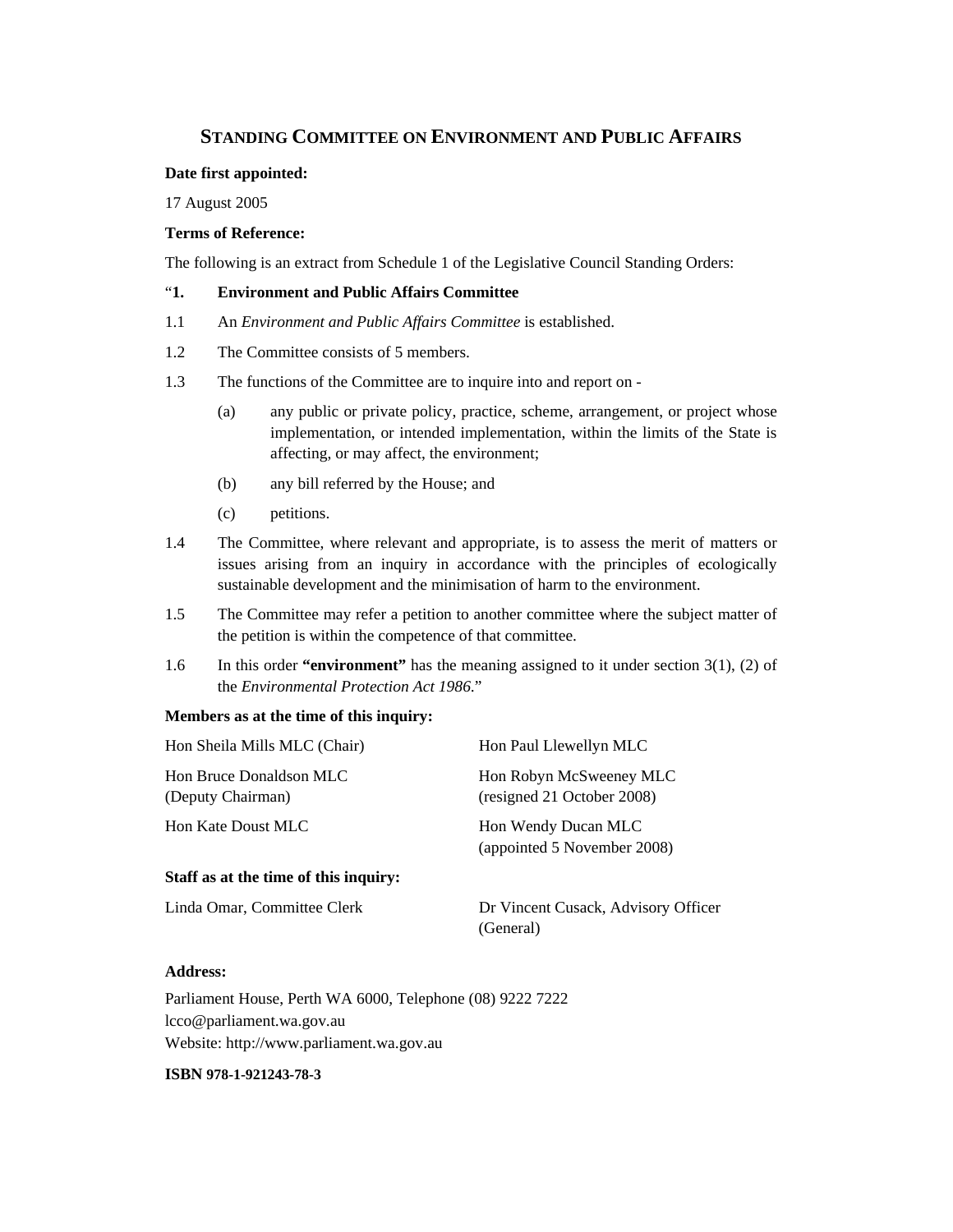# STANDING COMMITTEE ON ENVIRONMENT AND PUBLIC AFFAIRS

**Date first appointed:**

17 August 2005

**Terms of Reference:**

The following is an extract from Schedule 1 of the Legislative Council Standing Orders:

"**1. Environment and Public Affairs Committee**

1.1 An *Environment and Public Affairs Committee* is established.

1.2 The Committee consists of 5 members.

1.3 The functions of the Committee are to inquire into and report on -

(a) any public or private policy, practice, scheme, arrangement, or project whose implementation, or intended implementation, within the limits of the State is affecting, or may affect, the environment;

(b) any bill referred by the House; and

(c) petitions.

1.4 The Committee, where relevant and appropriate, is to assess the merit of matters or issues arising from an inquiry in accordance with the principles of ecologically sustainable development and the minimisation of harm to the environment.

1.5 The Committee may refer a petition to another committee where the subject matter of the petition is within the competence of that committee.

1.6 In this order **"environment"** has the meaning assigned to it under section 3(1), (2) of the *Environmental Protection Act 1986*."

**Members as at the time of this inquiry:**

Hon Sheila Mills MLC (Chair)

Hon Paul Llewellyn MLC

Hon Bruce Donaldson MLC (Deputy Chairman)

Hon Robyn McSweeney MLC (resigned 21 October 2008)

Hon Kate Doust MLC

Hon Wendy Ducan MLC (appointed 5 November 2008)

**Staff as at the time of this inquiry:**

Linda Omar, Committee Clerk

Dr Vincent Cusack, Advisory Officer (General)

**Address:**

Parliament House, Perth WA 6000, Telephone (08) 9222 7222
lcco@parliament.wa.gov.au
Website: http://www.parliament.wa.gov.au

**ISBN 978-1-921243-78-3**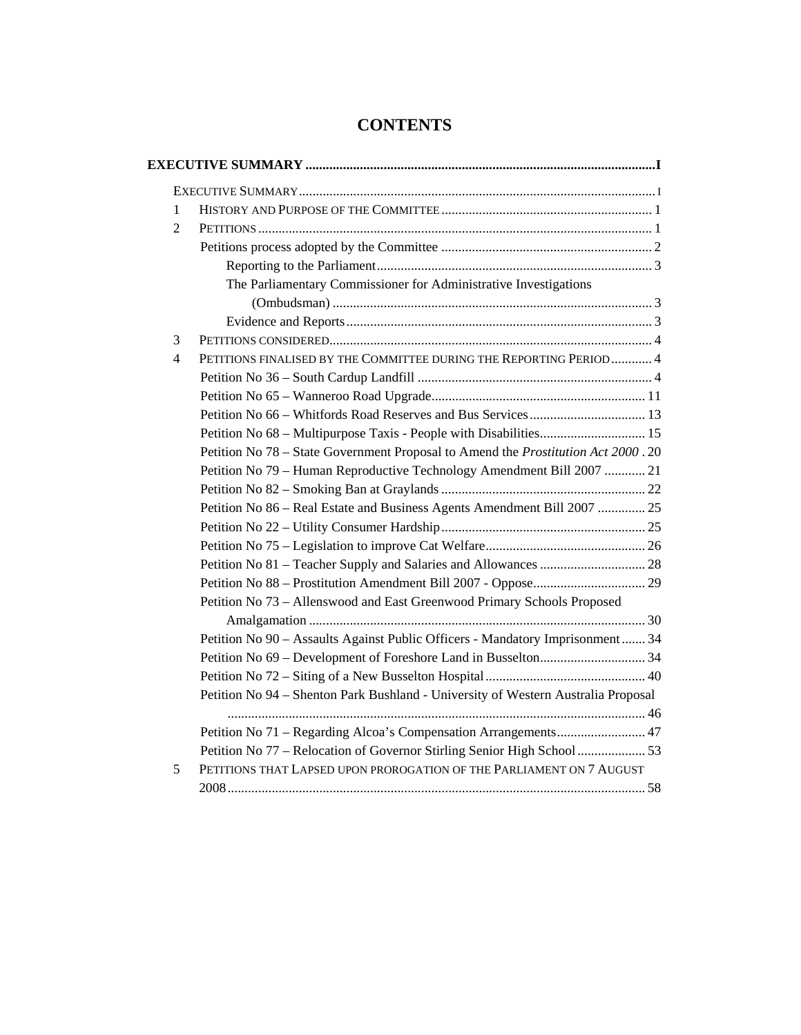# CONTENTS

**EXECUTIVE SUMMARY ..................................................................................................... I**

EXECUTIVE SUMMARY ........................................................................................................ I

1 HISTORY AND PURPOSE OF THE COMMITTEE ............................................................. 1

2 PETITIONS .................................................................................................................. 1

Petitions process adopted by the Committee ............................................................. 2

Reporting to the Parliament ................................................................................ 3

The Parliamentary Commissioner for Administrative Investigations (Ombudsman) ............................................................................................ 3

Evidence and Reports ......................................................................................... 3

3 PETITIONS CONSIDERED .............................................................................................. 4

4 PETITIONS FINALISED BY THE COMMITTEE DURING THE REPORTING PERIOD ............ 4

Petition No 36 – South Cardup Landfill .................................................................... 4

Petition No 65 – Wanneroo Road Upgrade ............................................................... 11

Petition No 66 – Whitfords Road Reserves and Bus Services .................................. 13

Petition No 68 – Multipurpose Taxis - People with Disabilities ............................... 15

Petition No 78 – State Government Proposal to Amend the *Prostitution Act 2000* . 20

Petition No 79 – Human Reproductive Technology Amendment Bill 2007 ............ 21

Petition No 82 – Smoking Ban at Graylands ............................................................ 22

Petition No 86 – Real Estate and Business Agents Amendment Bill 2007 .............. 25

Petition No 22 – Utility Consumer Hardship ............................................................ 25

Petition No 75 – Legislation to improve Cat Welfare ............................................... 26

Petition No 81 – Teacher Supply and Salaries and Allowances ............................... 28

Petition No 88 – Prostitution Amendment Bill 2007 - Oppose ................................. 29

Petition No 73 – Allenswood and East Greenwood Primary Schools Proposed Amalgamation ................................................................................................... 30

Petition No 90 – Assaults Against Public Officers - Mandatory Imprisonment ....... 34

Petition No 69 – Development of Foreshore Land in Busselton ............................... 34

Petition No 72 – Siting of a New Busselton Hospital ............................................... 40

Petition No 94 – Shenton Park Bushland - University of Western Australia Proposal .......................................................................................................................... 46

Petition No 71 – Regarding Alcoa's Compensation Arrangements .......................... 47

Petition No 77 – Relocation of Governor Stirling Senior High School .................... 53

5 PETITIONS THAT LAPSED UPON PROROGATION OF THE PARLIAMENT ON 7 AUGUST 2008 ........................................................................................................................... 58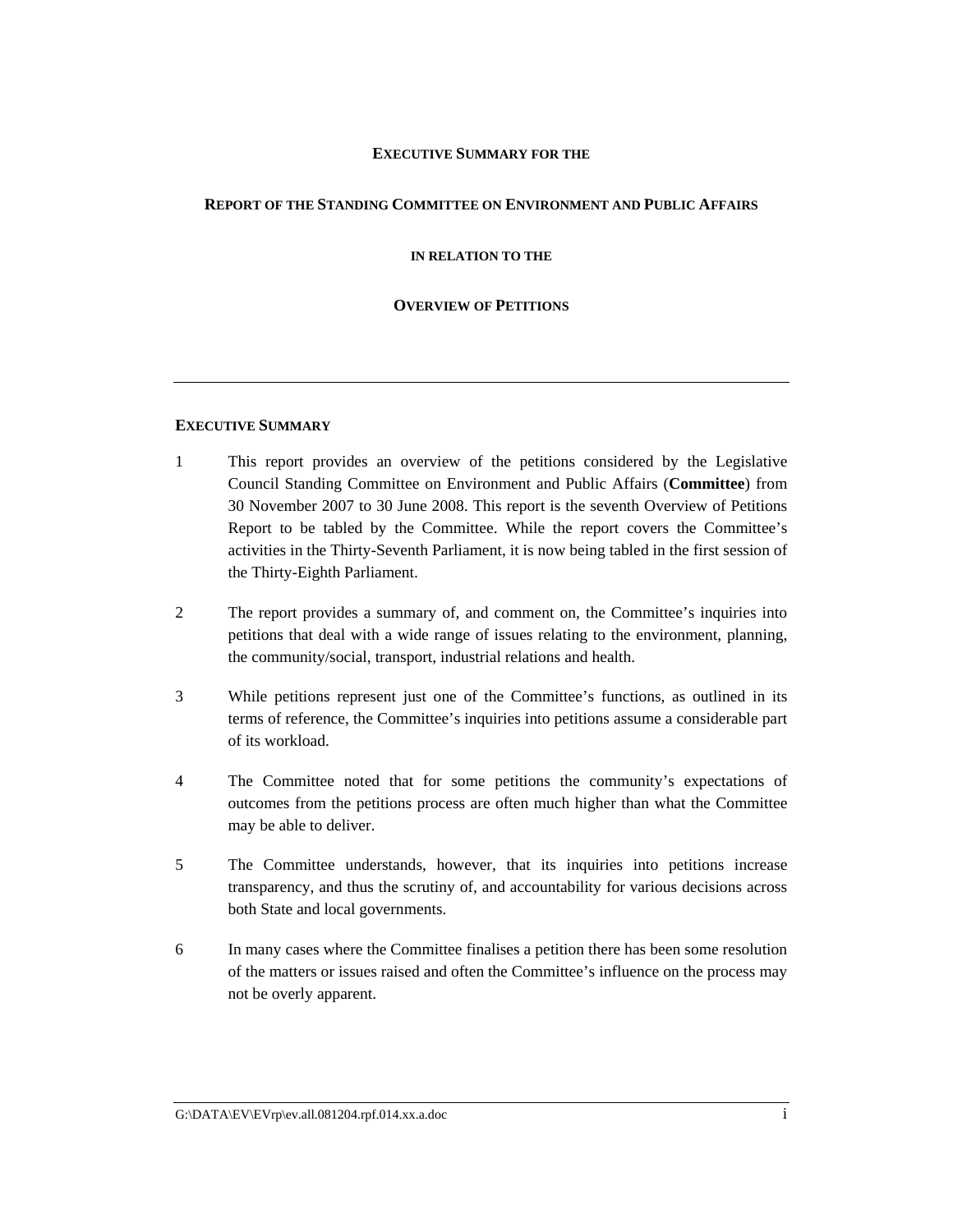# EXECUTIVE SUMMARY FOR THE

# REPORT OF THE STANDING COMMITTEE ON ENVIRONMENT AND PUBLIC AFFAIRS

# IN RELATION TO THE

# OVERVIEW OF PETITIONS

---

## EXECUTIVE SUMMARY

1 This report provides an overview of the petitions considered by the Legislative Council Standing Committee on Environment and Public Affairs (**Committee**) from 30 November 2007 to 30 June 2008. This report is the seventh Overview of Petitions Report to be tabled by the Committee. While the report covers the Committee's activities in the Thirty-Seventh Parliament, it is now being tabled in the first session of the Thirty-Eighth Parliament.

2 The report provides a summary of, and comment on, the Committee's inquiries into petitions that deal with a wide range of issues relating to the environment, planning, the community/social, transport, industrial relations and health.

3 While petitions represent just one of the Committee's functions, as outlined in its terms of reference, the Committee's inquiries into petitions assume a considerable part of its workload.

4 The Committee noted that for some petitions the community's expectations of outcomes from the petitions process are often much higher than what the Committee may be able to deliver.

5 The Committee understands, however, that its inquiries into petitions increase transparency, and thus the scrutiny of, and accountability for various decisions across both State and local governments.

6 In many cases where the Committee finalises a petition there has been some resolution of the matters or issues raised and often the Committee's influence on the process may not be overly apparent.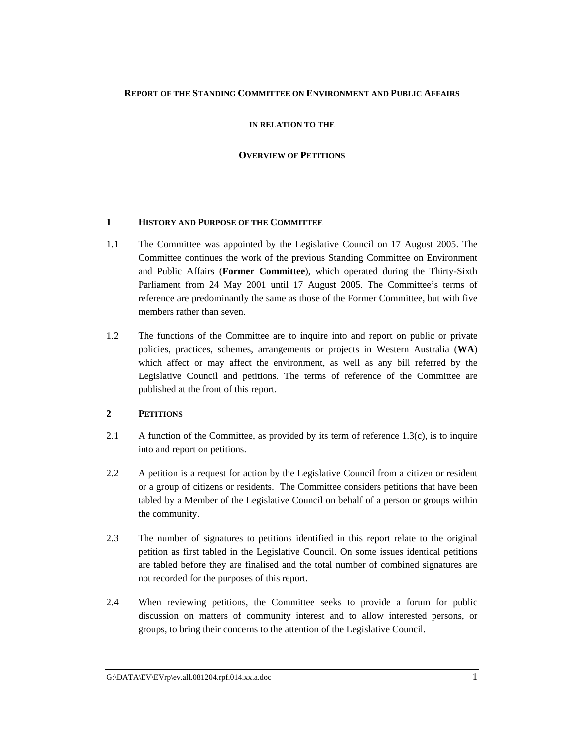**REPORT OF THE STANDING COMMITTEE ON ENVIRONMENT AND PUBLIC AFFAIRS**

**IN RELATION TO THE**

**OVERVIEW OF PETITIONS**

---

## 1 HISTORY AND PURPOSE OF THE COMMITTEE

1.1 The Committee was appointed by the Legislative Council on 17 August 2005. The Committee continues the work of the previous Standing Committee on Environment and Public Affairs (**Former Committee**), which operated during the Thirty-Sixth Parliament from 24 May 2001 until 17 August 2005. The Committee's terms of reference are predominantly the same as those of the Former Committee, but with five members rather than seven.

1.2 The functions of the Committee are to inquire into and report on public or private policies, practices, schemes, arrangements or projects in Western Australia (**WA**) which affect or may affect the environment, as well as any bill referred by the Legislative Council and petitions. The terms of reference of the Committee are published at the front of this report.

## 2 PETITIONS

2.1 A function of the Committee, as provided by its term of reference 1.3(c), is to inquire into and report on petitions.

2.2 A petition is a request for action by the Legislative Council from a citizen or resident or a group of citizens or residents. The Committee considers petitions that have been tabled by a Member of the Legislative Council on behalf of a person or groups within the community.

2.3 The number of signatures to petitions identified in this report relate to the original petition as first tabled in the Legislative Council. On some issues identical petitions are tabled before they are finalised and the total number of combined signatures are not recorded for the purposes of this report.

2.4 When reviewing petitions, the Committee seeks to provide a forum for public discussion on matters of community interest and to allow interested persons, or groups, to bring their concerns to the attention of the Legislative Council.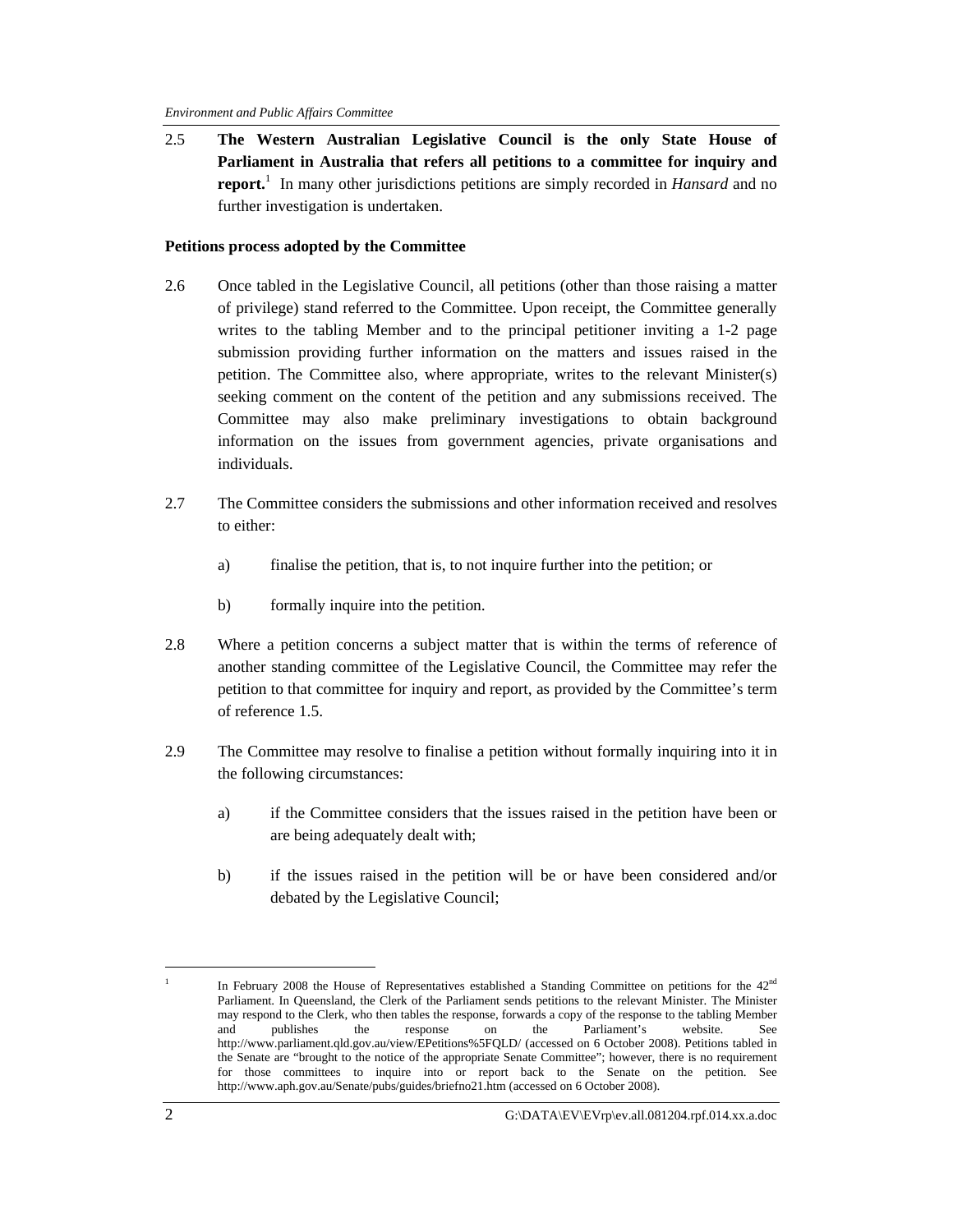2.5 **The Western Australian Legislative Council is the only State House of Parliament in Australia that refers all petitions to a committee for inquiry and report.**[1] In many other jurisdictions petitions are simply recorded in *Hansard* and no further investigation is undertaken.

**Petitions process adopted by the Committee**

2.6 Once tabled in the Legislative Council, all petitions (other than those raising a matter of privilege) stand referred to the Committee. Upon receipt, the Committee generally writes to the tabling Member and to the principal petitioner inviting a 1-2 page submission providing further information on the matters and issues raised in the petition. The Committee also, where appropriate, writes to the relevant Minister(s) seeking comment on the content of the petition and any submissions received. The Committee may also make preliminary investigations to obtain background information on the issues from government agencies, private organisations and individuals.

2.7 The Committee considers the submissions and other information received and resolves to either:

a) finalise the petition, that is, to not inquire further into the petition; or

b) formally inquire into the petition.

2.8 Where a petition concerns a subject matter that is within the terms of reference of another standing committee of the Legislative Council, the Committee may refer the petition to that committee for inquiry and report, as provided by the Committee's term of reference 1.5.

2.9 The Committee may resolve to finalise a petition without formally inquiring into it in the following circumstances:

a) if the Committee considers that the issues raised in the petition have been or are being adequately dealt with;

b) if the issues raised in the petition will be or have been considered and/or debated by the Legislative Council;

---

[1] In February 2008 the House of Representatives established a Standing Committee on petitions for the 42nd Parliament. In Queensland, the Clerk of the Parliament sends petitions to the relevant Minister. The Minister may respond to the Clerk, who then tables the response, forwards a copy of the response to the tabling Member and publishes the response on the Parliament's website. See http://www.parliament.qld.gov.au/view/EPetitions%5FQLD/ (accessed on 6 October 2008). Petitions tabled in the Senate are "brought to the notice of the appropriate Senate Committee"; however, there is no requirement for those committees to inquire into or report back to the Senate on the petition. See http://www.aph.gov.au/Senate/pubs/guides/briefno21.htm (accessed on 6 October 2008).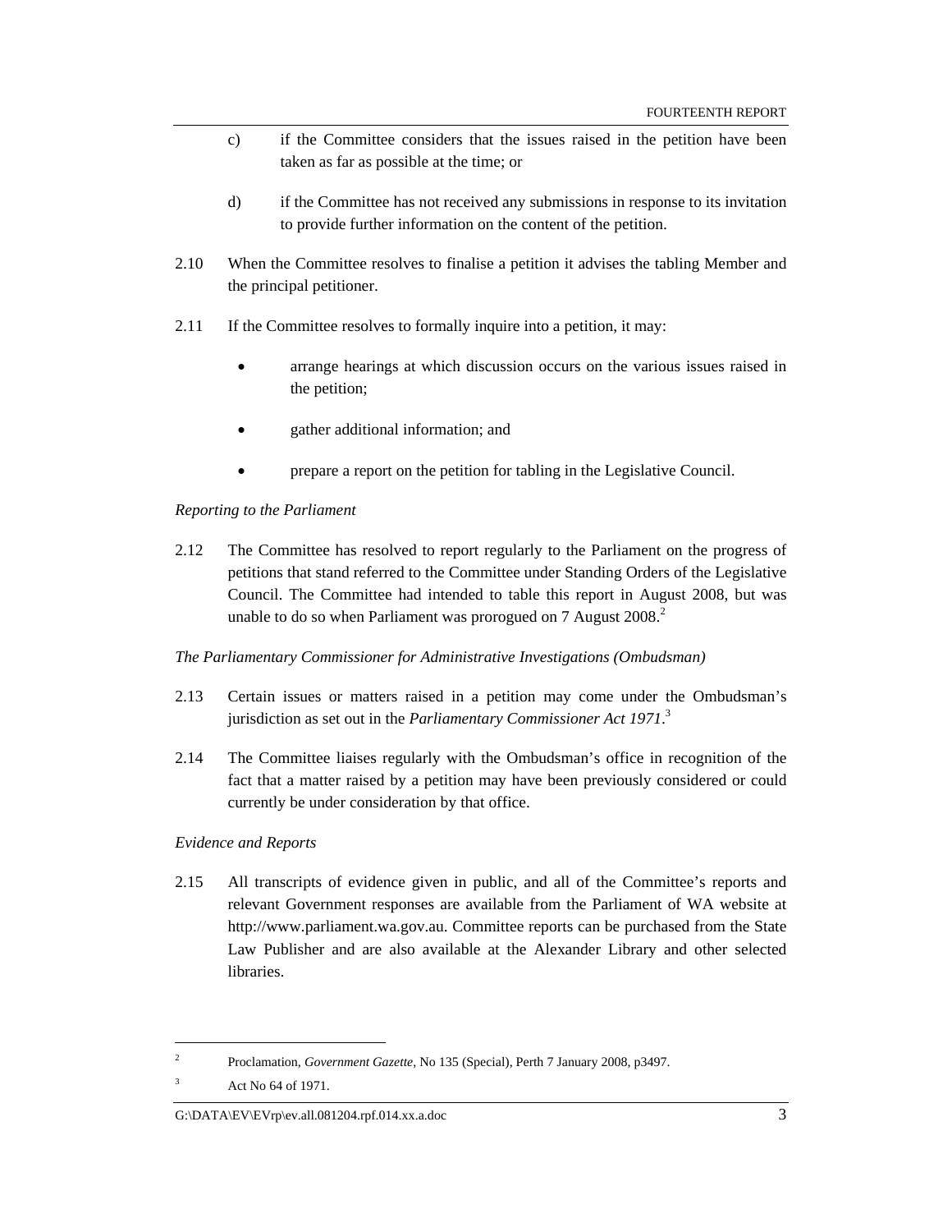c) if the Committee considers that the issues raised in the petition have been taken as far as possible at the time; or

d) if the Committee has not received any submissions in response to its invitation to provide further information on the content of the petition.

2.10 When the Committee resolves to finalise a petition it advises the tabling Member and the principal petitioner.

2.11 If the Committee resolves to formally inquire into a petition, it may:

- arrange hearings at which discussion occurs on the various issues raised in the petition;
- gather additional information; and
- prepare a report on the petition for tabling in the Legislative Council.

*Reporting to the Parliament*

2.12 The Committee has resolved to report regularly to the Parliament on the progress of petitions that stand referred to the Committee under Standing Orders of the Legislative Council. The Committee had intended to table this report in August 2008, but was unable to do so when Parliament was prorogued on 7 August 2008.[2]

*The Parliamentary Commissioner for Administrative Investigations (Ombudsman)*

2.13 Certain issues or matters raised in a petition may come under the Ombudsman's jurisdiction as set out in the *Parliamentary Commissioner Act 1971*.[3]

2.14 The Committee liaises regularly with the Ombudsman's office in recognition of the fact that a matter raised by a petition may have been previously considered or could currently be under consideration by that office.

*Evidence and Reports*

2.15 All transcripts of evidence given in public, and all of the Committee's reports and relevant Government responses are available from the Parliament of WA website at http://www.parliament.wa.gov.au. Committee reports can be purchased from the State Law Publisher and are also available at the Alexander Library and other selected libraries.

---

[2] Proclamation, *Government Gazette*, No 135 (Special), Perth 7 January 2008, p3497.

[3] Act No 64 of 1971.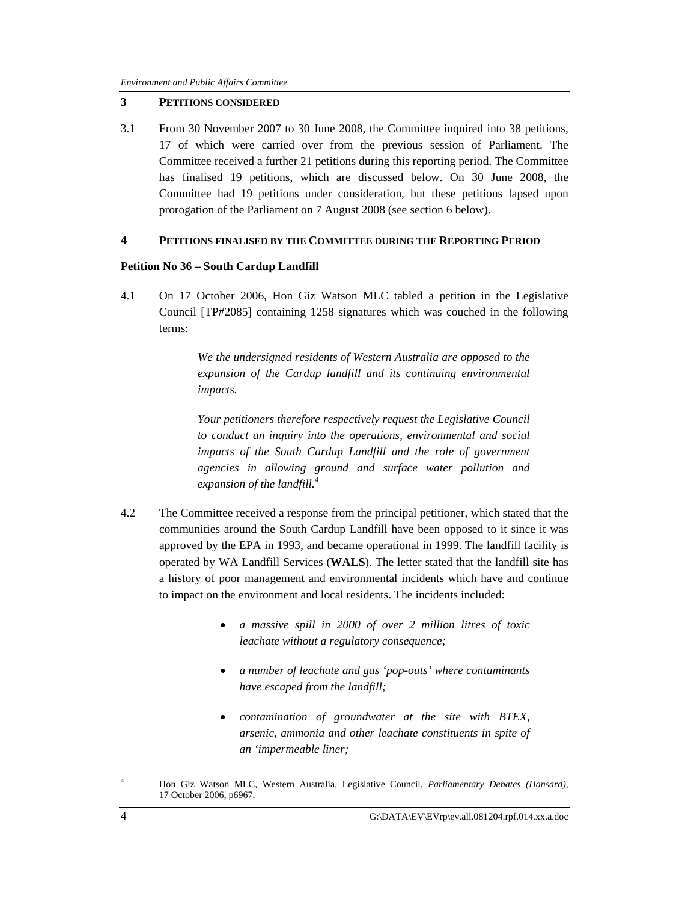## 3 PETITIONS CONSIDERED

3.1 From 30 November 2007 to 30 June 2008, the Committee inquired into 38 petitions, 17 of which were carried over from the previous session of Parliament. The Committee received a further 21 petitions during this reporting period. The Committee has finalised 19 petitions, which are discussed below. On 30 June 2008, the Committee had 19 petitions under consideration, but these petitions lapsed upon prorogation of the Parliament on 7 August 2008 (see section 6 below).

## 4 PETITIONS FINALISED BY THE COMMITTEE DURING THE REPORTING PERIOD

### Petition No 36 – South Cardup Landfill

4.1 On 17 October 2006, Hon Giz Watson MLC tabled a petition in the Legislative Council [TP#2085] containing 1258 signatures which was couched in the following terms:

> *We the undersigned residents of Western Australia are opposed to the expansion of the Cardup landfill and its continuing environmental impacts.*
>
> *Your petitioners therefore respectively request the Legislative Council to conduct an inquiry into the operations, environmental and social impacts of the South Cardup Landfill and the role of government agencies in allowing ground and surface water pollution and expansion of the landfill.*[4]

4.2 The Committee received a response from the principal petitioner, which stated that the communities around the South Cardup Landfill have been opposed to it since it was approved by the EPA in 1993, and became operational in 1999. The landfill facility is operated by WA Landfill Services (**WALS**). The letter stated that the landfill site has a history of poor management and environmental incidents which have and continue to impact on the environment and local residents. The incidents included:

- *a massive spill in 2000 of over 2 million litres of toxic leachate without a regulatory consequence;*
- *a number of leachate and gas 'pop-outs' where contaminants have escaped from the landfill;*
- *contamination of groundwater at the site with BTEX, arsenic, ammonia and other leachate constituents in spite of an 'impermeable liner;*

---

[4] Hon Giz Watson MLC, Western Australia, Legislative Council, *Parliamentary Debates (Hansard),* 17 October 2006, p6967.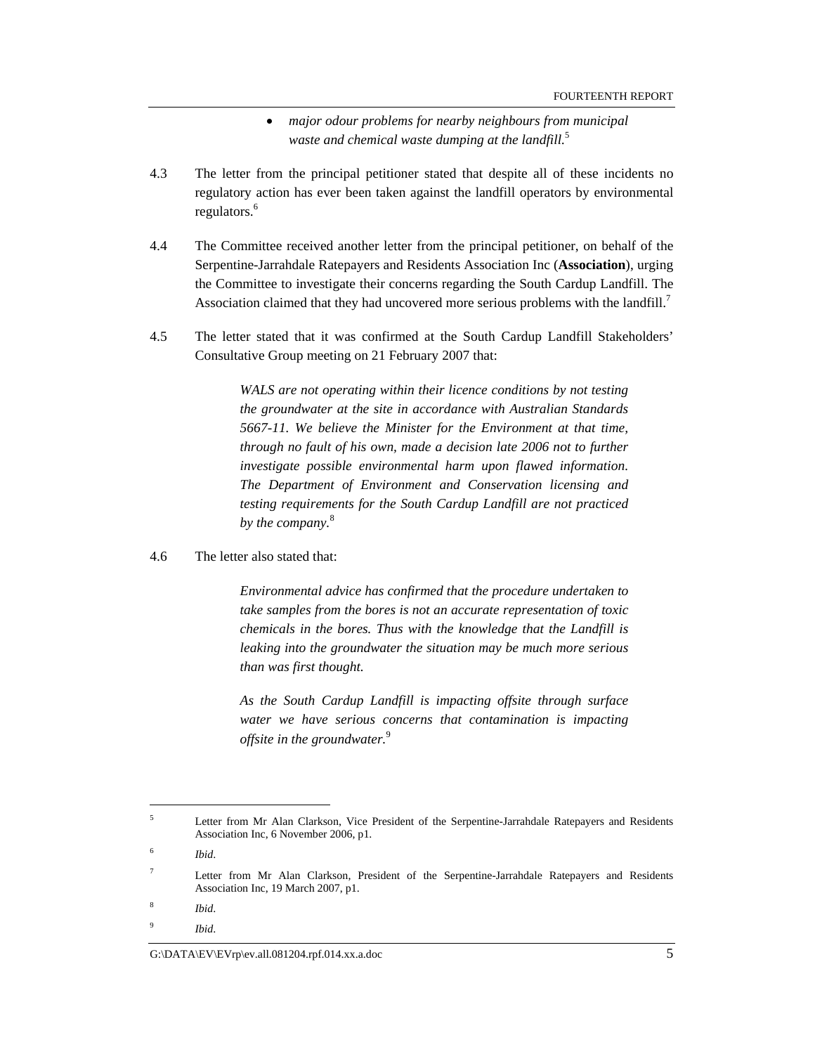- *major odour problems for nearby neighbours from municipal waste and chemical waste dumping at the landfill.*[5]

4.3 The letter from the principal petitioner stated that despite all of these incidents no regulatory action has ever been taken against the landfill operators by environmental regulators.[6]

4.4 The Committee received another letter from the principal petitioner, on behalf of the Serpentine-Jarrahdale Ratepayers and Residents Association Inc (**Association**), urging the Committee to investigate their concerns regarding the South Cardup Landfill. The Association claimed that they had uncovered more serious problems with the landfill.[7]

4.5 The letter stated that it was confirmed at the South Cardup Landfill Stakeholders' Consultative Group meeting on 21 February 2007 that:

> *WALS are not operating within their licence conditions by not testing the groundwater at the site in accordance with Australian Standards 5667-11. We believe the Minister for the Environment at that time, through no fault of his own, made a decision late 2006 not to further investigate possible environmental harm upon flawed information. The Department of Environment and Conservation licensing and testing requirements for the South Cardup Landfill are not practiced by the company.*[8]

4.6 The letter also stated that:

> *Environmental advice has confirmed that the procedure undertaken to take samples from the bores is not an accurate representation of toxic chemicals in the bores. Thus with the knowledge that the Landfill is leaking into the groundwater the situation may be much more serious than was first thought.*
>
> *As the South Cardup Landfill is impacting offsite through surface water we have serious concerns that contamination is impacting offsite in the groundwater.*[9]

---

5 Letter from Mr Alan Clarkson, Vice President of the Serpentine-Jarrahdale Ratepayers and Residents Association Inc, 6 November 2006, p1.

6 *Ibid*.

7 Letter from Mr Alan Clarkson, President of the Serpentine-Jarrahdale Ratepayers and Residents Association Inc, 19 March 2007, p1.

8 *Ibid*.

9 *Ibid*.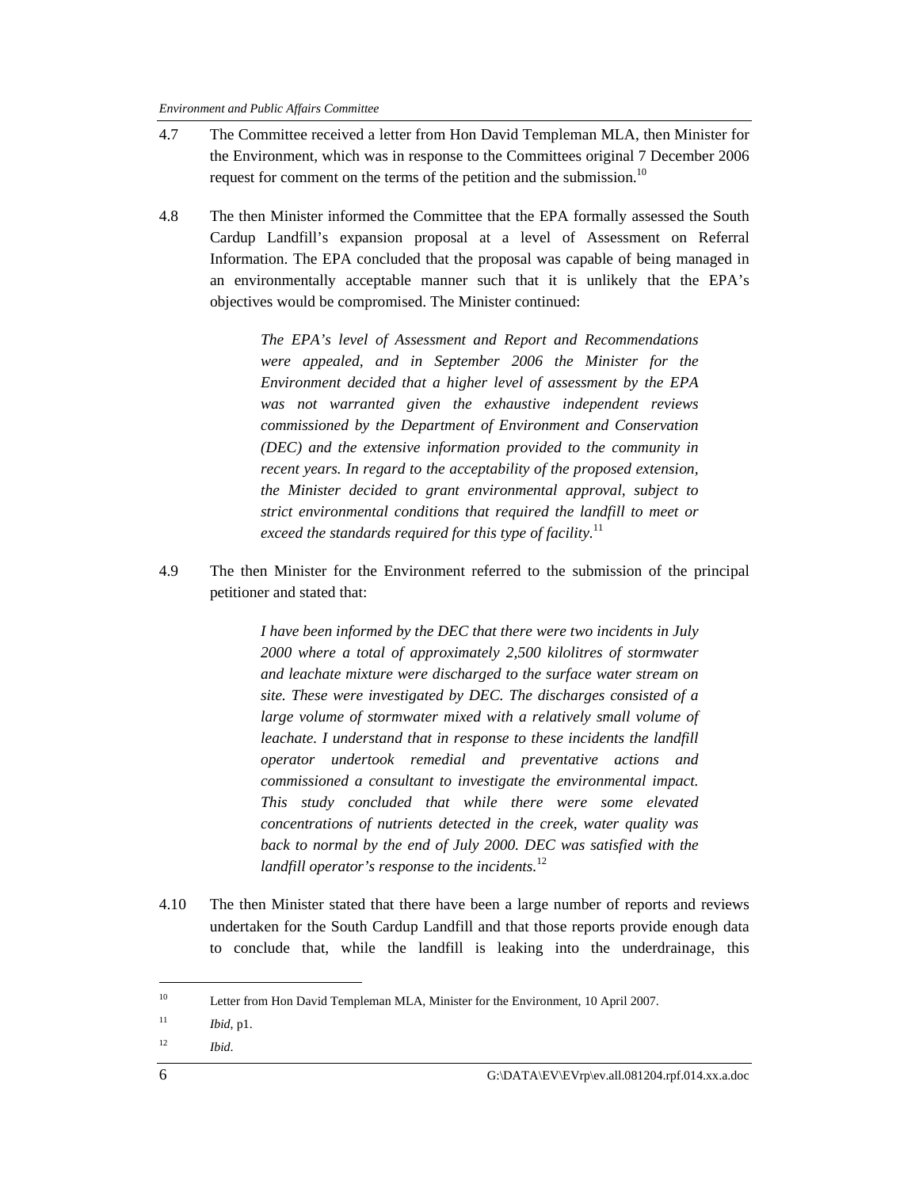4.7 The Committee received a letter from Hon David Templeman MLA, then Minister for the Environment, which was in response to the Committees original 7 December 2006 request for comment on the terms of the petition and the submission.[10]

4.8 The then Minister informed the Committee that the EPA formally assessed the South Cardup Landfill's expansion proposal at a level of Assessment on Referral Information. The EPA concluded that the proposal was capable of being managed in an environmentally acceptable manner such that it is unlikely that the EPA's objectives would be compromised. The Minister continued:

> *The EPA's level of Assessment and Report and Recommendations were appealed, and in September 2006 the Minister for the Environment decided that a higher level of assessment by the EPA was not warranted given the exhaustive independent reviews commissioned by the Department of Environment and Conservation (DEC) and the extensive information provided to the community in recent years. In regard to the acceptability of the proposed extension, the Minister decided to grant environmental approval, subject to strict environmental conditions that required the landfill to meet or exceed the standards required for this type of facility.*[11]

4.9 The then Minister for the Environment referred to the submission of the principal petitioner and stated that:

> *I have been informed by the DEC that there were two incidents in July 2000 where a total of approximately 2,500 kilolitres of stormwater and leachate mixture were discharged to the surface water stream on site. These were investigated by DEC. The discharges consisted of a large volume of stormwater mixed with a relatively small volume of leachate. I understand that in response to these incidents the landfill operator undertook remedial and preventative actions and commissioned a consultant to investigate the environmental impact. This study concluded that while there were some elevated concentrations of nutrients detected in the creek, water quality was back to normal by the end of July 2000. DEC was satisfied with the landfill operator's response to the incidents.*[12]

4.10 The then Minister stated that there have been a large number of reports and reviews undertaken for the South Cardup Landfill and that those reports provide enough data to conclude that, while the landfill is leaking into the underdrainage, this

---

[10] Letter from Hon David Templeman MLA, Minister for the Environment, 10 April 2007.

[11] *Ibid*, p1.

[12] *Ibid*.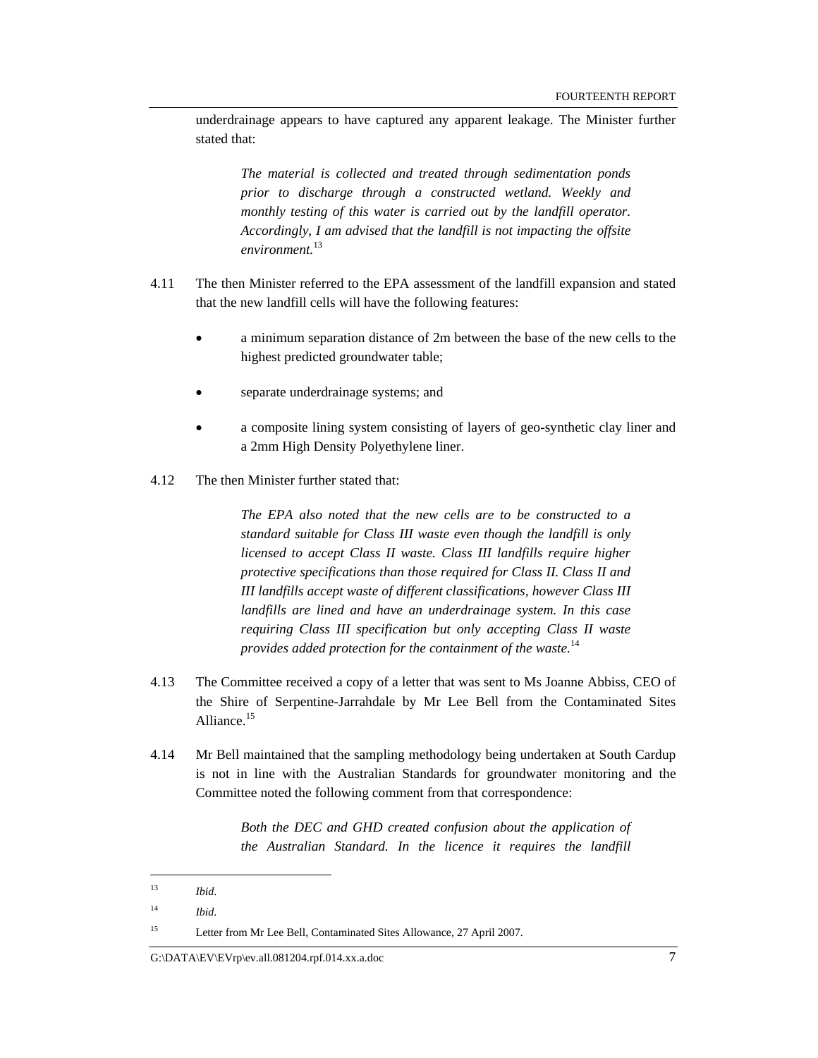underdrainage appears to have captured any apparent leakage. The Minister further stated that:

> *The material is collected and treated through sedimentation ponds prior to discharge through a constructed wetland. Weekly and monthly testing of this water is carried out by the landfill operator. Accordingly, I am advised that the landfill is not impacting the offsite environment.*[13]

4.11 The then Minister referred to the EPA assessment of the landfill expansion and stated that the new landfill cells will have the following features:

- a minimum separation distance of 2m between the base of the new cells to the highest predicted groundwater table;
- separate underdrainage systems; and
- a composite lining system consisting of layers of geo-synthetic clay liner and a 2mm High Density Polyethylene liner.

4.12 The then Minister further stated that:

> *The EPA also noted that the new cells are to be constructed to a standard suitable for Class III waste even though the landfill is only licensed to accept Class II waste. Class III landfills require higher protective specifications than those required for Class II. Class II and III landfills accept waste of different classifications, however Class III landfills are lined and have an underdrainage system. In this case requiring Class III specification but only accepting Class II waste provides added protection for the containment of the waste.*[14]

4.13 The Committee received a copy of a letter that was sent to Ms Joanne Abbiss, CEO of the Shire of Serpentine-Jarrahdale by Mr Lee Bell from the Contaminated Sites Alliance.[15]

4.14 Mr Bell maintained that the sampling methodology being undertaken at South Cardup is not in line with the Australian Standards for groundwater monitoring and the Committee noted the following comment from that correspondence:

> *Both the DEC and GHD created confusion about the application of the Australian Standard. In the licence it requires the landfill*

---

[13] *Ibid*.

[14] *Ibid*.

[15] Letter from Mr Lee Bell, Contaminated Sites Allowance, 27 April 2007.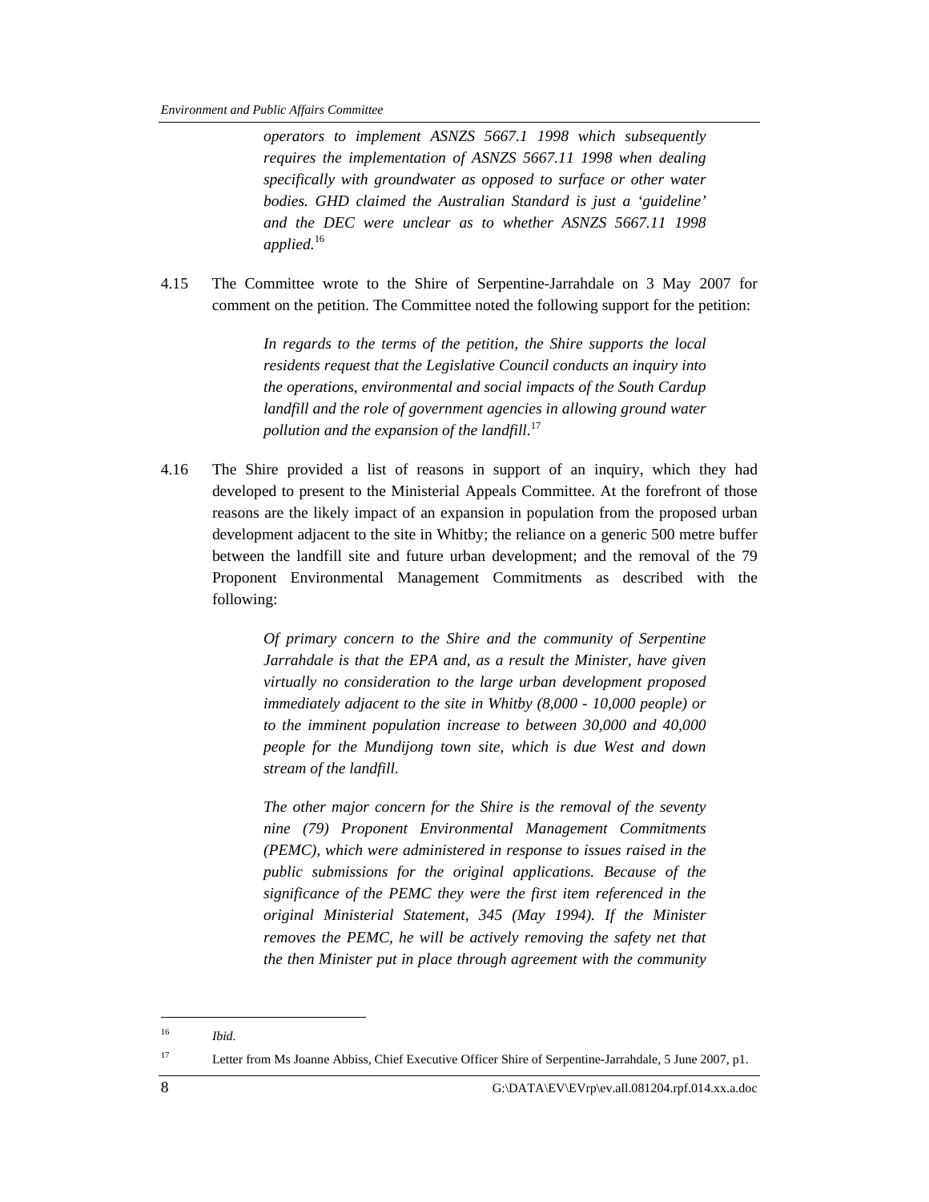> *operators to implement ASNZS 5667.1 1998 which subsequently requires the implementation of ASNZS 5667.11 1998 when dealing specifically with groundwater as opposed to surface or other water bodies. GHD claimed the Australian Standard is just a 'guideline' and the DEC were unclear as to whether ASNZS 5667.11 1998 applied.*[16]

4.15 The Committee wrote to the Shire of Serpentine-Jarrahdale on 3 May 2007 for comment on the petition. The Committee noted the following support for the petition:

> *In regards to the terms of the petition, the Shire supports the local residents request that the Legislative Council conducts an inquiry into the operations, environmental and social impacts of the South Cardup landfill and the role of government agencies in allowing ground water pollution and the expansion of the landfill.*[17]

4.16 The Shire provided a list of reasons in support of an inquiry, which they had developed to present to the Ministerial Appeals Committee. At the forefront of those reasons are the likely impact of an expansion in population from the proposed urban development adjacent to the site in Whitby; the reliance on a generic 500 metre buffer between the landfill site and future urban development; and the removal of the 79 Proponent Environmental Management Commitments as described with the following:

> *Of primary concern to the Shire and the community of Serpentine Jarrahdale is that the EPA and, as a result the Minister, have given virtually no consideration to the large urban development proposed immediately adjacent to the site in Whitby (8,000 - 10,000 people) or to the imminent population increase to between 30,000 and 40,000 people for the Mundijong town site, which is due West and down stream of the landfill.*
>
> *The other major concern for the Shire is the removal of the seventy nine (79) Proponent Environmental Management Commitments (PEMC), which were administered in response to issues raised in the public submissions for the original applications. Because of the significance of the PEMC they were the first item referenced in the original Ministerial Statement, 345 (May 1994). If the Minister removes the PEMC, he will be actively removing the safety net that the then Minister put in place through agreement with the community*

---

[16] *Ibid.*

[17] Letter from Ms Joanne Abbiss, Chief Executive Officer Shire of Serpentine-Jarrahdale, 5 June 2007, p1.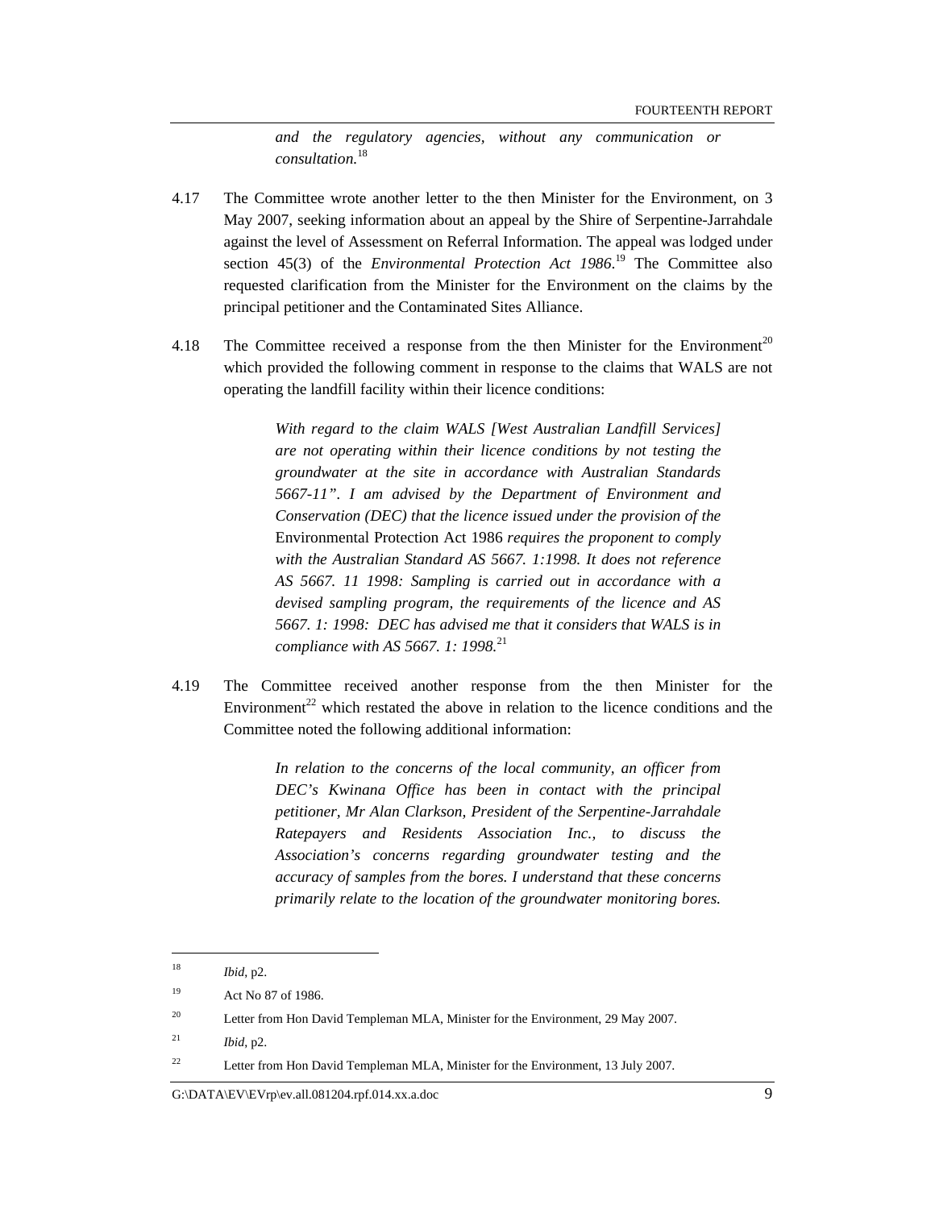> *and the regulatory agencies, without any communication or consultation.*[18]

4.17 The Committee wrote another letter to the then Minister for the Environment, on 3 May 2007, seeking information about an appeal by the Shire of Serpentine-Jarrahdale against the level of Assessment on Referral Information. The appeal was lodged under section 45(3) of the *Environmental Protection Act 1986*.[19] The Committee also requested clarification from the Minister for the Environment on the claims by the principal petitioner and the Contaminated Sites Alliance.

4.18 The Committee received a response from the then Minister for the Environment[20] which provided the following comment in response to the claims that WALS are not operating the landfill facility within their licence conditions:

> *With regard to the claim WALS [West Australian Landfill Services] are not operating within their licence conditions by not testing the groundwater at the site in accordance with Australian Standards 5667-11". I am advised by the Department of Environment and Conservation (DEC) that the licence issued under the provision of the* Environmental Protection Act 1986 *requires the proponent to comply with the Australian Standard AS 5667. 1:1998. It does not reference AS 5667. 11 1998: Sampling is carried out in accordance with a devised sampling program, the requirements of the licence and AS 5667. 1: 1998: DEC has advised me that it considers that WALS is in compliance with AS 5667. 1: 1998.*[21]

4.19 The Committee received another response from the then Minister for the Environment[22] which restated the above in relation to the licence conditions and the Committee noted the following additional information:

> *In relation to the concerns of the local community, an officer from DEC's Kwinana Office has been in contact with the principal petitioner, Mr Alan Clarkson, President of the Serpentine-Jarrahdale Ratepayers and Residents Association Inc., to discuss the Association's concerns regarding groundwater testing and the accuracy of samples from the bores. I understand that these concerns primarily relate to the location of the groundwater monitoring bores.*

---

18 *Ibid*, p2.

19 Act No 87 of 1986.

20 Letter from Hon David Templeman MLA, Minister for the Environment, 29 May 2007.

21 *Ibid*, p2.

22 Letter from Hon David Templeman MLA, Minister for the Environment, 13 July 2007.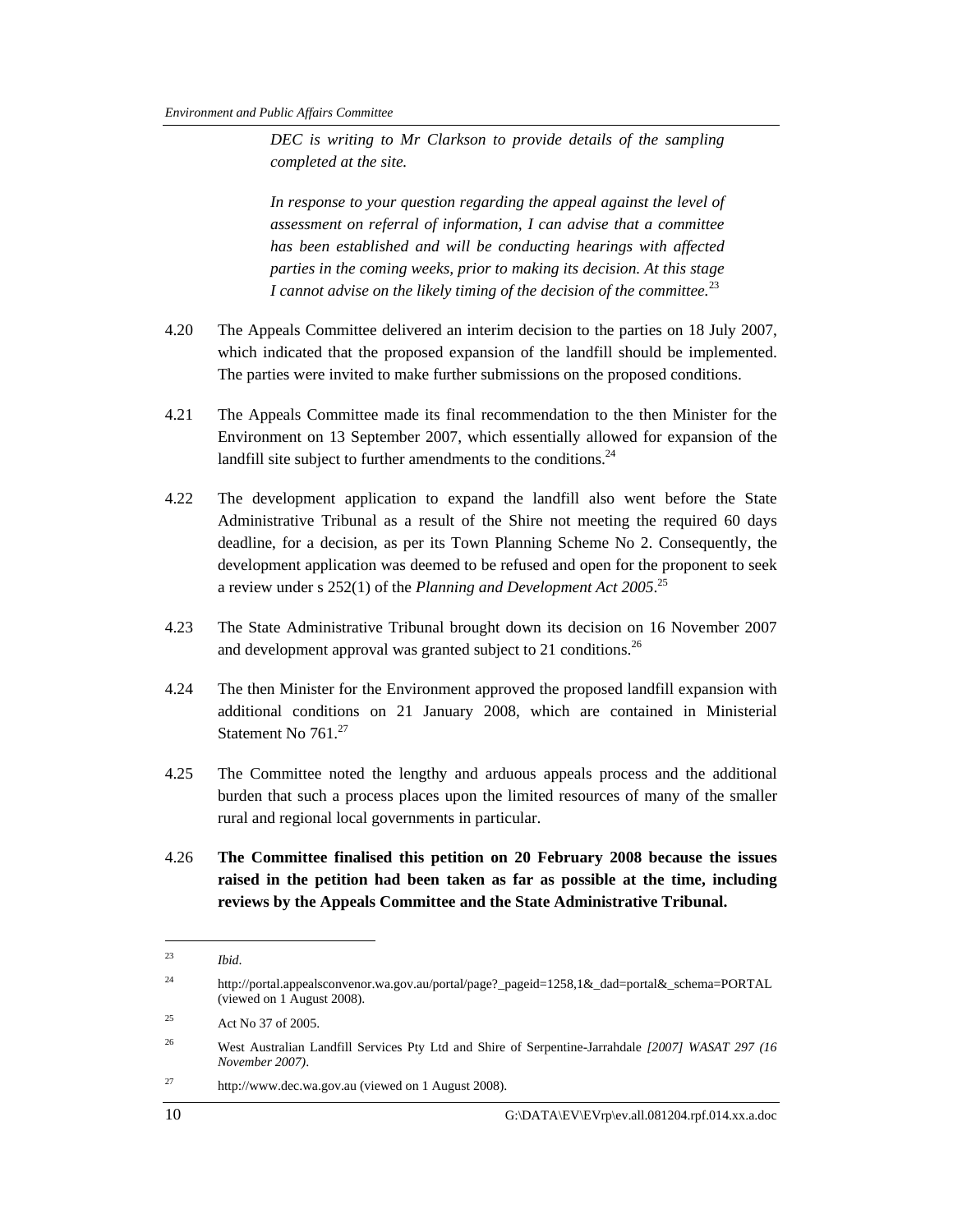*DEC is writing to Mr Clarkson to provide details of the sampling completed at the site.*

*In response to your question regarding the appeal against the level of assessment on referral of information, I can advise that a committee has been established and will be conducting hearings with affected parties in the coming weeks, prior to making its decision. At this stage I cannot advise on the likely timing of the decision of the committee.*[23]

4.20 The Appeals Committee delivered an interim decision to the parties on 18 July 2007, which indicated that the proposed expansion of the landfill should be implemented. The parties were invited to make further submissions on the proposed conditions.

4.21 The Appeals Committee made its final recommendation to the then Minister for the Environment on 13 September 2007, which essentially allowed for expansion of the landfill site subject to further amendments to the conditions.[24]

4.22 The development application to expand the landfill also went before the State Administrative Tribunal as a result of the Shire not meeting the required 60 days deadline, for a decision, as per its Town Planning Scheme No 2. Consequently, the development application was deemed to be refused and open for the proponent to seek a review under s 252(1) of the *Planning and Development Act 2005*.[25]

4.23 The State Administrative Tribunal brought down its decision on 16 November 2007 and development approval was granted subject to 21 conditions.[26]

4.24 The then Minister for the Environment approved the proposed landfill expansion with additional conditions on 21 January 2008, which are contained in Ministerial Statement No 761.[27]

4.25 The Committee noted the lengthy and arduous appeals process and the additional burden that such a process places upon the limited resources of many of the smaller rural and regional local governments in particular.

4.26 **The Committee finalised this petition on 20 February 2008 because the issues raised in the petition had been taken as far as possible at the time, including reviews by the Appeals Committee and the State Administrative Tribunal.**

---

[23] *Ibid*.

[24] http://portal.appealsconvenor.wa.gov.au/portal/page?_pageid=1258,1&_dad=portal&_schema=PORTAL (viewed on 1 August 2008).

[25] Act No 37 of 2005.

[26] West Australian Landfill Services Pty Ltd and Shire of Serpentine-Jarrahdale *[2007] WASAT 297 (16 November 2007)*.

[27] http://www.dec.wa.gov.au (viewed on 1 August 2008).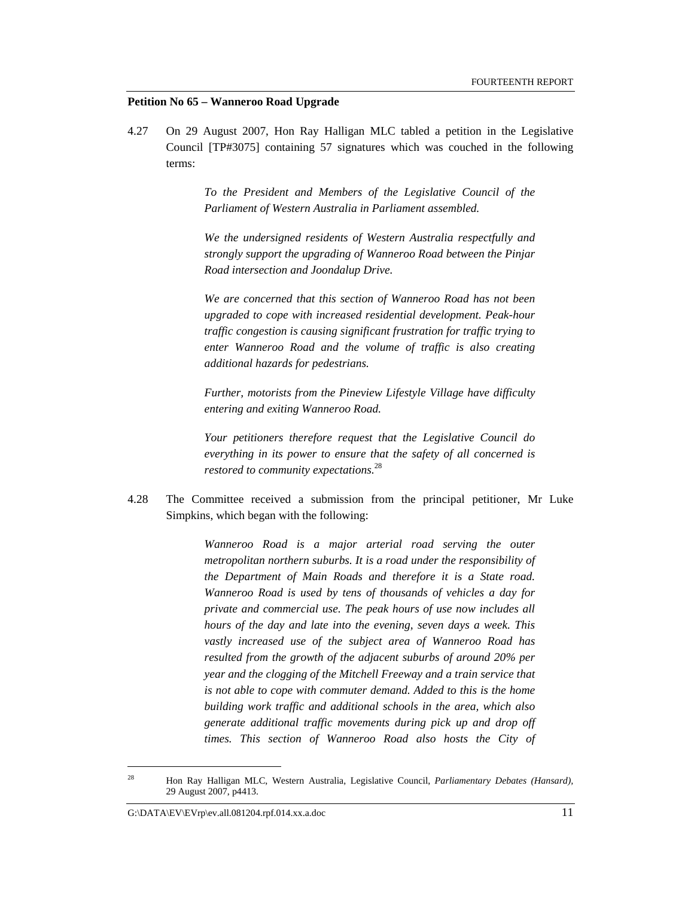**Petition No 65 – Wanneroo Road Upgrade**

4.27 On 29 August 2007, Hon Ray Halligan MLC tabled a petition in the Legislative Council [TP#3075] containing 57 signatures which was couched in the following terms:

> *To the President and Members of the Legislative Council of the Parliament of Western Australia in Parliament assembled.*
>
> *We the undersigned residents of Western Australia respectfully and strongly support the upgrading of Wanneroo Road between the Pinjar Road intersection and Joondalup Drive.*
>
> *We are concerned that this section of Wanneroo Road has not been upgraded to cope with increased residential development. Peak-hour traffic congestion is causing significant frustration for traffic trying to enter Wanneroo Road and the volume of traffic is also creating additional hazards for pedestrians.*
>
> *Further, motorists from the Pineview Lifestyle Village have difficulty entering and exiting Wanneroo Road.*
>
> *Your petitioners therefore request that the Legislative Council do everything in its power to ensure that the safety of all concerned is restored to community expectations.*[28]

4.28 The Committee received a submission from the principal petitioner, Mr Luke Simpkins, which began with the following:

> *Wanneroo Road is a major arterial road serving the outer metropolitan northern suburbs. It is a road under the responsibility of the Department of Main Roads and therefore it is a State road. Wanneroo Road is used by tens of thousands of vehicles a day for private and commercial use. The peak hours of use now includes all hours of the day and late into the evening, seven days a week. This vastly increased use of the subject area of Wanneroo Road has resulted from the growth of the adjacent suburbs of around 20% per year and the clogging of the Mitchell Freeway and a train service that is not able to cope with commuter demand. Added to this is the home building work traffic and additional schools in the area, which also generate additional traffic movements during pick up and drop off times. This section of Wanneroo Road also hosts the City of*

---

[28] Hon Ray Halligan MLC, Western Australia, Legislative Council, *Parliamentary Debates (Hansard)*, 29 August 2007, p4413.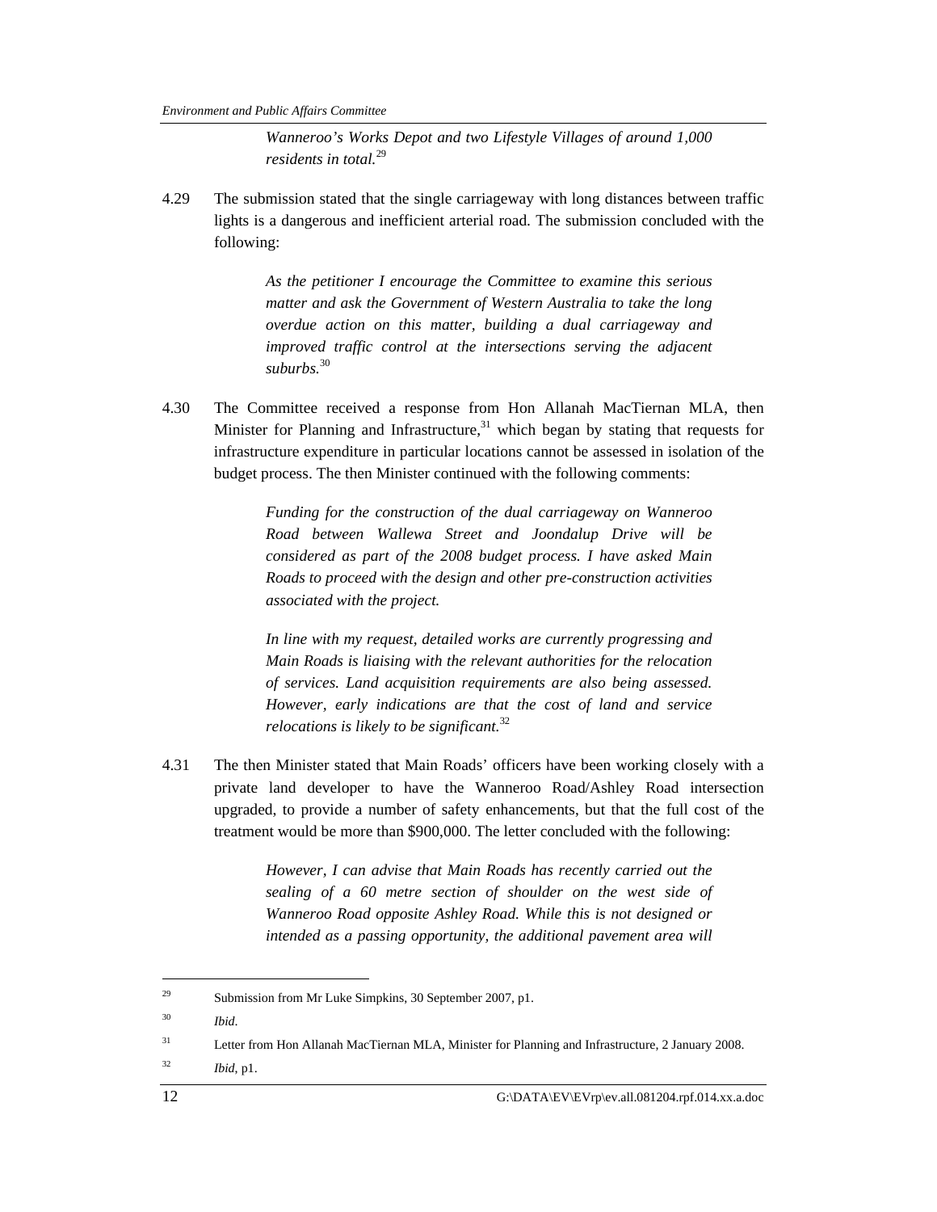> *Wanneroo's Works Depot and two Lifestyle Villages of around 1,000 residents in total.*[29]

4.29 The submission stated that the single carriageway with long distances between traffic lights is a dangerous and inefficient arterial road. The submission concluded with the following:

> *As the petitioner I encourage the Committee to examine this serious matter and ask the Government of Western Australia to take the long overdue action on this matter, building a dual carriageway and improved traffic control at the intersections serving the adjacent suburbs.*[30]

4.30 The Committee received a response from Hon Allanah MacTiernan MLA, then Minister for Planning and Infrastructure,[31] which began by stating that requests for infrastructure expenditure in particular locations cannot be assessed in isolation of the budget process. The then Minister continued with the following comments:

> *Funding for the construction of the dual carriageway on Wanneroo Road between Wallewa Street and Joondalup Drive will be considered as part of the 2008 budget process. I have asked Main Roads to proceed with the design and other pre-construction activities associated with the project.*
>
> *In line with my request, detailed works are currently progressing and Main Roads is liaising with the relevant authorities for the relocation of services. Land acquisition requirements are also being assessed. However, early indications are that the cost of land and service relocations is likely to be significant.*[32]

4.31 The then Minister stated that Main Roads' officers have been working closely with a private land developer to have the Wanneroo Road/Ashley Road intersection upgraded, to provide a number of safety enhancements, but that the full cost of the treatment would be more than $900,000. The letter concluded with the following:

> *However, I can advise that Main Roads has recently carried out the sealing of a 60 metre section of shoulder on the west side of Wanneroo Road opposite Ashley Road. While this is not designed or intended as a passing opportunity, the additional pavement area will*

---

[29] Submission from Mr Luke Simpkins, 30 September 2007, p1.

[30] *Ibid*.

[31] Letter from Hon Allanah MacTiernan MLA, Minister for Planning and Infrastructure, 2 January 2008.

[32] *Ibid*, p1.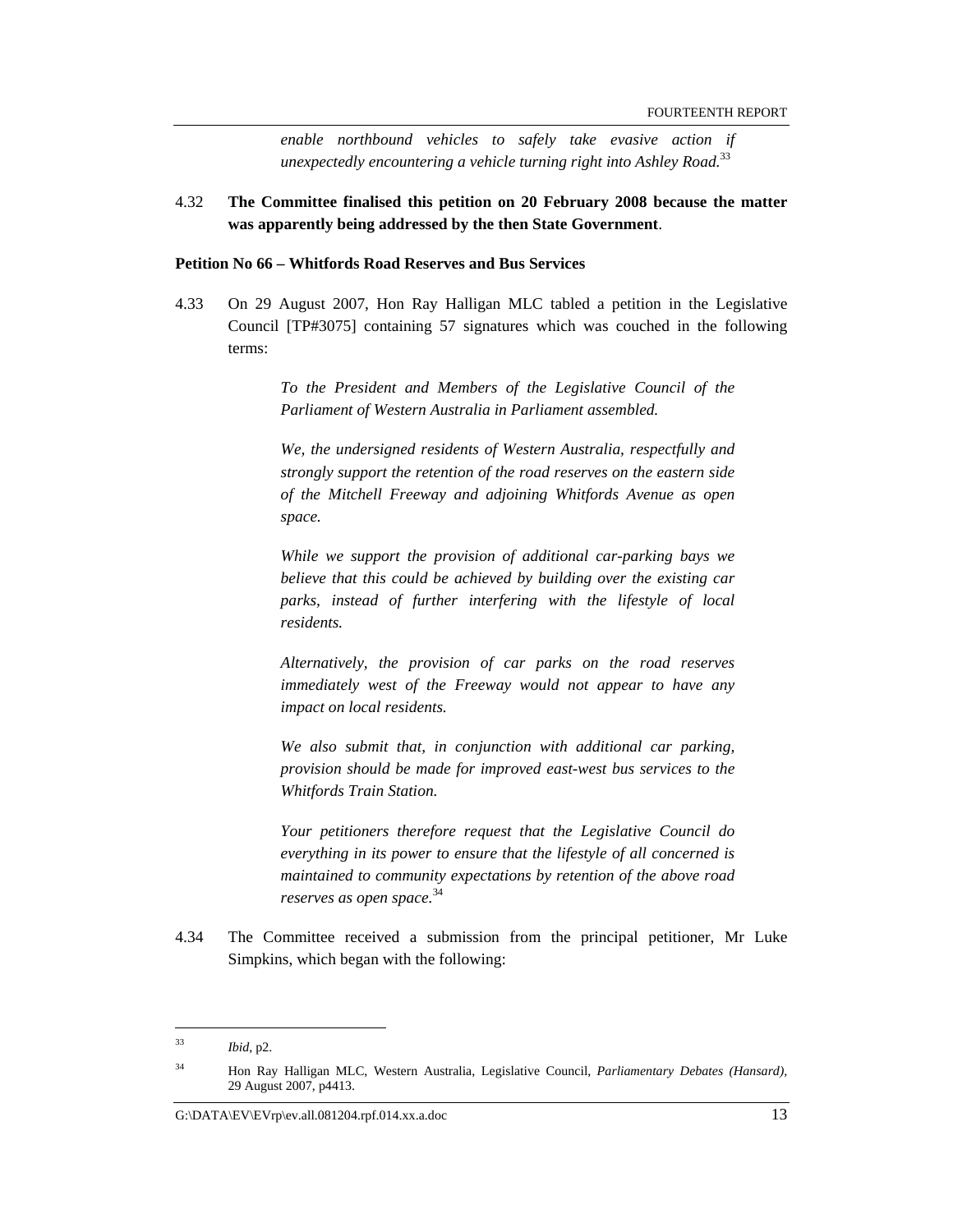*enable northbound vehicles to safely take evasive action if unexpectedly encountering a vehicle turning right into Ashley Road.*[33]

4.32 **The Committee finalised this petition on 20 February 2008 because the matter was apparently being addressed by the then State Government**.

**Petition No 66 – Whitfords Road Reserves and Bus Services**

4.33 On 29 August 2007, Hon Ray Halligan MLC tabled a petition in the Legislative Council [TP#3075] containing 57 signatures which was couched in the following terms:

> *To the President and Members of the Legislative Council of the Parliament of Western Australia in Parliament assembled.*
>
> *We, the undersigned residents of Western Australia, respectfully and strongly support the retention of the road reserves on the eastern side of the Mitchell Freeway and adjoining Whitfords Avenue as open space.*
>
> *While we support the provision of additional car-parking bays we believe that this could be achieved by building over the existing car parks, instead of further interfering with the lifestyle of local residents.*
>
> *Alternatively, the provision of car parks on the road reserves immediately west of the Freeway would not appear to have any impact on local residents.*
>
> *We also submit that, in conjunction with additional car parking, provision should be made for improved east-west bus services to the Whitfords Train Station.*
>
> *Your petitioners therefore request that the Legislative Council do everything in its power to ensure that the lifestyle of all concerned is maintained to community expectations by retention of the above road reserves as open space.*[34]

4.34 The Committee received a submission from the principal petitioner, Mr Luke Simpkins, which began with the following:

---

[33] *Ibid*, p2.

[34] Hon Ray Halligan MLC, Western Australia, Legislative Council, *Parliamentary Debates (Hansard)*, 29 August 2007, p4413.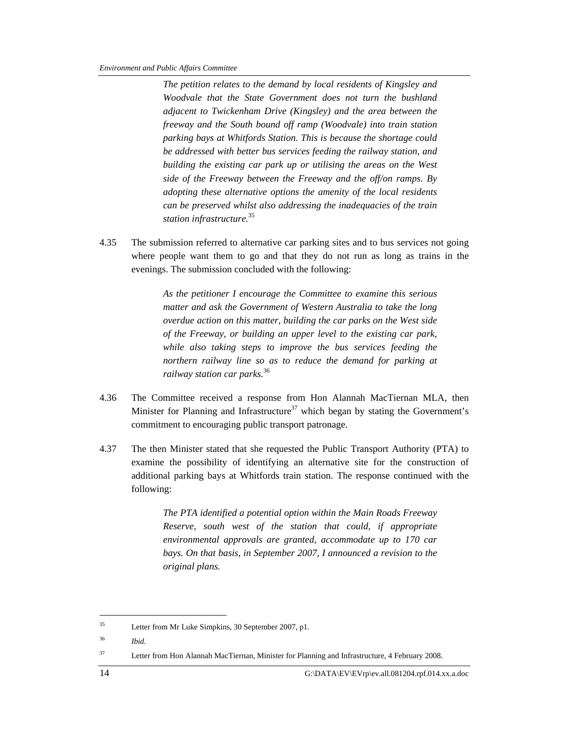> *The petition relates to the demand by local residents of Kingsley and Woodvale that the State Government does not turn the bushland adjacent to Twickenham Drive (Kingsley) and the area between the freeway and the South bound off ramp (Woodvale) into train station parking bays at Whitfords Station. This is because the shortage could be addressed with better bus services feeding the railway station, and building the existing car park up or utilising the areas on the West side of the Freeway between the Freeway and the off/on ramps. By adopting these alternative options the amenity of the local residents can be preserved whilst also addressing the inadequacies of the train station infrastructure.*[35]

4.35 The submission referred to alternative car parking sites and to bus services not going where people want them to go and that they do not run as long as trains in the evenings. The submission concluded with the following:

> *As the petitioner I encourage the Committee to examine this serious matter and ask the Government of Western Australia to take the long overdue action on this matter, building the car parks on the West side of the Freeway, or building an upper level to the existing car park, while also taking steps to improve the bus services feeding the northern railway line so as to reduce the demand for parking at railway station car parks.*[36]

4.36 The Committee received a response from Hon Alannah MacTiernan MLA, then Minister for Planning and Infrastructure[37] which began by stating the Government's commitment to encouraging public transport patronage.

4.37 The then Minister stated that she requested the Public Transport Authority (PTA) to examine the possibility of identifying an alternative site for the construction of additional parking bays at Whitfords train station. The response continued with the following:

> *The PTA identified a potential option within the Main Roads Freeway Reserve, south west of the station that could, if appropriate environmental approvals are granted, accommodate up to 170 car bays. On that basis, in September 2007, I announced a revision to the original plans.*

---

[35] Letter from Mr Luke Simpkins, 30 September 2007, p1.

[36] *Ibid*.

[37] Letter from Hon Alannah MacTiernan, Minister for Planning and Infrastructure, 4 February 2008.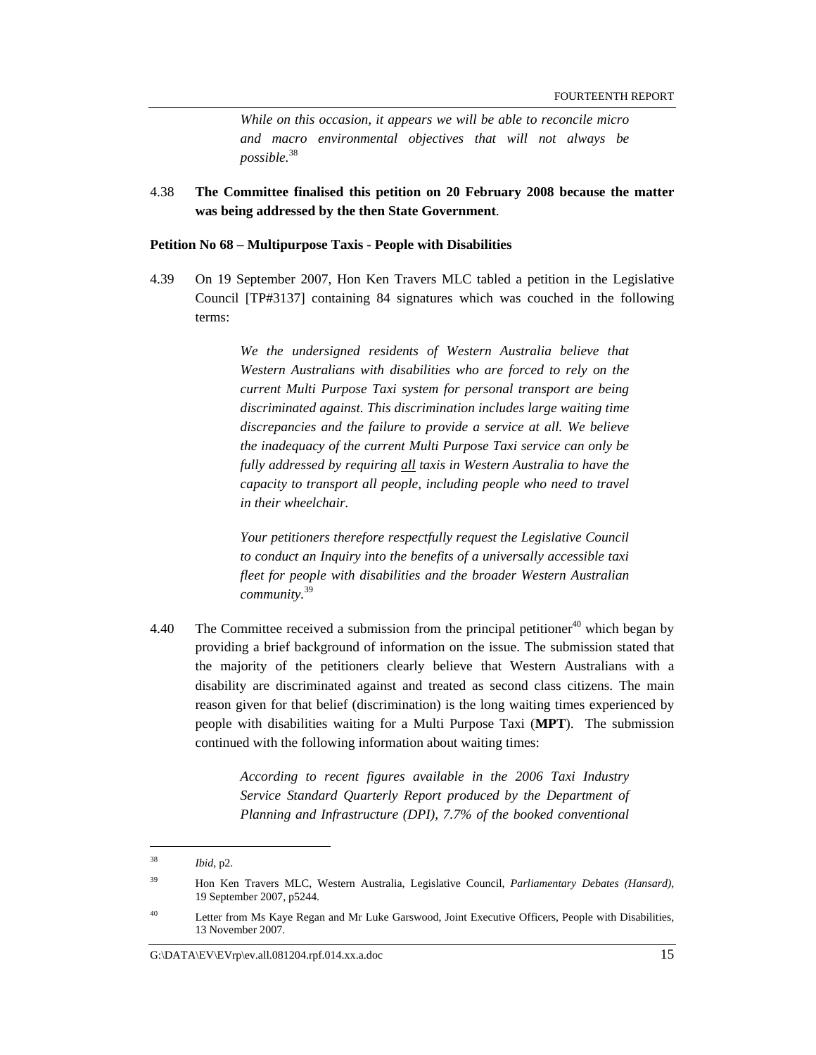> *While on this occasion, it appears we will be able to reconcile micro and macro environmental objectives that will not always be possible.*[38]

4.38 **The Committee finalised this petition on 20 February 2008 because the matter was being addressed by the then State Government**.

**Petition No 68 – Multipurpose Taxis - People with Disabilities**

4.39 On 19 September 2007, Hon Ken Travers MLC tabled a petition in the Legislative Council [TP#3137] containing 84 signatures which was couched in the following terms:

> *We the undersigned residents of Western Australia believe that Western Australians with disabilities who are forced to rely on the current Multi Purpose Taxi system for personal transport are being discriminated against. This discrimination includes large waiting time discrepancies and the failure to provide a service at all. We believe the inadequacy of the current Multi Purpose Taxi service can only be fully addressed by requiring <u>all</u> taxis in Western Australia to have the capacity to transport all people, including people who need to travel in their wheelchair.*
>
> *Your petitioners therefore respectfully request the Legislative Council to conduct an Inquiry into the benefits of a universally accessible taxi fleet for people with disabilities and the broader Western Australian community.*[39]

4.40 The Committee received a submission from the principal petitioner[40] which began by providing a brief background of information on the issue. The submission stated that the majority of the petitioners clearly believe that Western Australians with a disability are discriminated against and treated as second class citizens. The main reason given for that belief (discrimination) is the long waiting times experienced by people with disabilities waiting for a Multi Purpose Taxi (**MPT**). The submission continued with the following information about waiting times:

> *According to recent figures available in the 2006 Taxi Industry Service Standard Quarterly Report produced by the Department of Planning and Infrastructure (DPI), 7.7% of the booked conventional*

---

[38] *Ibid*, p2.

[39] Hon Ken Travers MLC, Western Australia, Legislative Council, *Parliamentary Debates (Hansard)*, 19 September 2007, p5244.

[40] Letter from Ms Kaye Regan and Mr Luke Garswood, Joint Executive Officers, People with Disabilities, 13 November 2007.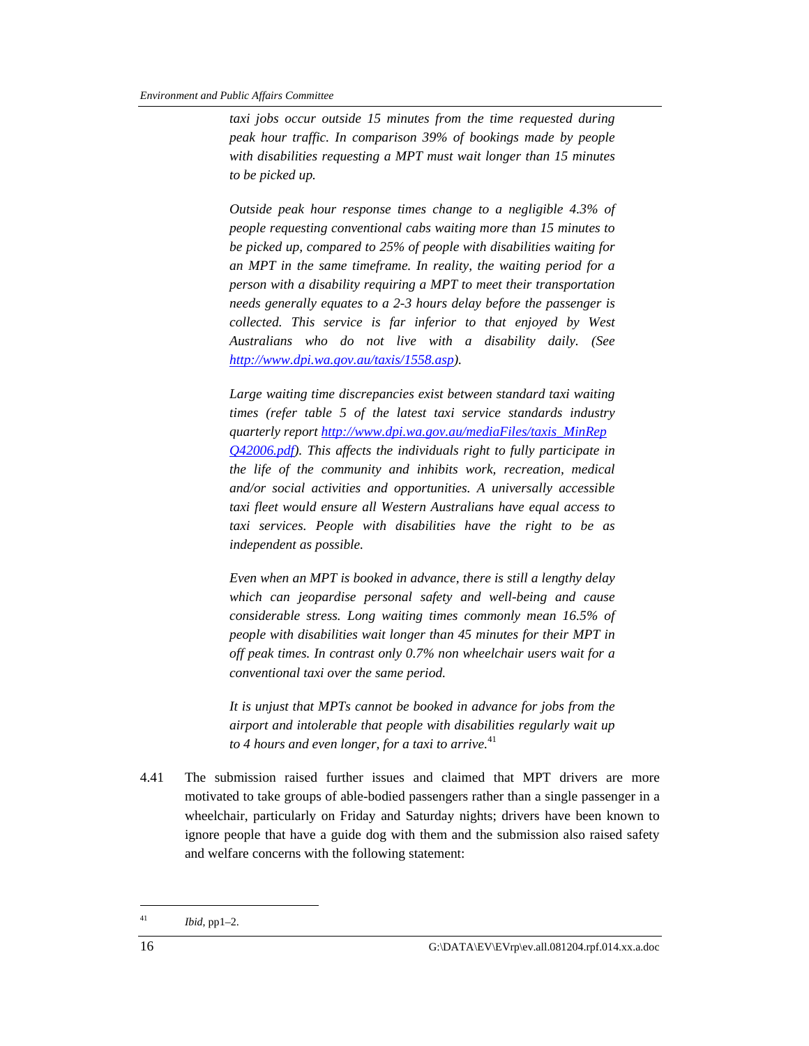> *taxi jobs occur outside 15 minutes from the time requested during peak hour traffic. In comparison 39% of bookings made by people with disabilities requesting a MPT must wait longer than 15 minutes to be picked up.*
>
> *Outside peak hour response times change to a negligible 4.3% of people requesting conventional cabs waiting more than 15 minutes to be picked up, compared to 25% of people with disabilities waiting for an MPT in the same timeframe. In reality, the waiting period for a person with a disability requiring a MPT to meet their transportation needs generally equates to a 2-3 hours delay before the passenger is collected. This service is far inferior to that enjoyed by West Australians who do not live with a disability daily. (See [http://www.dpi.wa.gov.au/taxis/1558.asp](http://www.dpi.wa.gov.au/taxis/1558.asp)).*
>
> *Large waiting time discrepancies exist between standard taxi waiting times (refer table 5 of the latest taxi service standards industry quarterly report [http://www.dpi.wa.gov.au/mediaFiles/taxis_MinRepQ42006.pdf](http://www.dpi.wa.gov.au/mediaFiles/taxis_MinRepQ42006.pdf)). This affects the individuals right to fully participate in the life of the community and inhibits work, recreation, medical and/or social activities and opportunities. A universally accessible taxi fleet would ensure all Western Australians have equal access to taxi services. People with disabilities have the right to be as independent as possible.*
>
> *Even when an MPT is booked in advance, there is still a lengthy delay which can jeopardise personal safety and well-being and cause considerable stress. Long waiting times commonly mean 16.5% of people with disabilities wait longer than 45 minutes for their MPT in off peak times. In contrast only 0.7% non wheelchair users wait for a conventional taxi over the same period.*
>
> *It is unjust that MPTs cannot be booked in advance for jobs from the airport and intolerable that people with disabilities regularly wait up to 4 hours and even longer, for a taxi to arrive.*[41]

4.41 The submission raised further issues and claimed that MPT drivers are more motivated to take groups of able-bodied passengers rather than a single passenger in a wheelchair, particularly on Friday and Saturday nights; drivers have been known to ignore people that have a guide dog with them and the submission also raised safety and welfare concerns with the following statement:

---

[41] *Ibid*, pp1–2.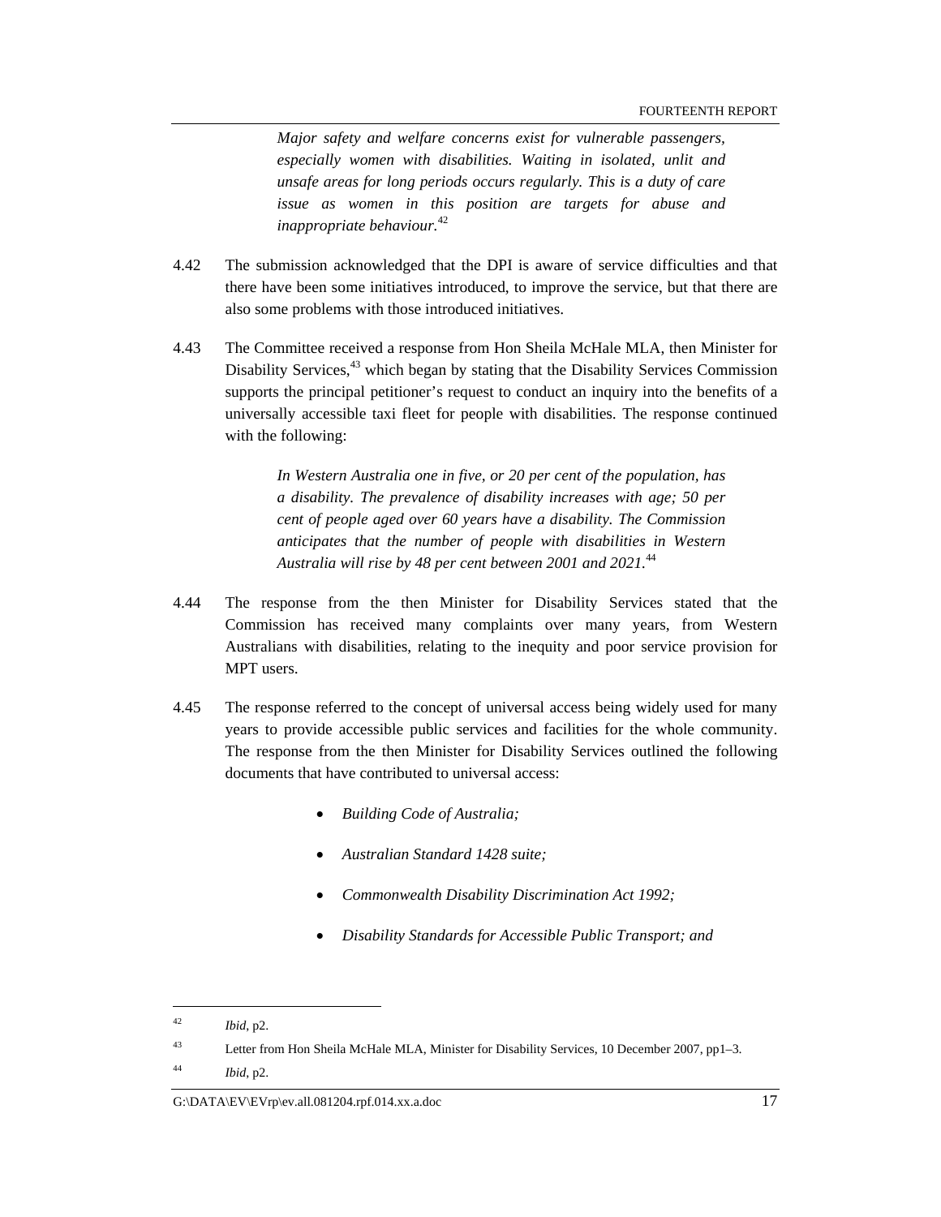*Major safety and welfare concerns exist for vulnerable passengers, especially women with disabilities. Waiting in isolated, unlit and unsafe areas for long periods occurs regularly. This is a duty of care issue as women in this position are targets for abuse and inappropriate behaviour.*[42]

4.42 The submission acknowledged that the DPI is aware of service difficulties and that there have been some initiatives introduced, to improve the service, but that there are also some problems with those introduced initiatives.

4.43 The Committee received a response from Hon Sheila McHale MLA, then Minister for Disability Services,[43] which began by stating that the Disability Services Commission supports the principal petitioner's request to conduct an inquiry into the benefits of a universally accessible taxi fleet for people with disabilities. The response continued with the following:

*In Western Australia one in five, or 20 per cent of the population, has a disability. The prevalence of disability increases with age; 50 per cent of people aged over 60 years have a disability. The Commission anticipates that the number of people with disabilities in Western Australia will rise by 48 per cent between 2001 and 2021.*[44]

4.44 The response from the then Minister for Disability Services stated that the Commission has received many complaints over many years, from Western Australians with disabilities, relating to the inequity and poor service provision for MPT users.

4.45 The response referred to the concept of universal access being widely used for many years to provide accessible public services and facilities for the whole community. The response from the then Minister for Disability Services outlined the following documents that have contributed to universal access:

- *Building Code of Australia;*
- *Australian Standard 1428 suite;*
- *Commonwealth Disability Discrimination Act 1992;*
- *Disability Standards for Accessible Public Transport; and*

---

[42] *Ibid*, p2.

[43] Letter from Hon Sheila McHale MLA, Minister for Disability Services, 10 December 2007, pp1–3.

[44] *Ibid*, p2.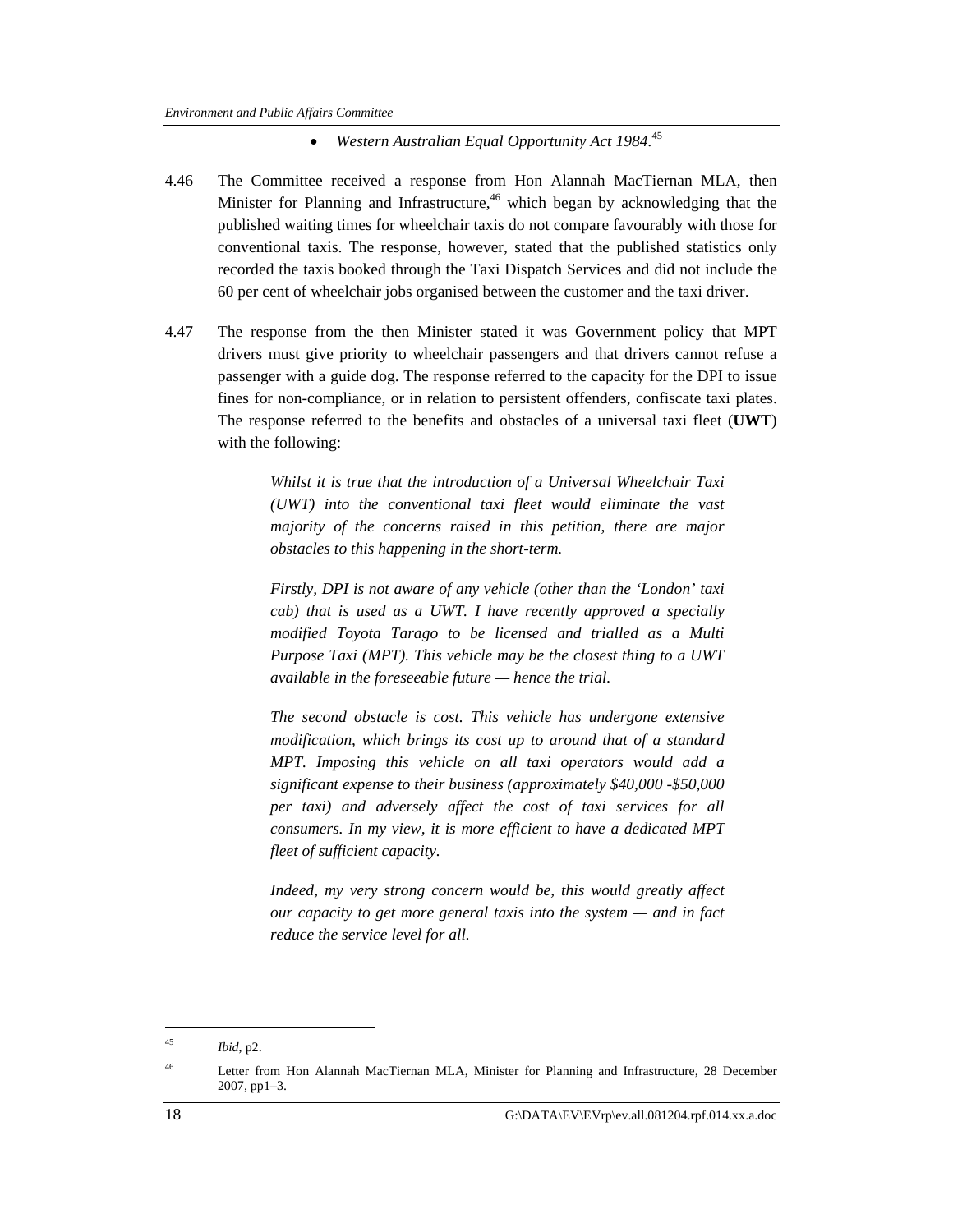- *Western Australian Equal Opportunity Act 1984*.[45]

4.46 The Committee received a response from Hon Alannah MacTiernan MLA, then Minister for Planning and Infrastructure,[46] which began by acknowledging that the published waiting times for wheelchair taxis do not compare favourably with those for conventional taxis. The response, however, stated that the published statistics only recorded the taxis booked through the Taxi Dispatch Services and did not include the 60 per cent of wheelchair jobs organised between the customer and the taxi driver.

4.47 The response from the then Minister stated it was Government policy that MPT drivers must give priority to wheelchair passengers and that drivers cannot refuse a passenger with a guide dog. The response referred to the capacity for the DPI to issue fines for non-compliance, or in relation to persistent offenders, confiscate taxi plates. The response referred to the benefits and obstacles of a universal taxi fleet (**UWT**) with the following:

> *Whilst it is true that the introduction of a Universal Wheelchair Taxi (UWT) into the conventional taxi fleet would eliminate the vast majority of the concerns raised in this petition, there are major obstacles to this happening in the short-term.*
>
> *Firstly, DPI is not aware of any vehicle (other than the 'London' taxi cab) that is used as a UWT. I have recently approved a specially modified Toyota Tarago to be licensed and trialled as a Multi Purpose Taxi (MPT). This vehicle may be the closest thing to a UWT available in the foreseeable future — hence the trial.*
>
> *The second obstacle is cost. This vehicle has undergone extensive modification, which brings its cost up to around that of a standard MPT. Imposing this vehicle on all taxi operators would add a significant expense to their business (approximately $40,000 -$50,000 per taxi) and adversely affect the cost of taxi services for all consumers. In my view, it is more efficient to have a dedicated MPT fleet of sufficient capacity.*
>
> *Indeed, my very strong concern would be, this would greatly affect our capacity to get more general taxis into the system — and in fact reduce the service level for all.*

---

[45] *Ibid*, p2.

[46] Letter from Hon Alannah MacTiernan MLA, Minister for Planning and Infrastructure, 28 December 2007, pp1–3.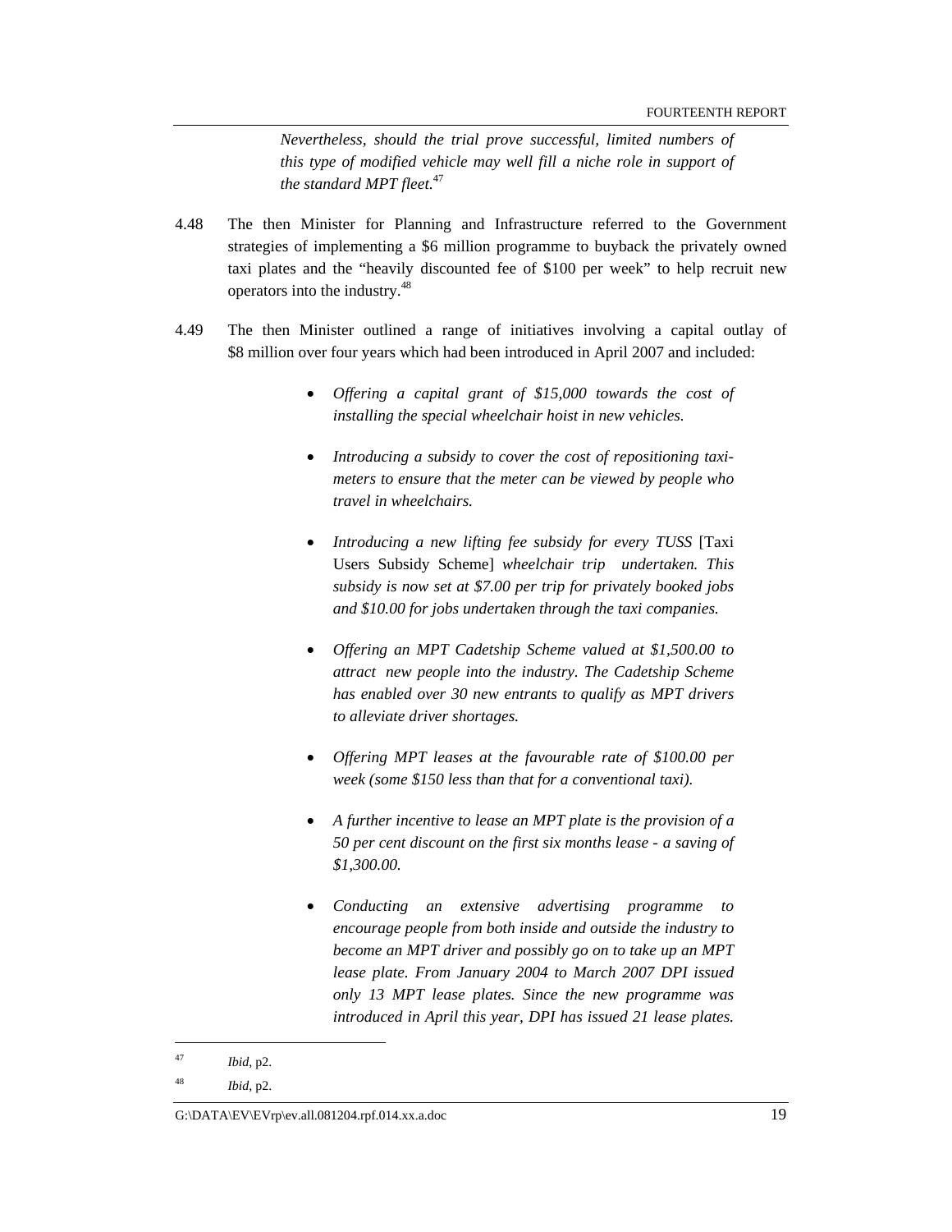> *Nevertheless, should the trial prove successful, limited numbers of this type of modified vehicle may well fill a niche role in support of the standard MPT fleet.*[47]

4.48 The then Minister for Planning and Infrastructure referred to the Government strategies of implementing a $6 million programme to buyback the privately owned taxi plates and the "heavily discounted fee of $100 per week" to help recruit new operators into the industry.[48]

4.49 The then Minister outlined a range of initiatives involving a capital outlay of $8 million over four years which had been introduced in April 2007 and included:

> - *Offering a capital grant of $15,000 towards the cost of installing the special wheelchair hoist in new vehicles.*
> - *Introducing a subsidy to cover the cost of repositioning taxi-meters to ensure that the meter can be viewed by people who travel in wheelchairs.*
> - *Introducing a new lifting fee subsidy for every TUSS* [Taxi Users Subsidy Scheme] *wheelchair trip undertaken. This subsidy is now set at $7.00 per trip for privately booked jobs and $10.00 for jobs undertaken through the taxi companies.*
> - *Offering an MPT Cadetship Scheme valued at $1,500.00 to attract new people into the industry. The Cadetship Scheme has enabled over 30 new entrants to qualify as MPT drivers to alleviate driver shortages.*
> - *Offering MPT leases at the favourable rate of $100.00 per week (some $150 less than that for a conventional taxi).*
> - *A further incentive to lease an MPT plate is the provision of a 50 per cent discount on the first six months lease - a saving of $1,300.00.*
> - *Conducting an extensive advertising programme to encourage people from both inside and outside the industry to become an MPT driver and possibly go on to take up an MPT lease plate. From January 2004 to March 2007 DPI issued only 13 MPT lease plates. Since the new programme was introduced in April this year, DPI has issued 21 lease plates.*

---

[47] *Ibid*, p2.

[48] *Ibid*, p2.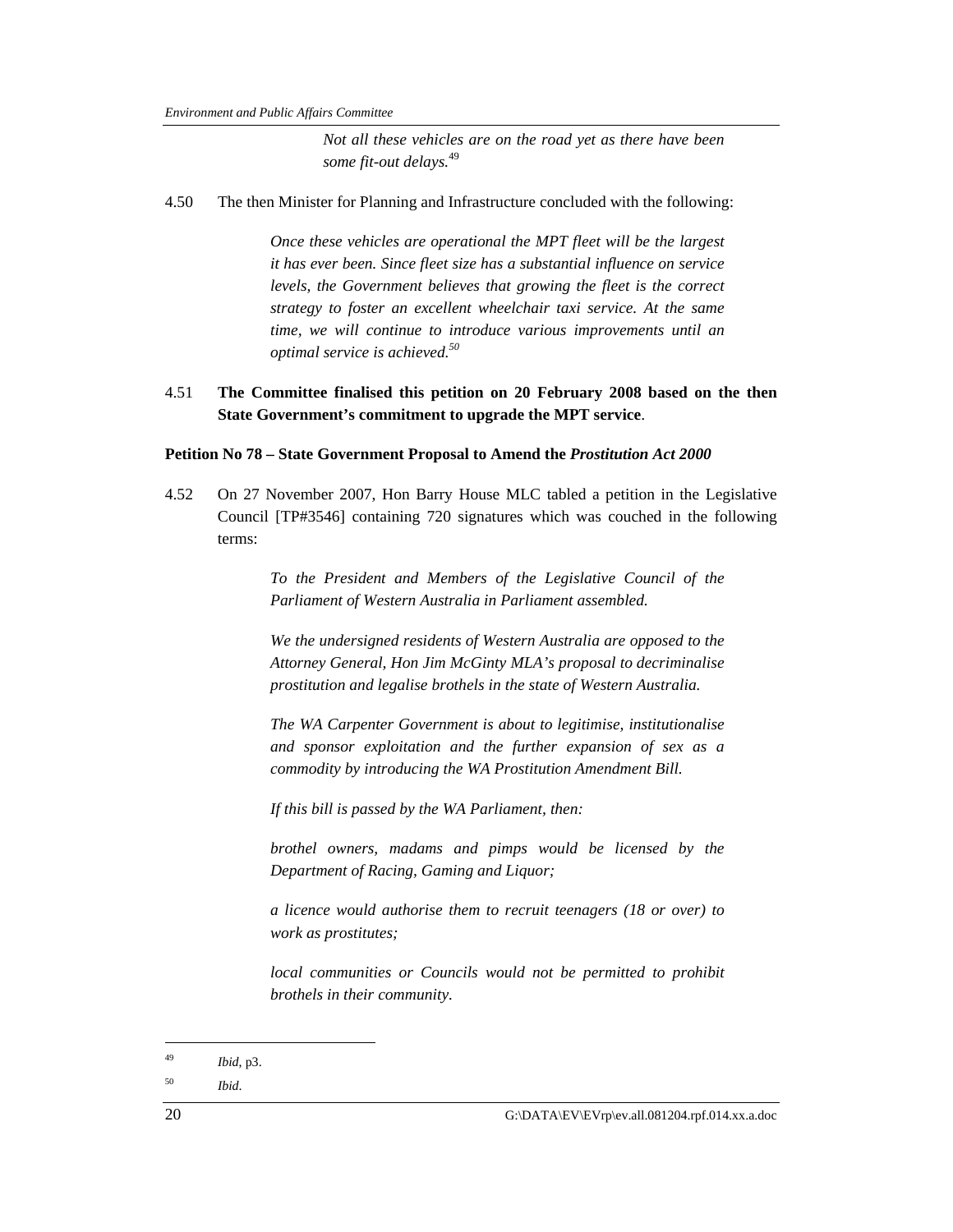> *Not all these vehicles are on the road yet as there have been some fit-out delays.*[49]

4.50 The then Minister for Planning and Infrastructure concluded with the following:

> *Once these vehicles are operational the MPT fleet will be the largest it has ever been. Since fleet size has a substantial influence on service levels, the Government believes that growing the fleet is the correct strategy to foster an excellent wheelchair taxi service. At the same time, we will continue to introduce various improvements until an optimal service is achieved.*[50]

4.51 **The Committee finalised this petition on 20 February 2008 based on the then State Government's commitment to upgrade the MPT service**.

**Petition No 78 – State Government Proposal to Amend the *Prostitution Act 2000***

4.52 On 27 November 2007, Hon Barry House MLC tabled a petition in the Legislative Council [TP#3546] containing 720 signatures which was couched in the following terms:

> *To the President and Members of the Legislative Council of the Parliament of Western Australia in Parliament assembled.*
>
> *We the undersigned residents of Western Australia are opposed to the Attorney General, Hon Jim McGinty MLA's proposal to decriminalise prostitution and legalise brothels in the state of Western Australia.*
>
> *The WA Carpenter Government is about to legitimise, institutionalise and sponsor exploitation and the further expansion of sex as a commodity by introducing the WA Prostitution Amendment Bill.*
>
> *If this bill is passed by the WA Parliament, then:*
>
> *brothel owners, madams and pimps would be licensed by the Department of Racing, Gaming and Liquor;*
>
> *a licence would authorise them to recruit teenagers (18 or over) to work as prostitutes;*
>
> *local communities or Councils would not be permitted to prohibit brothels in their community.*

---

[49] *Ibid*, p3.

[50] *Ibid*.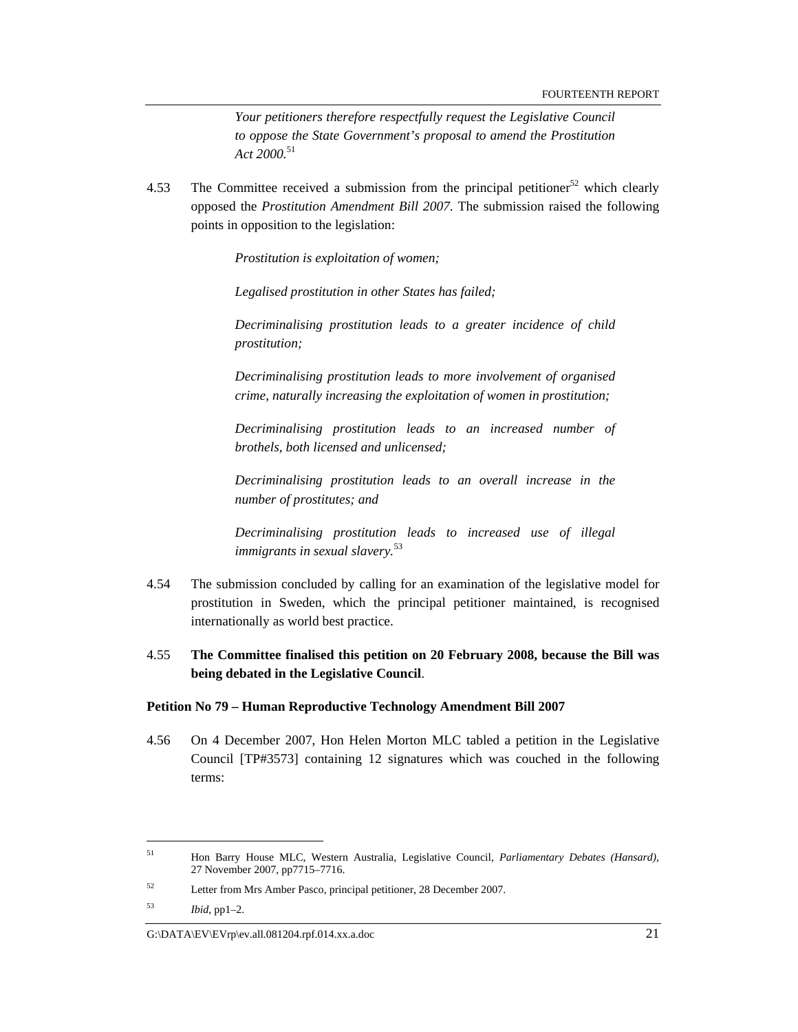*Your petitioners therefore respectfully request the Legislative Council to oppose the State Government's proposal to amend the Prostitution Act 2000.*[51]

4.53 The Committee received a submission from the principal petitioner[52] which clearly opposed the *Prostitution Amendment Bill 2007*. The submission raised the following points in opposition to the legislation:

> *Prostitution is exploitation of women;*
>
> *Legalised prostitution in other States has failed;*
>
> *Decriminalising prostitution leads to a greater incidence of child prostitution;*
>
> *Decriminalising prostitution leads to more involvement of organised crime, naturally increasing the exploitation of women in prostitution;*
>
> *Decriminalising prostitution leads to an increased number of brothels, both licensed and unlicensed;*
>
> *Decriminalising prostitution leads to an overall increase in the number of prostitutes; and*
>
> *Decriminalising prostitution leads to increased use of illegal immigrants in sexual slavery.*[53]

4.54 The submission concluded by calling for an examination of the legislative model for prostitution in Sweden, which the principal petitioner maintained, is recognised internationally as world best practice.

4.55 **The Committee finalised this petition on 20 February 2008, because the Bill was being debated in the Legislative Council**.

**Petition No 79 – Human Reproductive Technology Amendment Bill 2007**

4.56 On 4 December 2007, Hon Helen Morton MLC tabled a petition in the Legislative Council [TP#3573] containing 12 signatures which was couched in the following terms:

---

51 Hon Barry House MLC, Western Australia, Legislative Council, *Parliamentary Debates (Hansard)*, 27 November 2007, pp7715–7716.

52 Letter from Mrs Amber Pasco, principal petitioner, 28 December 2007.

53 *Ibid*, pp1–2.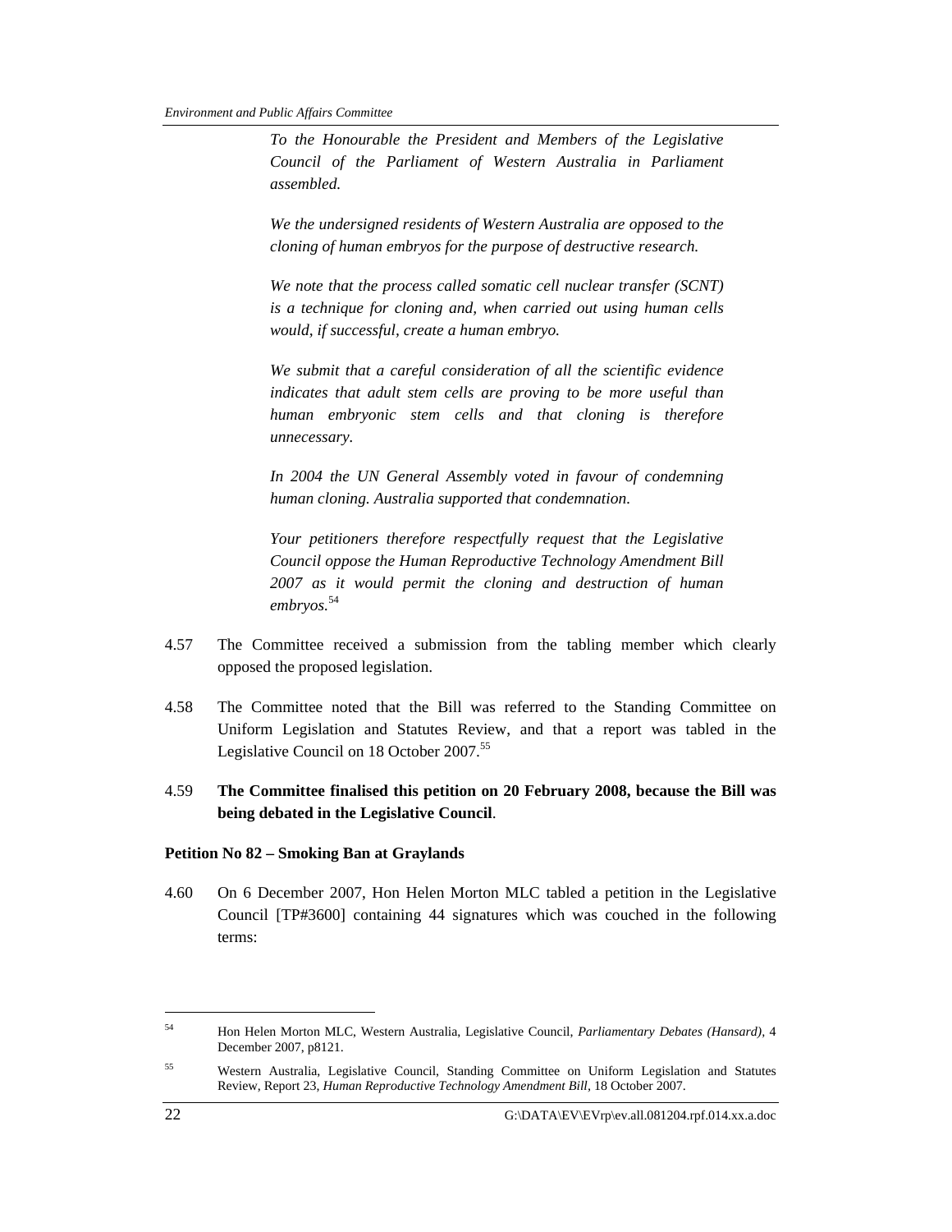> *To the Honourable the President and Members of the Legislative Council of the Parliament of Western Australia in Parliament assembled.*
>
> *We the undersigned residents of Western Australia are opposed to the cloning of human embryos for the purpose of destructive research.*
>
> *We note that the process called somatic cell nuclear transfer (SCNT) is a technique for cloning and, when carried out using human cells would, if successful, create a human embryo.*
>
> *We submit that a careful consideration of all the scientific evidence indicates that adult stem cells are proving to be more useful than human embryonic stem cells and that cloning is therefore unnecessary.*
>
> *In 2004 the UN General Assembly voted in favour of condemning human cloning. Australia supported that condemnation.*
>
> *Your petitioners therefore respectfully request that the Legislative Council oppose the Human Reproductive Technology Amendment Bill 2007 as it would permit the cloning and destruction of human embryos.*[54]

4.57 The Committee received a submission from the tabling member which clearly opposed the proposed legislation.

4.58 The Committee noted that the Bill was referred to the Standing Committee on Uniform Legislation and Statutes Review, and that a report was tabled in the Legislative Council on 18 October 2007.[55]

4.59 **The Committee finalised this petition on 20 February 2008, because the Bill was being debated in the Legislative Council**.

**Petition No 82 – Smoking Ban at Graylands**

4.60 On 6 December 2007, Hon Helen Morton MLC tabled a petition in the Legislative Council [TP#3600] containing 44 signatures which was couched in the following terms:

---

[54] Hon Helen Morton MLC, Western Australia, Legislative Council, *Parliamentary Debates (Hansard)*, 4 December 2007, p8121.

[55] Western Australia, Legislative Council, Standing Committee on Uniform Legislation and Statutes Review, Report 23, *Human Reproductive Technology Amendment Bill*, 18 October 2007.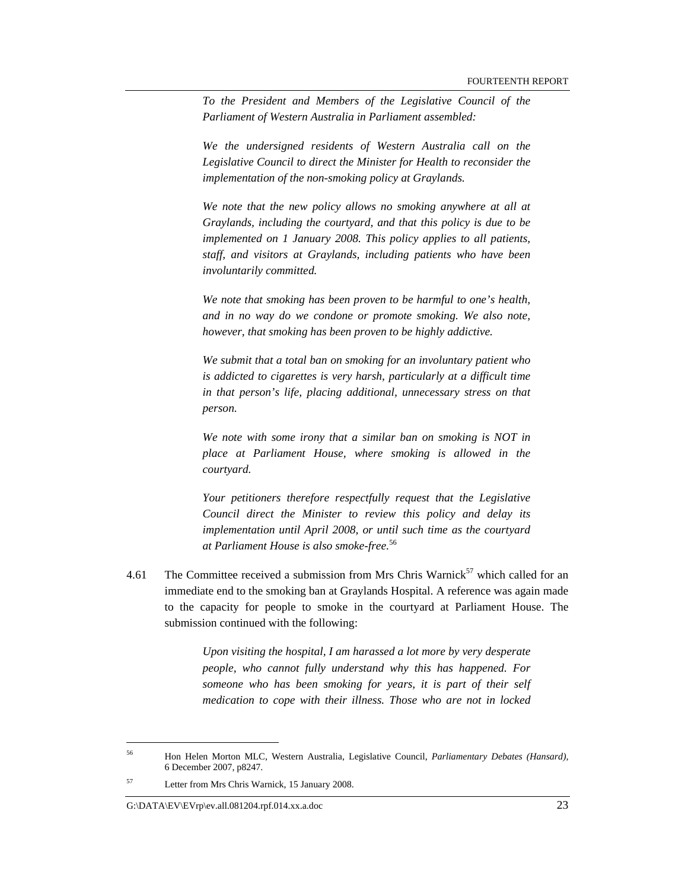*To the President and Members of the Legislative Council of the Parliament of Western Australia in Parliament assembled:*

*We the undersigned residents of Western Australia call on the Legislative Council to direct the Minister for Health to reconsider the implementation of the non-smoking policy at Graylands.*

*We note that the new policy allows no smoking anywhere at all at Graylands, including the courtyard, and that this policy is due to be implemented on 1 January 2008. This policy applies to all patients, staff, and visitors at Graylands, including patients who have been involuntarily committed.*

*We note that smoking has been proven to be harmful to one's health, and in no way do we condone or promote smoking. We also note, however, that smoking has been proven to be highly addictive.*

*We submit that a total ban on smoking for an involuntary patient who is addicted to cigarettes is very harsh, particularly at a difficult time in that person's life, placing additional, unnecessary stress on that person.*

*We note with some irony that a similar ban on smoking is NOT in place at Parliament House, where smoking is allowed in the courtyard.*

*Your petitioners therefore respectfully request that the Legislative Council direct the Minister to review this policy and delay its implementation until April 2008, or until such time as the courtyard at Parliament House is also smoke-free.*[56]

4.61 The Committee received a submission from Mrs Chris Warnick[57] which called for an immediate end to the smoking ban at Graylands Hospital. A reference was again made to the capacity for people to smoke in the courtyard at Parliament House. The submission continued with the following:

*Upon visiting the hospital, I am harassed a lot more by very desperate people, who cannot fully understand why this has happened. For someone who has been smoking for years, it is part of their self medication to cope with their illness. Those who are not in locked*

---

[56] Hon Helen Morton MLC, Western Australia, Legislative Council, *Parliamentary Debates (Hansard)*, 6 December 2007, p8247.

[57] Letter from Mrs Chris Warnick, 15 January 2008.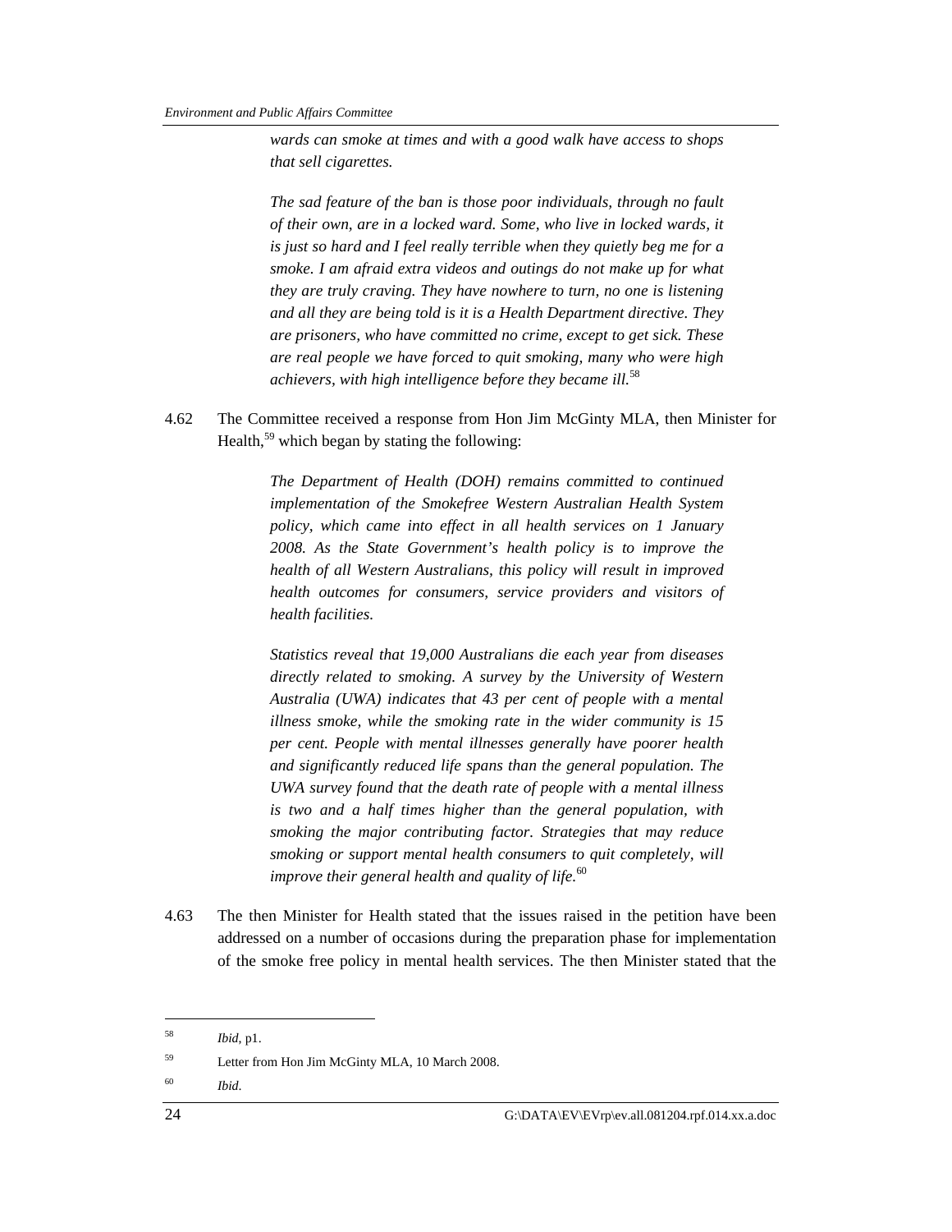> *wards can smoke at times and with a good walk have access to shops that sell cigarettes.*
>
> *The sad feature of the ban is those poor individuals, through no fault of their own, are in a locked ward. Some, who live in locked wards, it is just so hard and I feel really terrible when they quietly beg me for a smoke. I am afraid extra videos and outings do not make up for what they are truly craving. They have nowhere to turn, no one is listening and all they are being told is it is a Health Department directive. They are prisoners, who have committed no crime, except to get sick. These are real people we have forced to quit smoking, many who were high achievers, with high intelligence before they became ill.*[58]

4.62 The Committee received a response from Hon Jim McGinty MLA, then Minister for Health,[59] which began by stating the following:

> *The Department of Health (DOH) remains committed to continued implementation of the Smokefree Western Australian Health System policy, which came into effect in all health services on 1 January 2008. As the State Government's health policy is to improve the health of all Western Australians, this policy will result in improved health outcomes for consumers, service providers and visitors of health facilities.*
>
> *Statistics reveal that 19,000 Australians die each year from diseases directly related to smoking. A survey by the University of Western Australia (UWA) indicates that 43 per cent of people with a mental illness smoke, while the smoking rate in the wider community is 15 per cent. People with mental illnesses generally have poorer health and significantly reduced life spans than the general population. The UWA survey found that the death rate of people with a mental illness is two and a half times higher than the general population, with smoking the major contributing factor. Strategies that may reduce smoking or support mental health consumers to quit completely, will improve their general health and quality of life.*[60]

4.63 The then Minister for Health stated that the issues raised in the petition have been addressed on a number of occasions during the preparation phase for implementation of the smoke free policy in mental health services. The then Minister stated that the

---

[58] *Ibid*, p1.

[59] Letter from Hon Jim McGinty MLA, 10 March 2008.

[60] *Ibid*.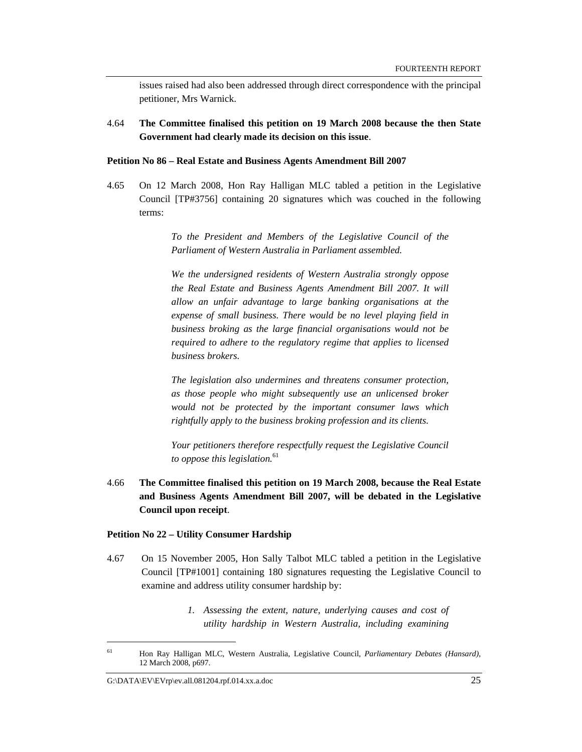issues raised had also been addressed through direct correspondence with the principal petitioner, Mrs Warnick.

4.64 **The Committee finalised this petition on 19 March 2008 because the then State Government had clearly made its decision on this issue**.

**Petition No 86 – Real Estate and Business Agents Amendment Bill 2007**

4.65 On 12 March 2008, Hon Ray Halligan MLC tabled a petition in the Legislative Council [TP#3756] containing 20 signatures which was couched in the following terms:

> *To the President and Members of the Legislative Council of the Parliament of Western Australia in Parliament assembled.*
>
> *We the undersigned residents of Western Australia strongly oppose the Real Estate and Business Agents Amendment Bill 2007. It will allow an unfair advantage to large banking organisations at the expense of small business. There would be no level playing field in business broking as the large financial organisations would not be required to adhere to the regulatory regime that applies to licensed business brokers.*
>
> *The legislation also undermines and threatens consumer protection, as those people who might subsequently use an unlicensed broker would not be protected by the important consumer laws which rightfully apply to the business broking profession and its clients.*
>
> *Your petitioners therefore respectfully request the Legislative Council to oppose this legislation.*[61]

4.66 **The Committee finalised this petition on 19 March 2008, because the Real Estate and Business Agents Amendment Bill 2007, will be debated in the Legislative Council upon receipt**.

**Petition No 22 – Utility Consumer Hardship**

4.67 On 15 November 2005, Hon Sally Talbot MLC tabled a petition in the Legislative Council [TP#1001] containing 180 signatures requesting the Legislative Council to examine and address utility consumer hardship by:

> 1. *Assessing the extent, nature, underlying causes and cost of utility hardship in Western Australia, including examining*

---

[61] Hon Ray Halligan MLC, Western Australia, Legislative Council, *Parliamentary Debates (Hansard)*, 12 March 2008, p697.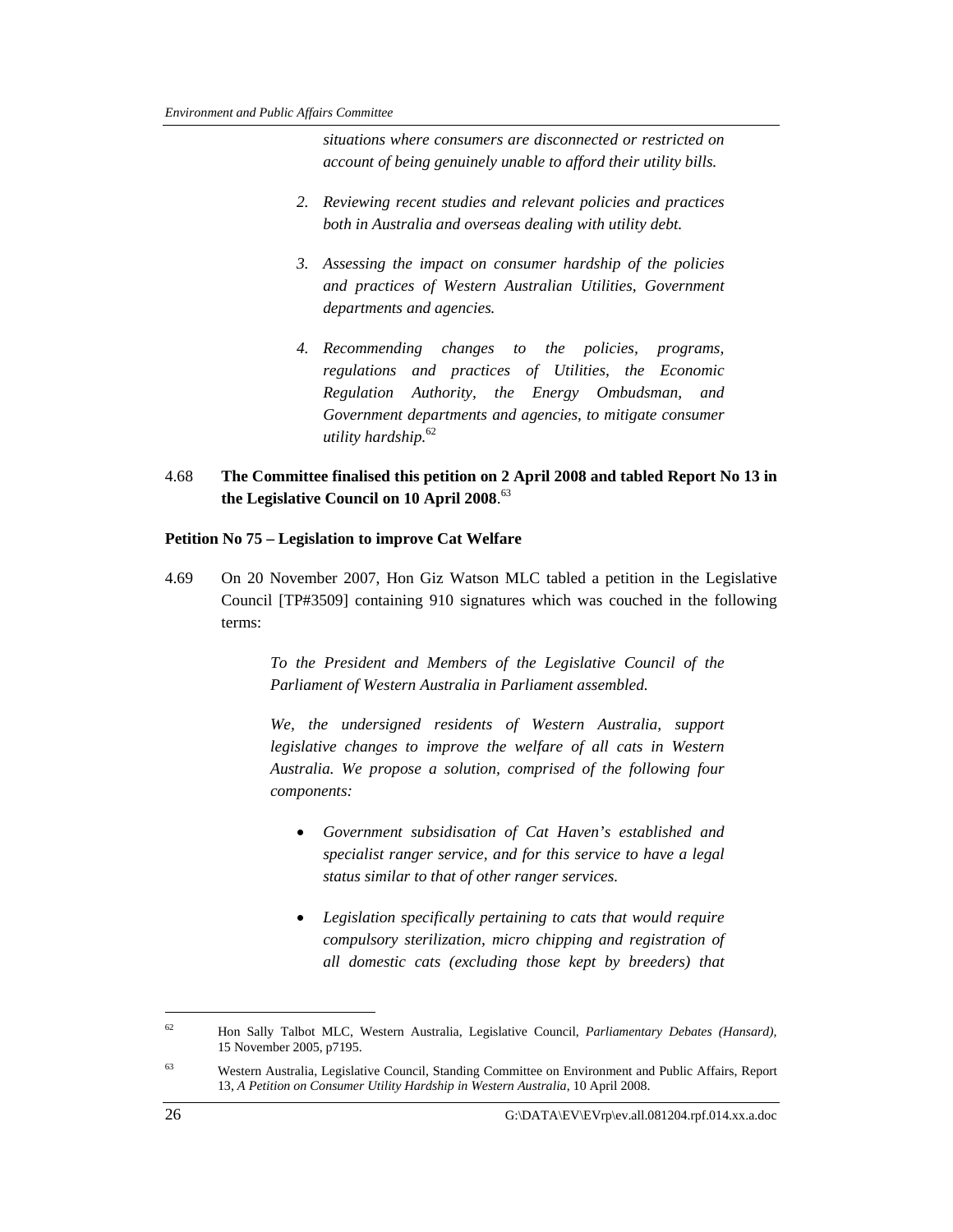*situations where consumers are disconnected or restricted on account of being genuinely unable to afford their utility bills.*

2. *Reviewing recent studies and relevant policies and practices both in Australia and overseas dealing with utility debt.*

3. *Assessing the impact on consumer hardship of the policies and practices of Western Australian Utilities, Government departments and agencies.*

4. *Recommending changes to the policies, programs, regulations and practices of Utilities, the Economic Regulation Authority, the Energy Ombudsman, and Government departments and agencies, to mitigate consumer utility hardship.*[62]

4.68 **The Committee finalised this petition on 2 April 2008 and tabled Report No 13 in the Legislative Council on 10 April 2008**.[63]

**Petition No 75 – Legislation to improve Cat Welfare**

4.69 On 20 November 2007, Hon Giz Watson MLC tabled a petition in the Legislative Council [TP#3509] containing 910 signatures which was couched in the following terms:

*To the President and Members of the Legislative Council of the Parliament of Western Australia in Parliament assembled.*

*We, the undersigned residents of Western Australia, support legislative changes to improve the welfare of all cats in Western Australia. We propose a solution, comprised of the following four components:*

- *Government subsidisation of Cat Haven's established and specialist ranger service, and for this service to have a legal status similar to that of other ranger services.*
- *Legislation specifically pertaining to cats that would require compulsory sterilization, micro chipping and registration of all domestic cats (excluding those kept by breeders) that*

---

[62] Hon Sally Talbot MLC, Western Australia, Legislative Council, *Parliamentary Debates (Hansard),* 15 November 2005, p7195.

[63] Western Australia, Legislative Council, Standing Committee on Environment and Public Affairs, Report 13, *A Petition on Consumer Utility Hardship in Western Australia*, 10 April 2008.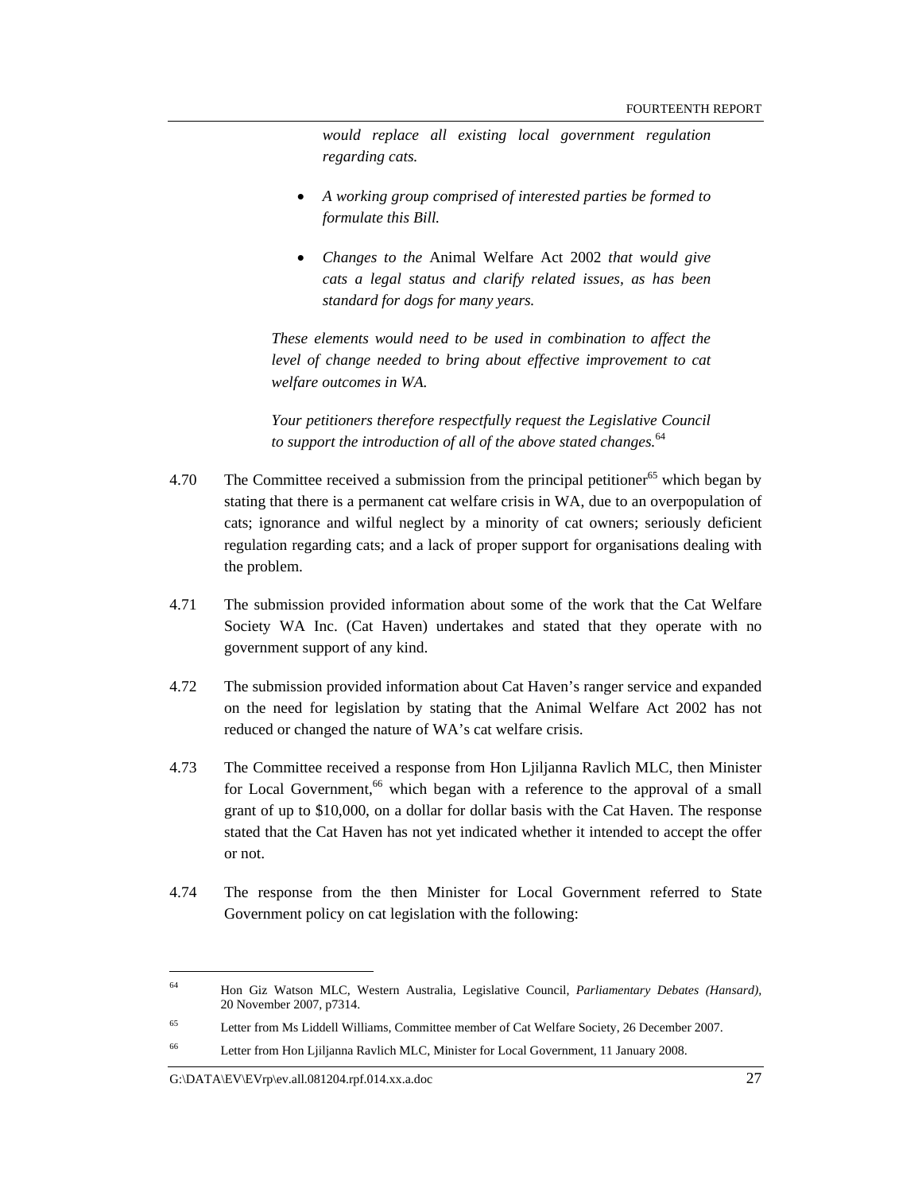> *would replace all existing local government regulation regarding cats.*
>
> - *A working group comprised of interested parties be formed to formulate this Bill.*
> - *Changes to the* Animal Welfare Act 2002 *that would give cats a legal status and clarify related issues, as has been standard for dogs for many years.*
>
> *These elements would need to be used in combination to affect the level of change needed to bring about effective improvement to cat welfare outcomes in WA.*
>
> *Your petitioners therefore respectfully request the Legislative Council to support the introduction of all of the above stated changes.*[64]

4.70 The Committee received a submission from the principal petitioner[65] which began by stating that there is a permanent cat welfare crisis in WA, due to an overpopulation of cats; ignorance and wilful neglect by a minority of cat owners; seriously deficient regulation regarding cats; and a lack of proper support for organisations dealing with the problem.

4.71 The submission provided information about some of the work that the Cat Welfare Society WA Inc. (Cat Haven) undertakes and stated that they operate with no government support of any kind.

4.72 The submission provided information about Cat Haven's ranger service and expanded on the need for legislation by stating that the Animal Welfare Act 2002 has not reduced or changed the nature of WA's cat welfare crisis.

4.73 The Committee received a response from Hon Ljiljanna Ravlich MLC, then Minister for Local Government,[66] which began with a reference to the approval of a small grant of up to $10,000, on a dollar for dollar basis with the Cat Haven. The response stated that the Cat Haven has not yet indicated whether it intended to accept the offer or not.

4.74 The response from the then Minister for Local Government referred to State Government policy on cat legislation with the following:

---

[64] Hon Giz Watson MLC, Western Australia, Legislative Council, *Parliamentary Debates (Hansard)*, 20 November 2007, p7314.

[65] Letter from Ms Liddell Williams, Committee member of Cat Welfare Society, 26 December 2007.

[66] Letter from Hon Ljiljanna Ravlich MLC, Minister for Local Government, 11 January 2008.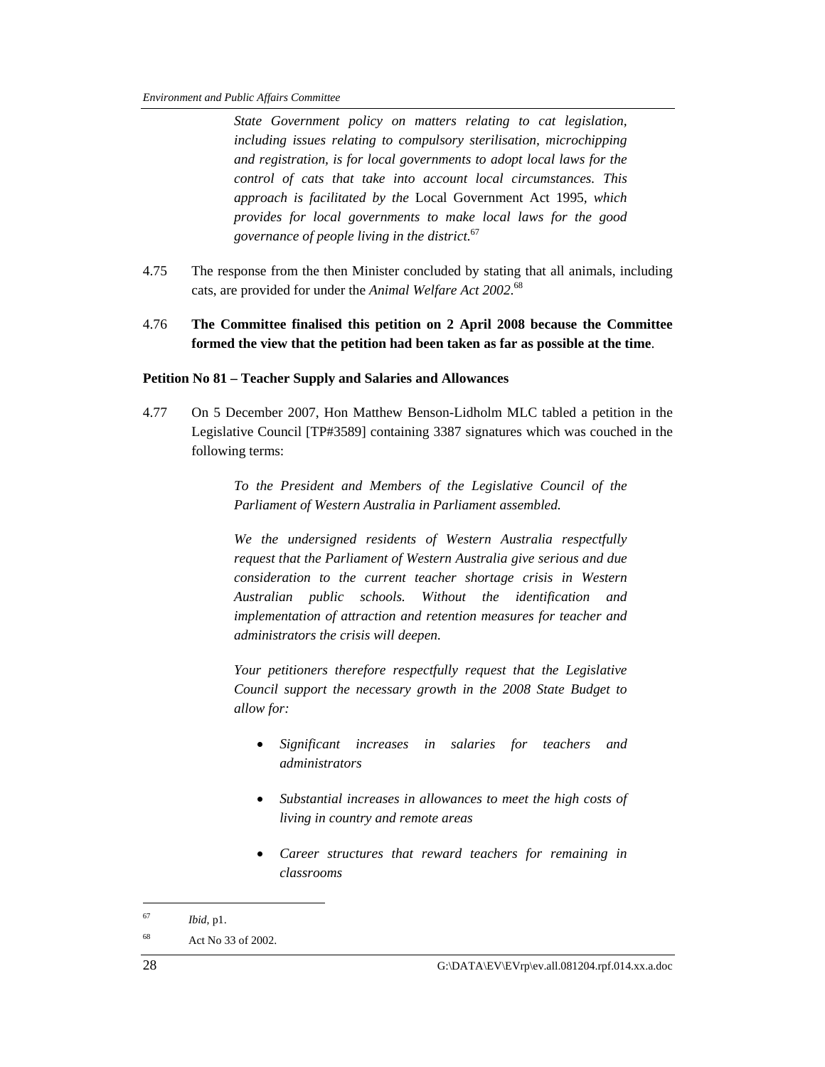> *State Government policy on matters relating to cat legislation, including issues relating to compulsory sterilisation, microchipping and registration, is for local governments to adopt local laws for the control of cats that take into account local circumstances. This approach is facilitated by the* Local Government Act 1995*, which provides for local governments to make local laws for the good governance of people living in the district.*[67]

4.75 The response from the then Minister concluded by stating that all animals, including cats, are provided for under the *Animal Welfare Act 2002*.[68]

4.76 **The Committee finalised this petition on 2 April 2008 because the Committee formed the view that the petition had been taken as far as possible at the time**.

**Petition No 81 – Teacher Supply and Salaries and Allowances**

4.77 On 5 December 2007, Hon Matthew Benson-Lidholm MLC tabled a petition in the Legislative Council [TP#3589] containing 3387 signatures which was couched in the following terms:

> *To the President and Members of the Legislative Council of the Parliament of Western Australia in Parliament assembled.*
>
> *We the undersigned residents of Western Australia respectfully request that the Parliament of Western Australia give serious and due consideration to the current teacher shortage crisis in Western Australian public schools. Without the identification and implementation of attraction and retention measures for teacher and administrators the crisis will deepen.*
>
> *Your petitioners therefore respectfully request that the Legislative Council support the necessary growth in the 2008 State Budget to allow for:*
>
> - *Significant increases in salaries for teachers and administrators*
> - *Substantial increases in allowances to meet the high costs of living in country and remote areas*
> - *Career structures that reward teachers for remaining in classrooms*

---

[67] *Ibid*, p1.

[68] Act No 33 of 2002.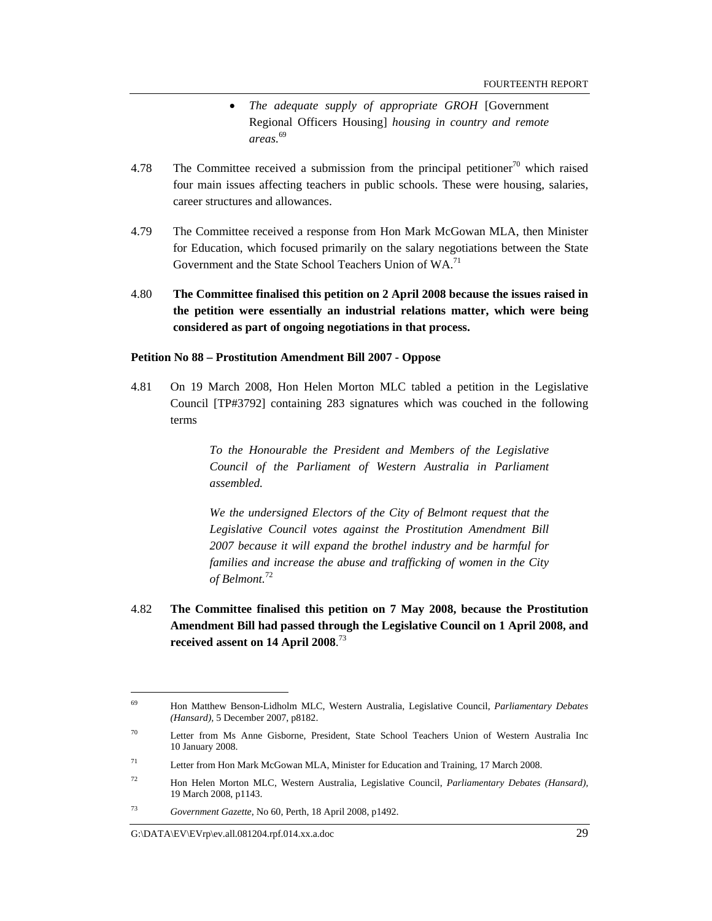- *The adequate supply of appropriate GROH* [Government Regional Officers Housing] *housing in country and remote areas.*[69]

4.78 The Committee received a submission from the principal petitioner[70] which raised four main issues affecting teachers in public schools. These were housing, salaries, career structures and allowances.

4.79 The Committee received a response from Hon Mark McGowan MLA, then Minister for Education, which focused primarily on the salary negotiations between the State Government and the State School Teachers Union of WA.[71]

4.80 **The Committee finalised this petition on 2 April 2008 because the issues raised in the petition were essentially an industrial relations matter, which were being considered as part of ongoing negotiations in that process.**

**Petition No 88 – Prostitution Amendment Bill 2007 - Oppose**

4.81 On 19 March 2008, Hon Helen Morton MLC tabled a petition in the Legislative Council [TP#3792] containing 283 signatures which was couched in the following terms

> *To the Honourable the President and Members of the Legislative Council of the Parliament of Western Australia in Parliament assembled.*
>
> *We the undersigned Electors of the City of Belmont request that the Legislative Council votes against the Prostitution Amendment Bill 2007 because it will expand the brothel industry and be harmful for families and increase the abuse and trafficking of women in the City of Belmont.*[72]

4.82 **The Committee finalised this petition on 7 May 2008, because the Prostitution Amendment Bill had passed through the Legislative Council on 1 April 2008, and received assent on 14 April 2008**.[73]

---

[69] Hon Matthew Benson-Lidholm MLC, Western Australia, Legislative Council, *Parliamentary Debates (Hansard)*, 5 December 2007, p8182.

[70] Letter from Ms Anne Gisborne, President, State School Teachers Union of Western Australia Inc 10 January 2008.

[71] Letter from Hon Mark McGowan MLA, Minister for Education and Training, 17 March 2008.

[72] Hon Helen Morton MLC, Western Australia, Legislative Council, *Parliamentary Debates (Hansard)*, 19 March 2008, p1143.

[73] *Government Gazette*, No 60, Perth, 18 April 2008, p1492.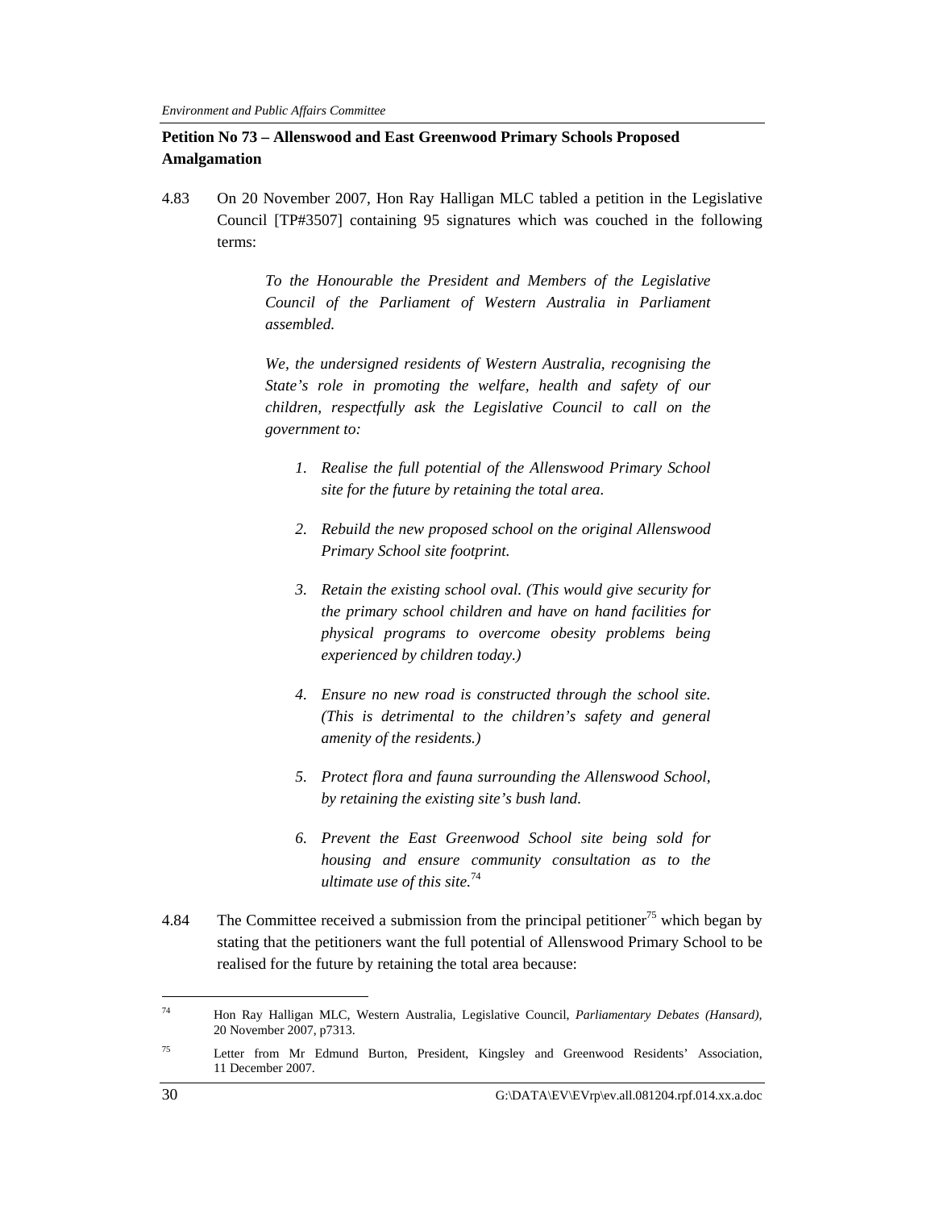**Petition No 73 – Allenswood and East Greenwood Primary Schools Proposed Amalgamation**

4.83 On 20 November 2007, Hon Ray Halligan MLC tabled a petition in the Legislative Council [TP#3507] containing 95 signatures which was couched in the following terms:

> *To the Honourable the President and Members of the Legislative Council of the Parliament of Western Australia in Parliament assembled.*
>
> *We, the undersigned residents of Western Australia, recognising the State's role in promoting the welfare, health and safety of our children, respectfully ask the Legislative Council to call on the government to:*
>
> 1. *Realise the full potential of the Allenswood Primary School site for the future by retaining the total area.*
> 2. *Rebuild the new proposed school on the original Allenswood Primary School site footprint.*
> 3. *Retain the existing school oval. (This would give security for the primary school children and have on hand facilities for physical programs to overcome obesity problems being experienced by children today.)*
> 4. *Ensure no new road is constructed through the school site. (This is detrimental to the children's safety and general amenity of the residents.)*
> 5. *Protect flora and fauna surrounding the Allenswood School, by retaining the existing site's bush land.*
> 6. *Prevent the East Greenwood School site being sold for housing and ensure community consultation as to the ultimate use of this site.*[74]

4.84 The Committee received a submission from the principal petitioner[75] which began by stating that the petitioners want the full potential of Allenswood Primary School to be realised for the future by retaining the total area because:

---

[74] Hon Ray Halligan MLC, Western Australia, Legislative Council, *Parliamentary Debates (Hansard)*, 20 November 2007, p7313.

[75] Letter from Mr Edmund Burton, President, Kingsley and Greenwood Residents' Association, 11 December 2007.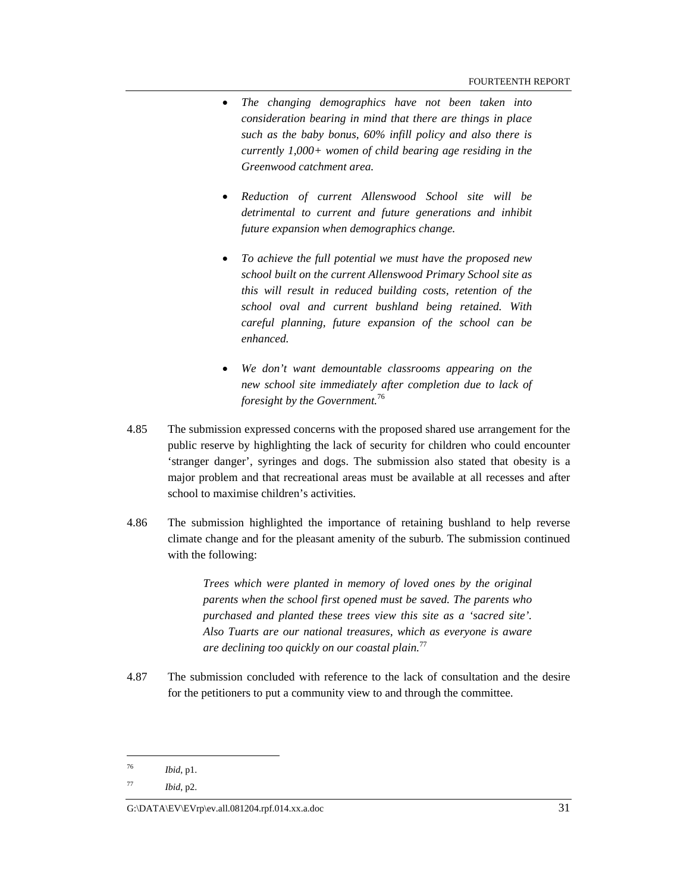- *The changing demographics have not been taken into consideration bearing in mind that there are things in place such as the baby bonus, 60% infill policy and also there is currently 1,000+ women of child bearing age residing in the Greenwood catchment area.*

- *Reduction of current Allenswood School site will be detrimental to current and future generations and inhibit future expansion when demographics change.*

- *To achieve the full potential we must have the proposed new school built on the current Allenswood Primary School site as this will result in reduced building costs, retention of the school oval and current bushland being retained. With careful planning, future expansion of the school can be enhanced.*

- *We don't want demountable classrooms appearing on the new school site immediately after completion due to lack of foresight by the Government.*[76]

4.85 The submission expressed concerns with the proposed shared use arrangement for the public reserve by highlighting the lack of security for children who could encounter 'stranger danger', syringes and dogs. The submission also stated that obesity is a major problem and that recreational areas must be available at all recesses and after school to maximise children's activities.

4.86 The submission highlighted the importance of retaining bushland to help reverse climate change and for the pleasant amenity of the suburb. The submission continued with the following:

> *Trees which were planted in memory of loved ones by the original parents when the school first opened must be saved. The parents who purchased and planted these trees view this site as a 'sacred site'. Also Tuarts are our national treasures, which as everyone is aware are declining too quickly on our coastal plain.*[77]

4.87 The submission concluded with reference to the lack of consultation and the desire for the petitioners to put a community view to and through the committee.

---

[76] *Ibid*, p1.

[77] *Ibid*, p2.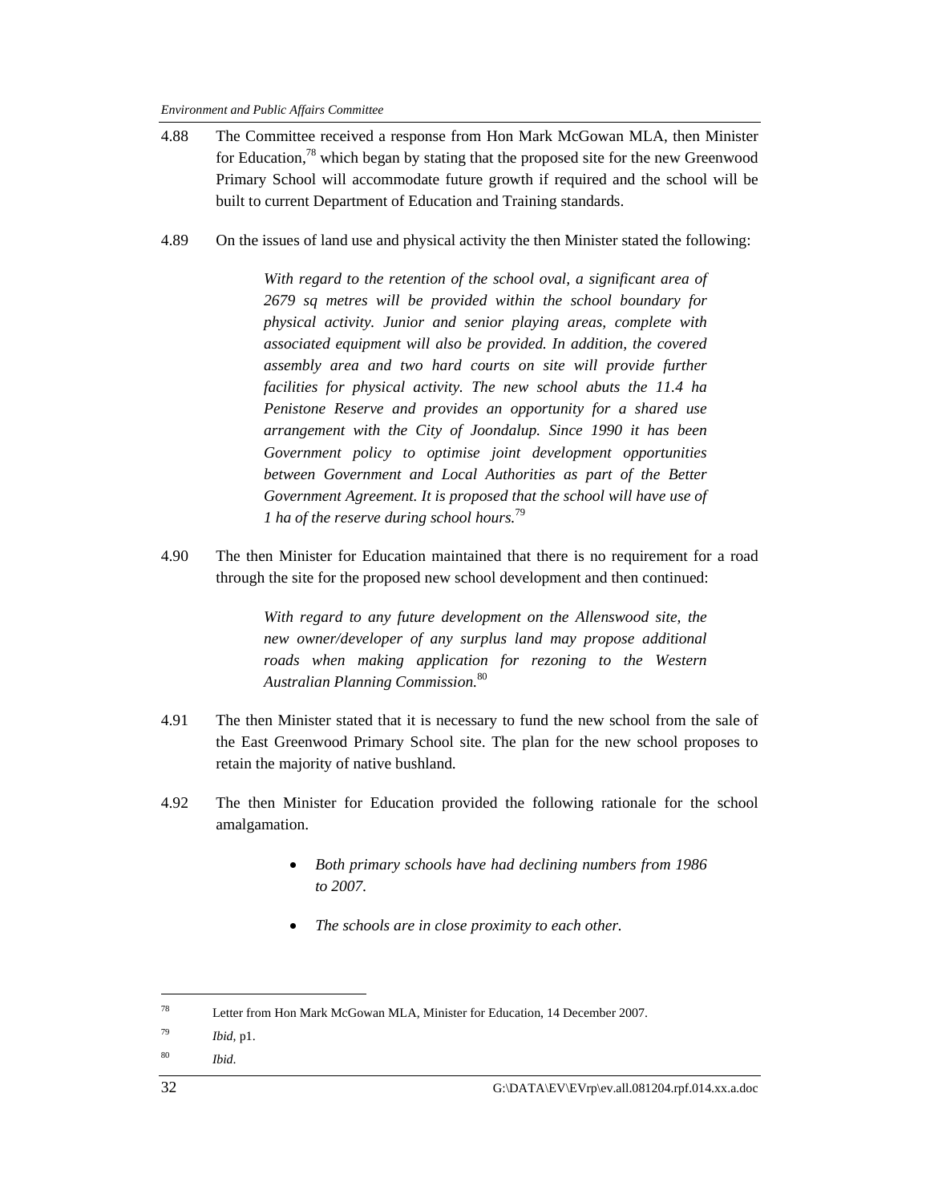4.88 The Committee received a response from Hon Mark McGowan MLA, then Minister for Education,[78] which began by stating that the proposed site for the new Greenwood Primary School will accommodate future growth if required and the school will be built to current Department of Education and Training standards.

4.89 On the issues of land use and physical activity the then Minister stated the following:

> *With regard to the retention of the school oval, a significant area of 2679 sq metres will be provided within the school boundary for physical activity. Junior and senior playing areas, complete with associated equipment will also be provided. In addition, the covered assembly area and two hard courts on site will provide further facilities for physical activity. The new school abuts the 11.4 ha Penistone Reserve and provides an opportunity for a shared use arrangement with the City of Joondalup. Since 1990 it has been Government policy to optimise joint development opportunities between Government and Local Authorities as part of the Better Government Agreement. It is proposed that the school will have use of 1 ha of the reserve during school hours.*[79]

4.90 The then Minister for Education maintained that there is no requirement for a road through the site for the proposed new school development and then continued:

> *With regard to any future development on the Allenswood site, the new owner/developer of any surplus land may propose additional roads when making application for rezoning to the Western Australian Planning Commission.*[80]

4.91 The then Minister stated that it is necessary to fund the new school from the sale of the East Greenwood Primary School site. The plan for the new school proposes to retain the majority of native bushland.

4.92 The then Minister for Education provided the following rationale for the school amalgamation.

> - *Both primary schools have had declining numbers from 1986 to 2007.*
> - *The schools are in close proximity to each other.*

---

[78] Letter from Hon Mark McGowan MLA, Minister for Education, 14 December 2007.

[79] *Ibid*, p1.

[80] *Ibid*.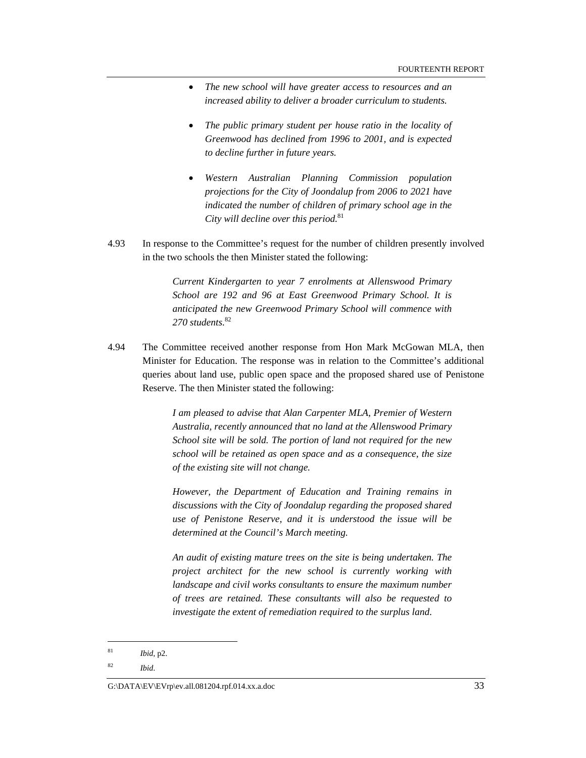- *The new school will have greater access to resources and an increased ability to deliver a broader curriculum to students.*

- *The public primary student per house ratio in the locality of Greenwood has declined from 1996 to 2001, and is expected to decline further in future years.*

- *Western Australian Planning Commission population projections for the City of Joondalup from 2006 to 2021 have indicated the number of children of primary school age in the City will decline over this period.*[81]

4.93 In response to the Committee's request for the number of children presently involved in the two schools the then Minister stated the following:

> *Current Kindergarten to year 7 enrolments at Allenswood Primary School are 192 and 96 at East Greenwood Primary School. It is anticipated the new Greenwood Primary School will commence with 270 students.*[82]

4.94 The Committee received another response from Hon Mark McGowan MLA, then Minister for Education. The response was in relation to the Committee's additional queries about land use, public open space and the proposed shared use of Penistone Reserve. The then Minister stated the following:

> *I am pleased to advise that Alan Carpenter MLA, Premier of Western Australia, recently announced that no land at the Allenswood Primary School site will be sold. The portion of land not required for the new school will be retained as open space and as a consequence, the size of the existing site will not change.*
>
> *However, the Department of Education and Training remains in discussions with the City of Joondalup regarding the proposed shared use of Penistone Reserve, and it is understood the issue will be determined at the Council's March meeting.*
>
> *An audit of existing mature trees on the site is being undertaken. The project architect for the new school is currently working with landscape and civil works consultants to ensure the maximum number of trees are retained. These consultants will also be requested to investigate the extent of remediation required to the surplus land.*

---

[81] *Ibid*, p2.

[82] *Ibid*.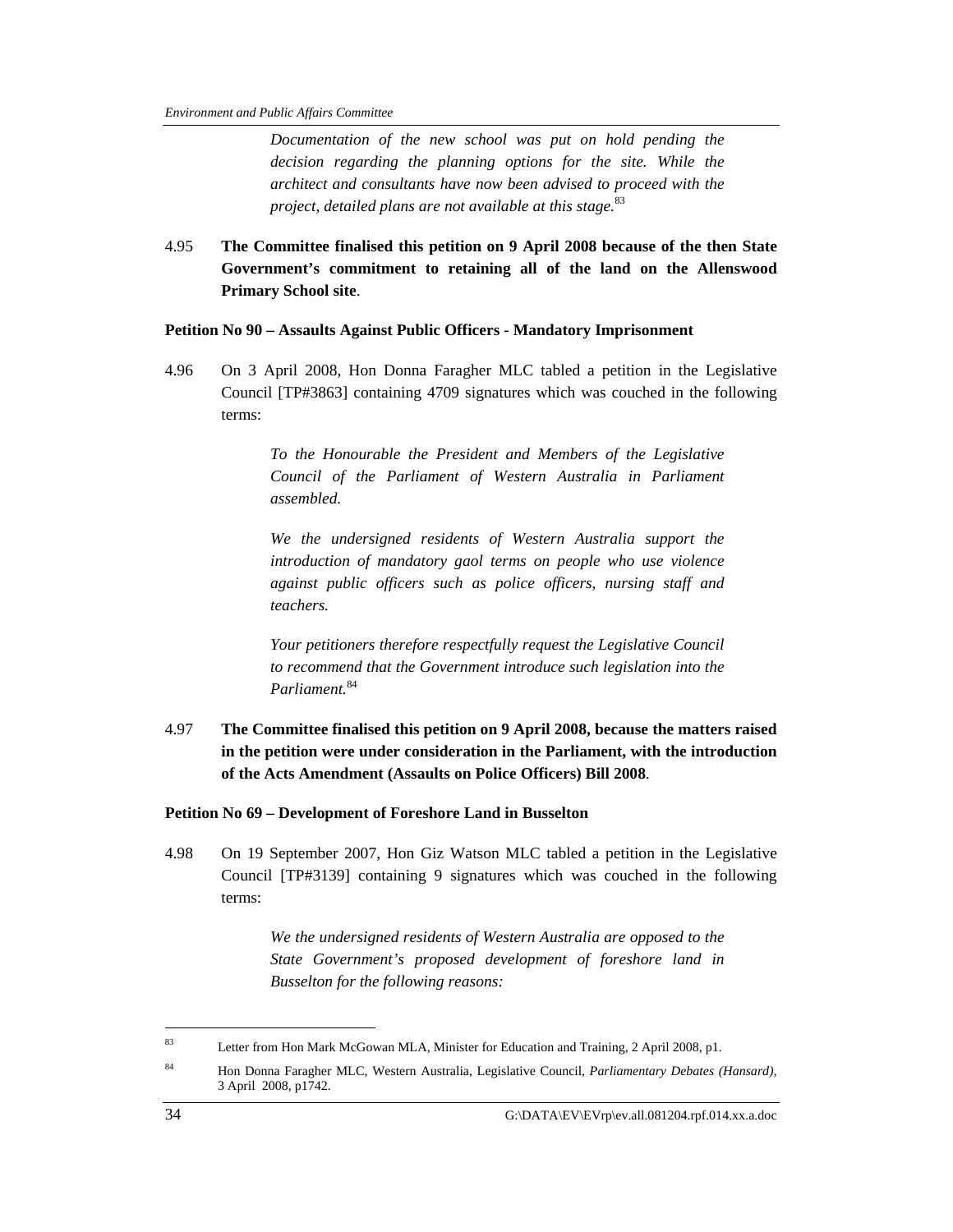> *Documentation of the new school was put on hold pending the decision regarding the planning options for the site. While the architect and consultants have now been advised to proceed with the project, detailed plans are not available at this stage.*[83]

4.95 **The Committee finalised this petition on 9 April 2008 because of the then State Government's commitment to retaining all of the land on the Allenswood Primary School site**.

**Petition No 90 – Assaults Against Public Officers - Mandatory Imprisonment**

4.96 On 3 April 2008, Hon Donna Faragher MLC tabled a petition in the Legislative Council [TP#3863] containing 4709 signatures which was couched in the following terms:

> *To the Honourable the President and Members of the Legislative Council of the Parliament of Western Australia in Parliament assembled.*
>
> *We the undersigned residents of Western Australia support the introduction of mandatory gaol terms on people who use violence against public officers such as police officers, nursing staff and teachers.*
>
> *Your petitioners therefore respectfully request the Legislative Council to recommend that the Government introduce such legislation into the Parliament.*[84]

4.97 **The Committee finalised this petition on 9 April 2008, because the matters raised in the petition were under consideration in the Parliament, with the introduction of the Acts Amendment (Assaults on Police Officers) Bill 2008**.

**Petition No 69 – Development of Foreshore Land in Busselton**

4.98 On 19 September 2007, Hon Giz Watson MLC tabled a petition in the Legislative Council [TP#3139] containing 9 signatures which was couched in the following terms:

> *We the undersigned residents of Western Australia are opposed to the State Government's proposed development of foreshore land in Busselton for the following reasons:*

---

[83] Letter from Hon Mark McGowan MLA, Minister for Education and Training, 2 April 2008, p1.

[84] Hon Donna Faragher MLC, Western Australia, Legislative Council, *Parliamentary Debates (Hansard)*, 3 April 2008, p1742.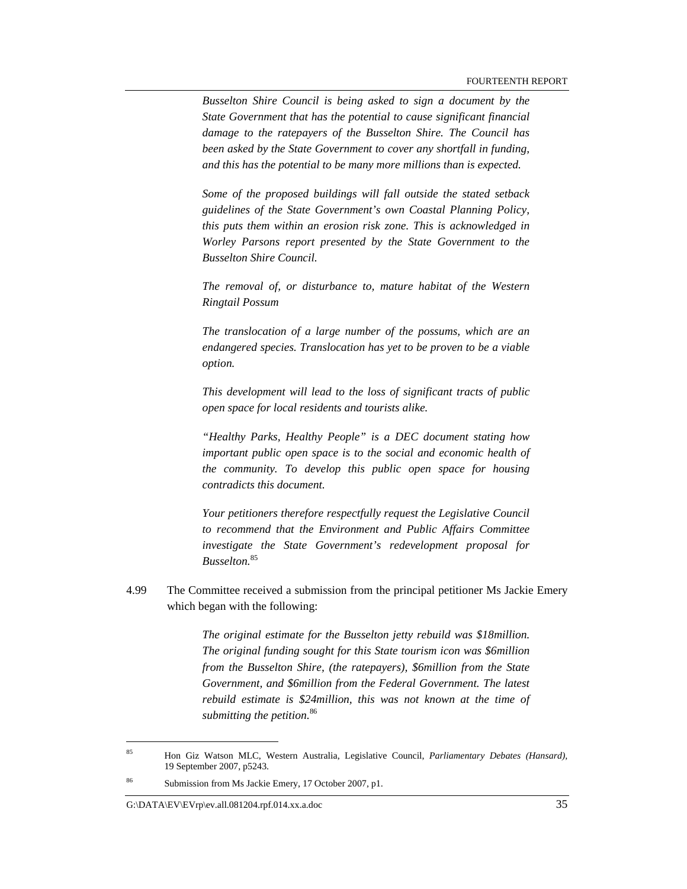*Busselton Shire Council is being asked to sign a document by the State Government that has the potential to cause significant financial damage to the ratepayers of the Busselton Shire. The Council has been asked by the State Government to cover any shortfall in funding, and this has the potential to be many more millions than is expected.*

*Some of the proposed buildings will fall outside the stated setback guidelines of the State Government's own Coastal Planning Policy, this puts them within an erosion risk zone. This is acknowledged in Worley Parsons report presented by the State Government to the Busselton Shire Council.*

*The removal of, or disturbance to, mature habitat of the Western Ringtail Possum*

*The translocation of a large number of the possums, which are an endangered species. Translocation has yet to be proven to be a viable option.*

*This development will lead to the loss of significant tracts of public open space for local residents and tourists alike.*

*"Healthy Parks, Healthy People" is a DEC document stating how important public open space is to the social and economic health of the community. To develop this public open space for housing contradicts this document.*

*Your petitioners therefore respectfully request the Legislative Council to recommend that the Environment and Public Affairs Committee investigate the State Government's redevelopment proposal for Busselton.*[85]

4.99 The Committee received a submission from the principal petitioner Ms Jackie Emery which began with the following:

*The original estimate for the Busselton jetty rebuild was $18million. The original funding sought for this State tourism icon was $6million from the Busselton Shire, (the ratepayers), $6million from the State Government, and $6million from the Federal Government. The latest rebuild estimate is $24million, this was not known at the time of submitting the petition.*[86]

---

[85] Hon Giz Watson MLC, Western Australia, Legislative Council, *Parliamentary Debates (Hansard)*, 19 September 2007, p5243.

[86] Submission from Ms Jackie Emery, 17 October 2007, p1.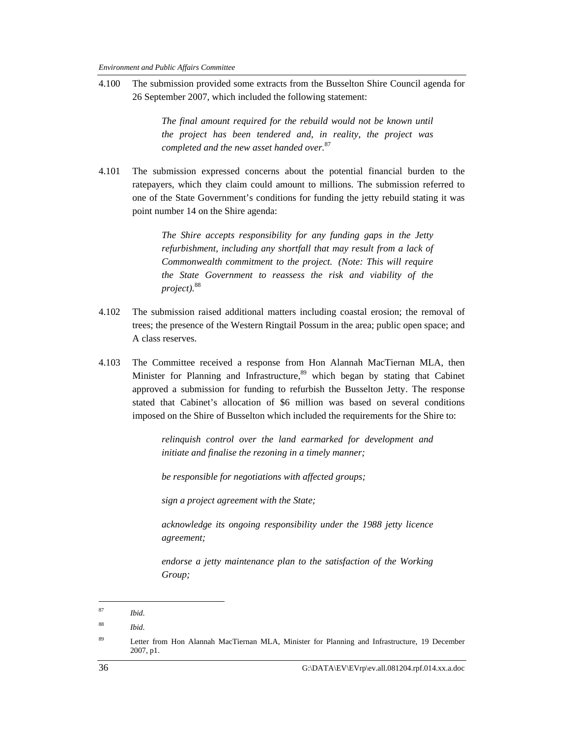4.100 The submission provided some extracts from the Busselton Shire Council agenda for 26 September 2007, which included the following statement:

> *The final amount required for the rebuild would not be known until the project has been tendered and, in reality, the project was completed and the new asset handed over.*[87]

4.101 The submission expressed concerns about the potential financial burden to the ratepayers, which they claim could amount to millions. The submission referred to one of the State Government's conditions for funding the jetty rebuild stating it was point number 14 on the Shire agenda:

> *The Shire accepts responsibility for any funding gaps in the Jetty refurbishment, including any shortfall that may result from a lack of Commonwealth commitment to the project. (Note: This will require the State Government to reassess the risk and viability of the project).*[88]

4.102 The submission raised additional matters including coastal erosion; the removal of trees; the presence of the Western Ringtail Possum in the area; public open space; and A class reserves.

4.103 The Committee received a response from Hon Alannah MacTiernan MLA, then Minister for Planning and Infrastructure,[89] which began by stating that Cabinet approved a submission for funding to refurbish the Busselton Jetty. The response stated that Cabinet's allocation of $6 million was based on several conditions imposed on the Shire of Busselton which included the requirements for the Shire to:

> *relinquish control over the land earmarked for development and initiate and finalise the rezoning in a timely manner;*
>
> *be responsible for negotiations with affected groups;*
>
> *sign a project agreement with the State;*
>
> *acknowledge its ongoing responsibility under the 1988 jetty licence agreement;*
>
> *endorse a jetty maintenance plan to the satisfaction of the Working Group;*

---

[87] *Ibid*.

[88] *Ibid*.

[89] Letter from Hon Alannah MacTiernan MLA, Minister for Planning and Infrastructure, 19 December 2007, p1.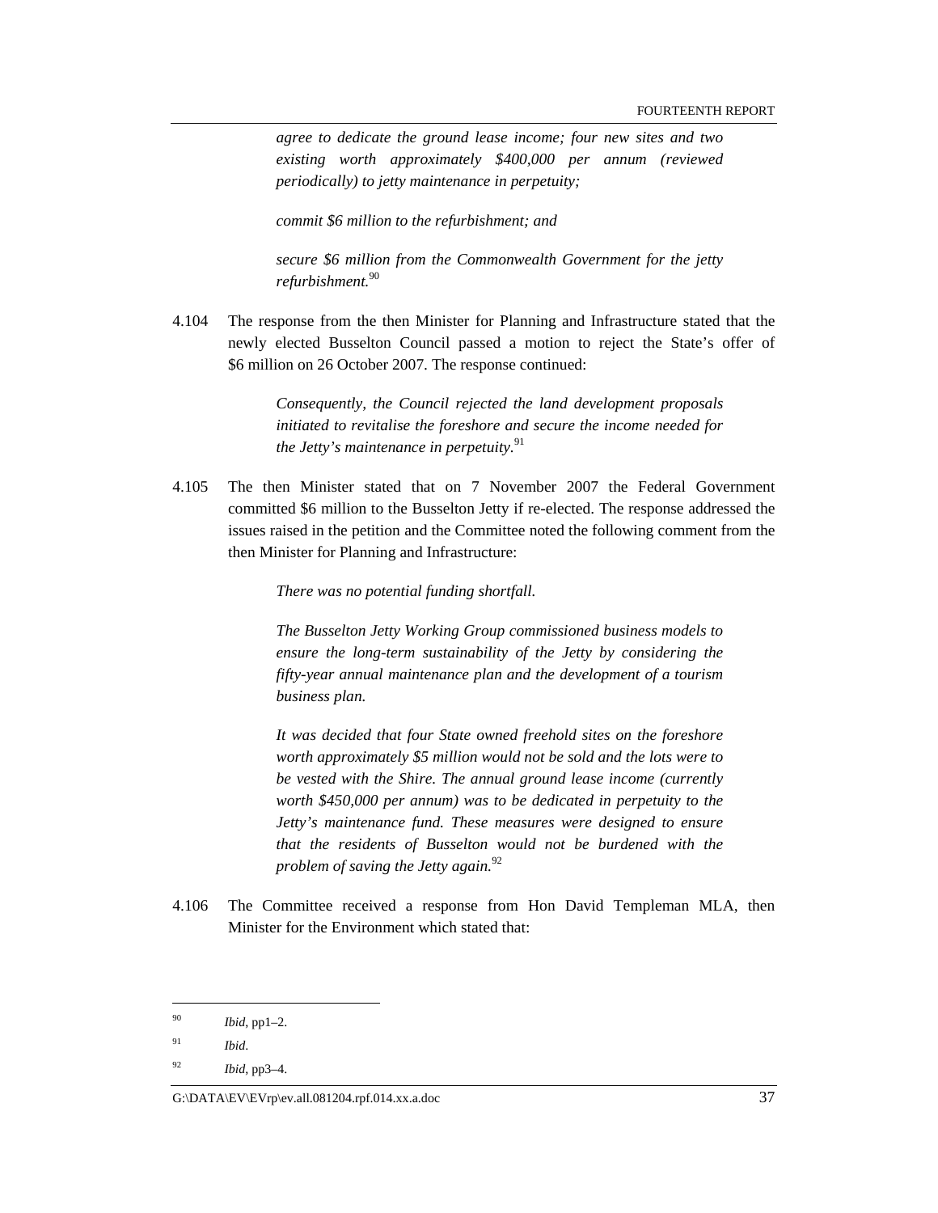*agree to dedicate the ground lease income; four new sites and two existing worth approximately $400,000 per annum (reviewed periodically) to jetty maintenance in perpetuity;*

*commit $6 million to the refurbishment; and*

*secure $6 million from the Commonwealth Government for the jetty refurbishment.*[90]

4.104 The response from the then Minister for Planning and Infrastructure stated that the newly elected Busselton Council passed a motion to reject the State's offer of $6 million on 26 October 2007. The response continued:

> *Consequently, the Council rejected the land development proposals initiated to revitalise the foreshore and secure the income needed for the Jetty's maintenance in perpetuity.*[91]

4.105 The then Minister stated that on 7 November 2007 the Federal Government committed $6 million to the Busselton Jetty if re-elected. The response addressed the issues raised in the petition and the Committee noted the following comment from the then Minister for Planning and Infrastructure:

> *There was no potential funding shortfall.*
>
> *The Busselton Jetty Working Group commissioned business models to ensure the long-term sustainability of the Jetty by considering the fifty-year annual maintenance plan and the development of a tourism business plan.*
>
> *It was decided that four State owned freehold sites on the foreshore worth approximately $5 million would not be sold and the lots were to be vested with the Shire. The annual ground lease income (currently worth $450,000 per annum) was to be dedicated in perpetuity to the Jetty's maintenance fund. These measures were designed to ensure that the residents of Busselton would not be burdened with the problem of saving the Jetty again.*[92]

4.106 The Committee received a response from Hon David Templeman MLA, then Minister for the Environment which stated that:

---

[90] *Ibid*, pp1–2.

[91] *Ibid*.

[92] *Ibid*, pp3–4.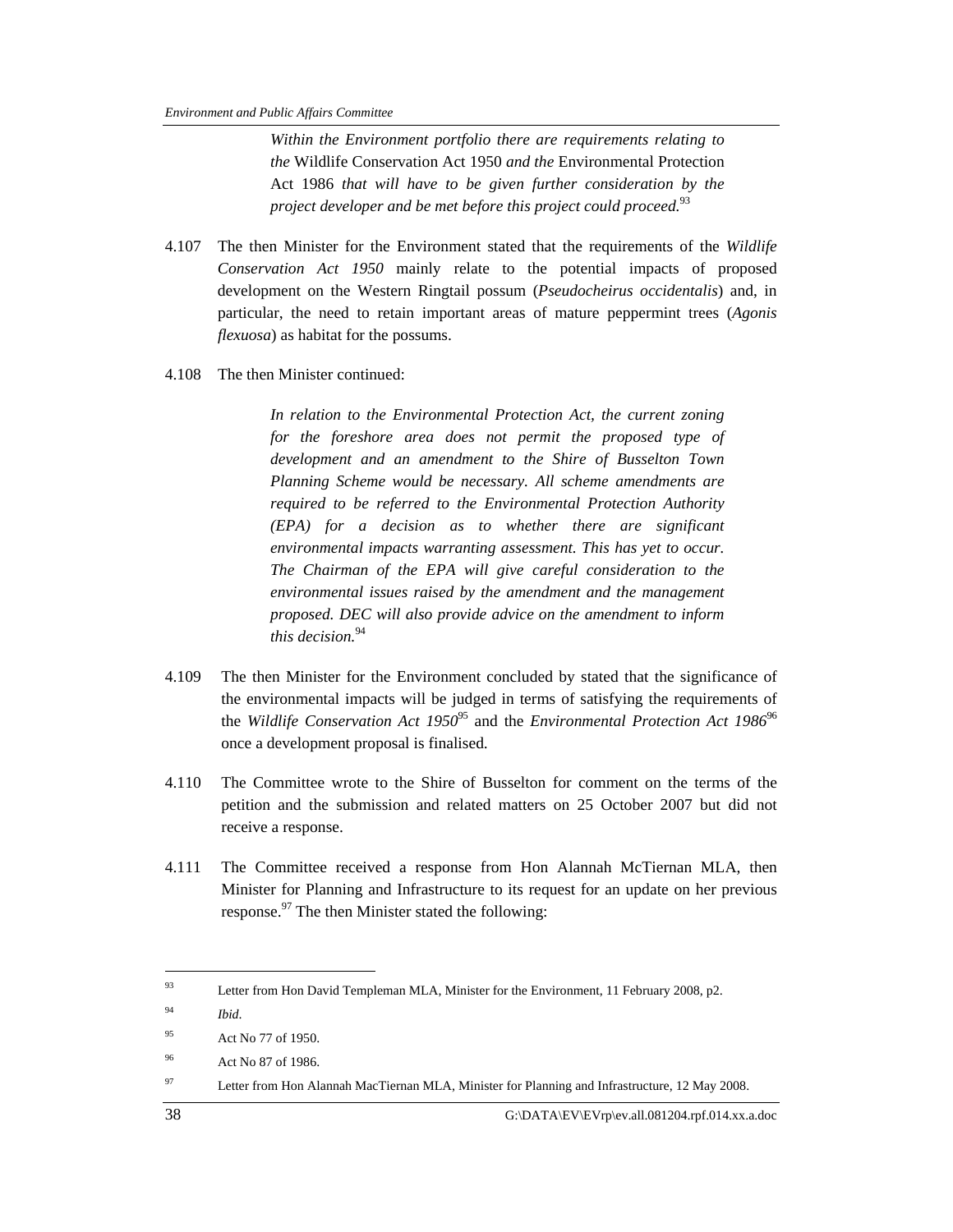> *Within the Environment portfolio there are requirements relating to the* Wildlife Conservation Act 1950 *and the* Environmental Protection Act 1986 *that will have to be given further consideration by the project developer and be met before this project could proceed.*[93]

4.107 The then Minister for the Environment stated that the requirements of the *Wildlife Conservation Act 1950* mainly relate to the potential impacts of proposed development on the Western Ringtail possum (*Pseudocheirus occidentalis*) and, in particular, the need to retain important areas of mature peppermint trees (*Agonis flexuosa*) as habitat for the possums.

4.108 The then Minister continued:

> *In relation to the Environmental Protection Act, the current zoning for the foreshore area does not permit the proposed type of development and an amendment to the Shire of Busselton Town Planning Scheme would be necessary. All scheme amendments are required to be referred to the Environmental Protection Authority (EPA) for a decision as to whether there are significant environmental impacts warranting assessment. This has yet to occur. The Chairman of the EPA will give careful consideration to the environmental issues raised by the amendment and the management proposed. DEC will also provide advice on the amendment to inform this decision.*[94]

4.109 The then Minister for the Environment concluded by stated that the significance of the environmental impacts will be judged in terms of satisfying the requirements of the *Wildlife Conservation Act 1950*[95] and the *Environmental Protection Act 1986*[96] once a development proposal is finalised.

4.110 The Committee wrote to the Shire of Busselton for comment on the terms of the petition and the submission and related matters on 25 October 2007 but did not receive a response.

4.111 The Committee received a response from Hon Alannah McTiernan MLA, then Minister for Planning and Infrastructure to its request for an update on her previous response.[97] The then Minister stated the following:

---

[93] Letter from Hon David Templeman MLA, Minister for the Environment, 11 February 2008, p2.

[94] *Ibid*.

[95] Act No 77 of 1950.

[96] Act No 87 of 1986.

[97] Letter from Hon Alannah MacTiernan MLA, Minister for Planning and Infrastructure, 12 May 2008.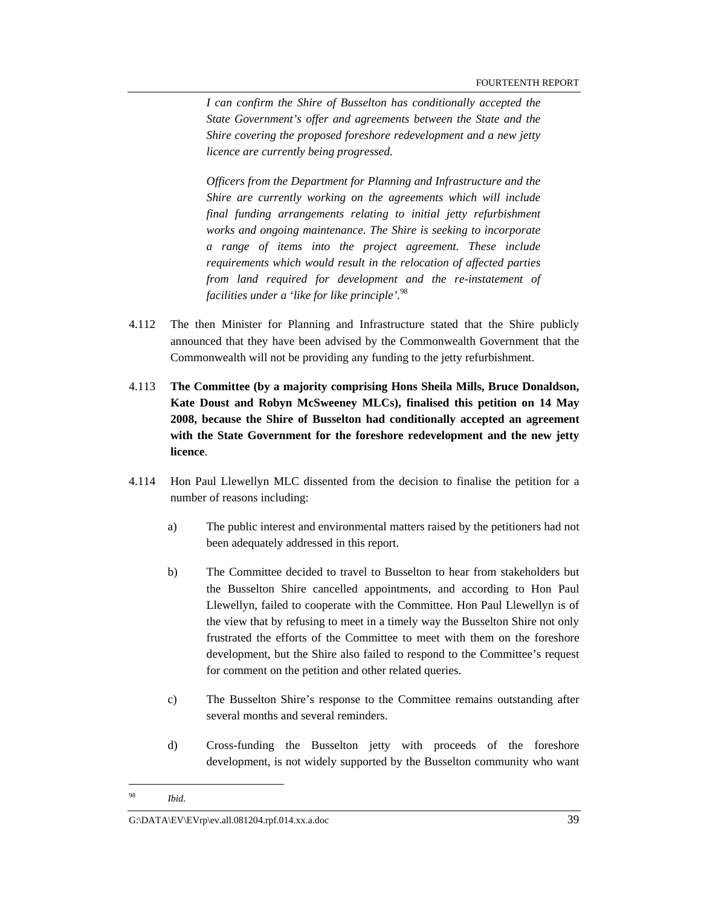*I can confirm the Shire of Busselton has conditionally accepted the State Government's offer and agreements between the State and the Shire covering the proposed foreshore redevelopment and a new jetty licence are currently being progressed.*

*Officers from the Department for Planning and Infrastructure and the Shire are currently working on the agreements which will include final funding arrangements relating to initial jetty refurbishment works and ongoing maintenance. The Shire is seeking to incorporate a range of items into the project agreement. These include requirements which would result in the relocation of affected parties from land required for development and the re-instatement of facilities under a 'like for like principle'.*[98]

4.112 The then Minister for Planning and Infrastructure stated that the Shire publicly announced that they have been advised by the Commonwealth Government that the Commonwealth will not be providing any funding to the jetty refurbishment.

4.113 **The Committee (by a majority comprising Hons Sheila Mills, Bruce Donaldson, Kate Doust and Robyn McSweeney MLCs), finalised this petition on 14 May 2008, because the Shire of Busselton had conditionally accepted an agreement with the State Government for the foreshore redevelopment and the new jetty licence**.

4.114 Hon Paul Llewellyn MLC dissented from the decision to finalise the petition for a number of reasons including:

a) The public interest and environmental matters raised by the petitioners had not been adequately addressed in this report.

b) The Committee decided to travel to Busselton to hear from stakeholders but the Busselton Shire cancelled appointments, and according to Hon Paul Llewellyn, failed to cooperate with the Committee. Hon Paul Llewellyn is of the view that by refusing to meet in a timely way the Busselton Shire not only frustrated the efforts of the Committee to meet with them on the foreshore development, but the Shire also failed to respond to the Committee's request for comment on the petition and other related queries.

c) The Busselton Shire's response to the Committee remains outstanding after several months and several reminders.

d) Cross-funding the Busselton jetty with proceeds of the foreshore development, is not widely supported by the Busselton community who want

[98] *Ibid.*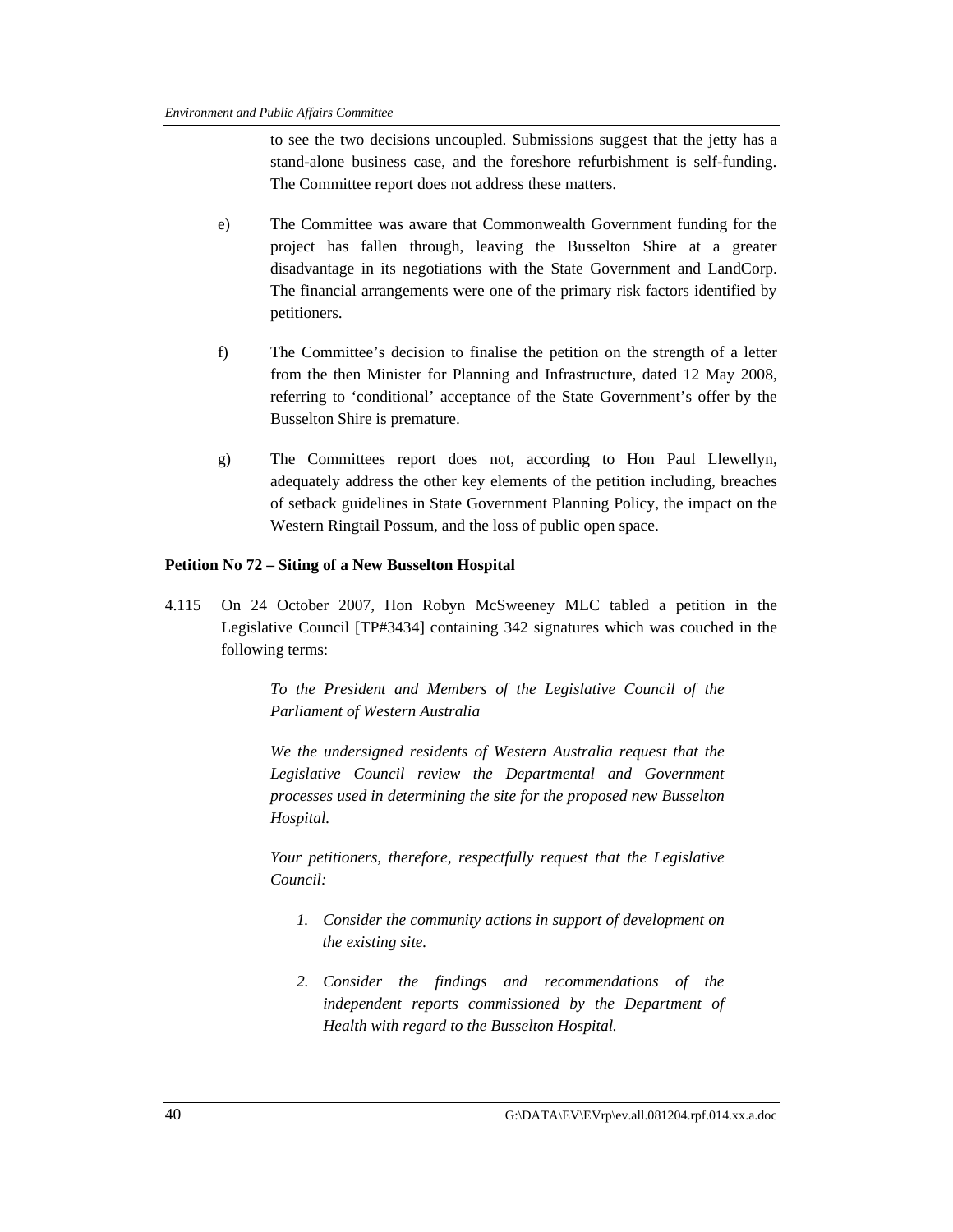to see the two decisions uncoupled. Submissions suggest that the jetty has a stand-alone business case, and the foreshore refurbishment is self-funding. The Committee report does not address these matters.

e) The Committee was aware that Commonwealth Government funding for the project has fallen through, leaving the Busselton Shire at a greater disadvantage in its negotiations with the State Government and LandCorp. The financial arrangements were one of the primary risk factors identified by petitioners.

f) The Committee's decision to finalise the petition on the strength of a letter from the then Minister for Planning and Infrastructure, dated 12 May 2008, referring to 'conditional' acceptance of the State Government's offer by the Busselton Shire is premature.

g) The Committees report does not, according to Hon Paul Llewellyn, adequately address the other key elements of the petition including, breaches of setback guidelines in State Government Planning Policy, the impact on the Western Ringtail Possum, and the loss of public open space.

**Petition No 72 – Siting of a New Busselton Hospital**

4.115 On 24 October 2007, Hon Robyn McSweeney MLC tabled a petition in the Legislative Council [TP#3434] containing 342 signatures which was couched in the following terms:

> *To the President and Members of the Legislative Council of the Parliament of Western Australia*
>
> *We the undersigned residents of Western Australia request that the Legislative Council review the Departmental and Government processes used in determining the site for the proposed new Busselton Hospital.*
>
> *Your petitioners, therefore, respectfully request that the Legislative Council:*
>
> 1. *Consider the community actions in support of development on the existing site.*
> 2. *Consider the findings and recommendations of the independent reports commissioned by the Department of Health with regard to the Busselton Hospital.*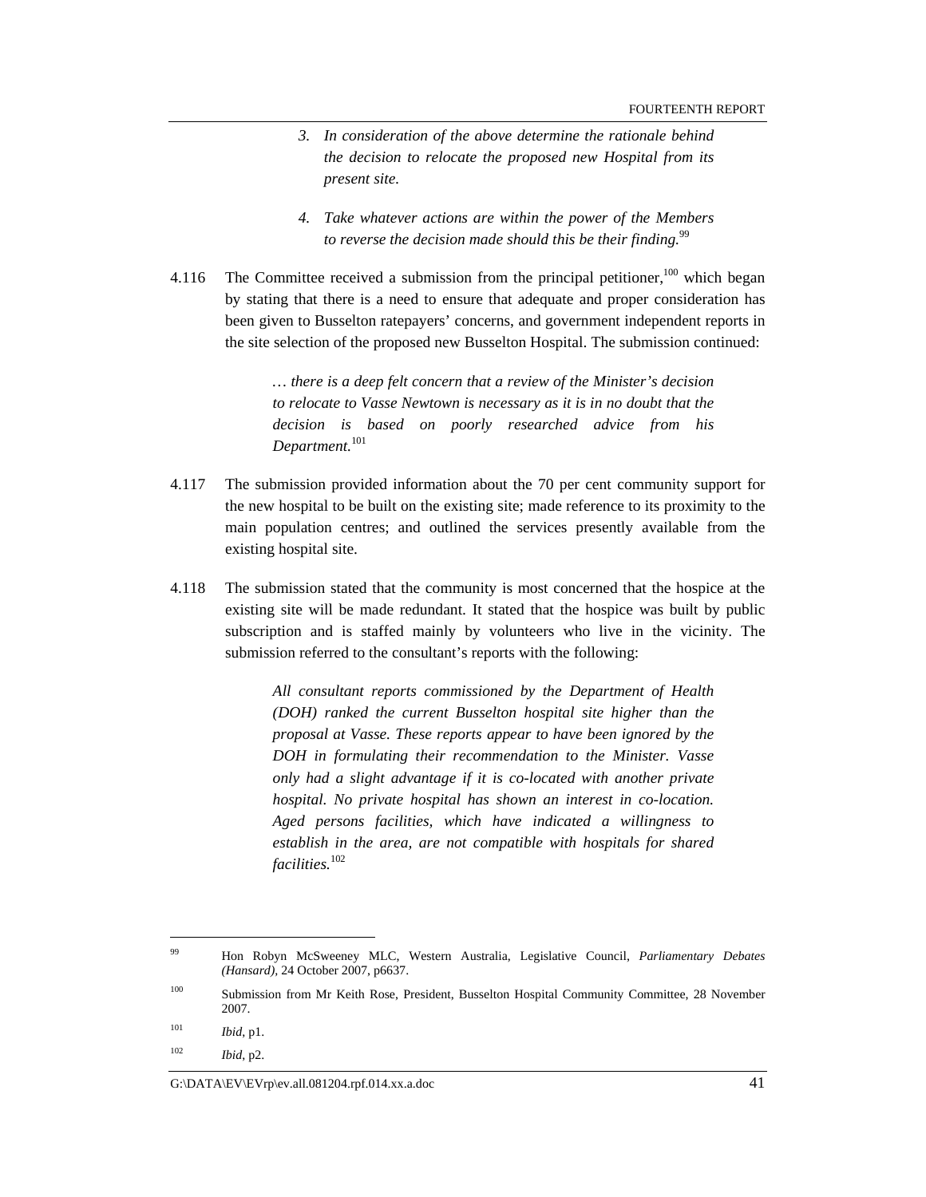> 3. *In consideration of the above determine the rationale behind the decision to relocate the proposed new Hospital from its present site.*
>
> 4. *Take whatever actions are within the power of the Members to reverse the decision made should this be their finding.*[99]

4.116 The Committee received a submission from the principal petitioner,[100] which began by stating that there is a need to ensure that adequate and proper consideration has been given to Busselton ratepayers' concerns, and government independent reports in the site selection of the proposed new Busselton Hospital. The submission continued:

> *… there is a deep felt concern that a review of the Minister's decision to relocate to Vasse Newtown is necessary as it is in no doubt that the decision is based on poorly researched advice from his Department.*[101]

4.117 The submission provided information about the 70 per cent community support for the new hospital to be built on the existing site; made reference to its proximity to the main population centres; and outlined the services presently available from the existing hospital site.

4.118 The submission stated that the community is most concerned that the hospice at the existing site will be made redundant. It stated that the hospice was built by public subscription and is staffed mainly by volunteers who live in the vicinity. The submission referred to the consultant's reports with the following:

> *All consultant reports commissioned by the Department of Health (DOH) ranked the current Busselton hospital site higher than the proposal at Vasse. These reports appear to have been ignored by the DOH in formulating their recommendation to the Minister. Vasse only had a slight advantage if it is co-located with another private hospital. No private hospital has shown an interest in co-location. Aged persons facilities, which have indicated a willingness to establish in the area, are not compatible with hospitals for shared facilities.*[102]

---

[99] Hon Robyn McSweeney MLC, Western Australia, Legislative Council, *Parliamentary Debates (Hansard)*, 24 October 2007, p6637.

[100] Submission from Mr Keith Rose, President, Busselton Hospital Community Committee, 28 November 2007.

[101] *Ibid*, p1.

[102] *Ibid*, p2.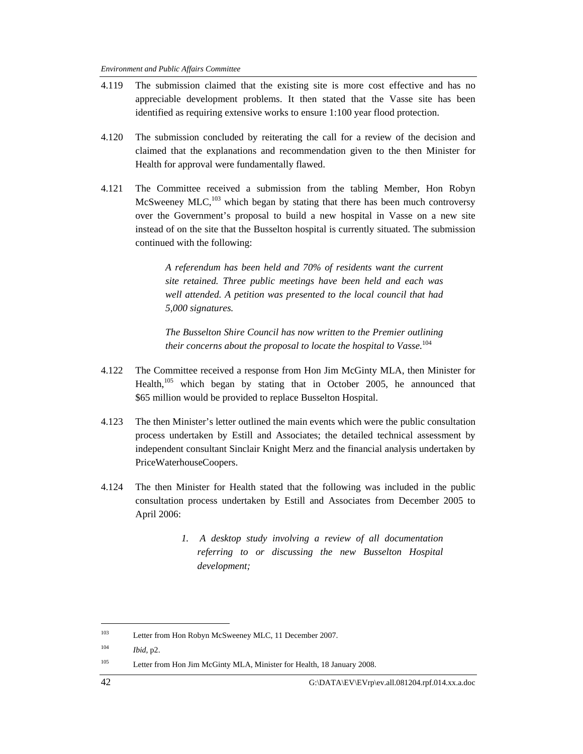4.119 The submission claimed that the existing site is more cost effective and has no appreciable development problems. It then stated that the Vasse site has been identified as requiring extensive works to ensure 1:100 year flood protection.

4.120 The submission concluded by reiterating the call for a review of the decision and claimed that the explanations and recommendation given to the then Minister for Health for approval were fundamentally flawed.

4.121 The Committee received a submission from the tabling Member, Hon Robyn McSweeney MLC,[103] which began by stating that there has been much controversy over the Government's proposal to build a new hospital in Vasse on a new site instead of on the site that the Busselton hospital is currently situated. The submission continued with the following:

> *A referendum has been held and 70% of residents want the current site retained. Three public meetings have been held and each was well attended. A petition was presented to the local council that had 5,000 signatures.*
>
> *The Busselton Shire Council has now written to the Premier outlining their concerns about the proposal to locate the hospital to Vasse.*[104]

4.122 The Committee received a response from Hon Jim McGinty MLA, then Minister for Health,[105] which began by stating that in October 2005, he announced that $65 million would be provided to replace Busselton Hospital.

4.123 The then Minister's letter outlined the main events which were the public consultation process undertaken by Estill and Associates; the detailed technical assessment by independent consultant Sinclair Knight Merz and the financial analysis undertaken by PriceWaterhouseCoopers.

4.124 The then Minister for Health stated that the following was included in the public consultation process undertaken by Estill and Associates from December 2005 to April 2006:

> *1. A desktop study involving a review of all documentation referring to or discussing the new Busselton Hospital development;*

---

103 Letter from Hon Robyn McSweeney MLC, 11 December 2007.

104 *Ibid*, p2.

105 Letter from Hon Jim McGinty MLA, Minister for Health, 18 January 2008.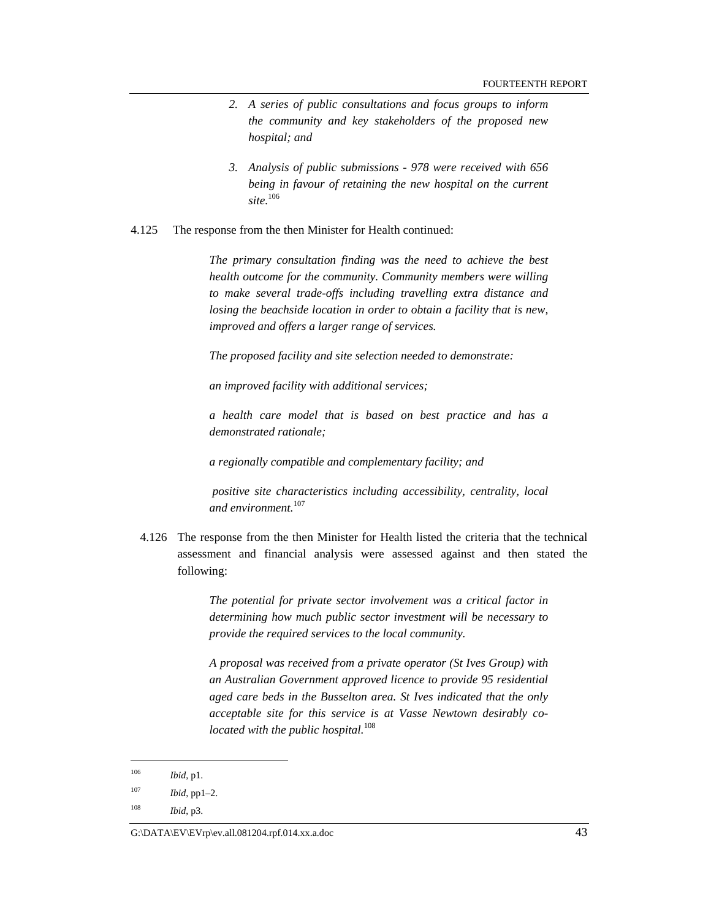> 2. *A series of public consultations and focus groups to inform the community and key stakeholders of the proposed new hospital; and*
>
> 3. *Analysis of public submissions - 978 were received with 656 being in favour of retaining the new hospital on the current site.*[106]

4.125 The response from the then Minister for Health continued:

> *The primary consultation finding was the need to achieve the best health outcome for the community. Community members were willing to make several trade-offs including travelling extra distance and losing the beachside location in order to obtain a facility that is new, improved and offers a larger range of services.*
>
> *The proposed facility and site selection needed to demonstrate:*
>
> *an improved facility with additional services;*
>
> *a health care model that is based on best practice and has a demonstrated rationale;*
>
> *a regionally compatible and complementary facility; and*
>
> *positive site characteristics including accessibility, centrality, local and environment.*[107]

4.126 The response from the then Minister for Health listed the criteria that the technical assessment and financial analysis were assessed against and then stated the following:

> *The potential for private sector involvement was a critical factor in determining how much public sector investment will be necessary to provide the required services to the local community.*
>
> *A proposal was received from a private operator (St Ives Group) with an Australian Government approved licence to provide 95 residential aged care beds in the Busselton area. St Ives indicated that the only acceptable site for this service is at Vasse Newtown desirably co-located with the public hospital.*[108]

---

106 *Ibid*, p1.

107 *Ibid*, pp1–2.

108 *Ibid*, p3.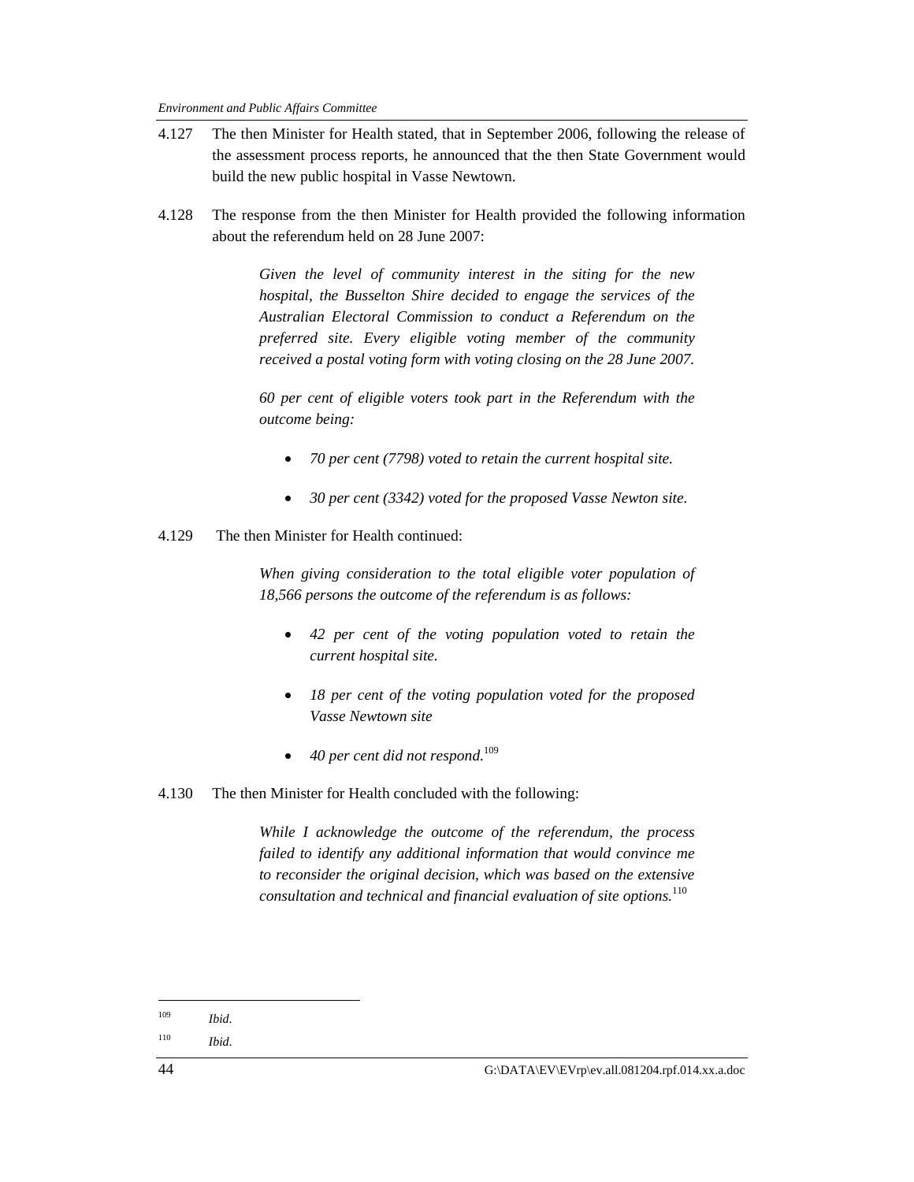4.127 The then Minister for Health stated, that in September 2006, following the release of the assessment process reports, he announced that the then State Government would build the new public hospital in Vasse Newtown.

4.128 The response from the then Minister for Health provided the following information about the referendum held on 28 June 2007:

> *Given the level of community interest in the siting for the new hospital, the Busselton Shire decided to engage the services of the Australian Electoral Commission to conduct a Referendum on the preferred site. Every eligible voting member of the community received a postal voting form with voting closing on the 28 June 2007.*
>
> *60 per cent of eligible voters took part in the Referendum with the outcome being:*
>
> - *70 per cent (7798) voted to retain the current hospital site.*
> - *30 per cent (3342) voted for the proposed Vasse Newton site.*

4.129 The then Minister for Health continued:

> *When giving consideration to the total eligible voter population of 18,566 persons the outcome of the referendum is as follows:*
>
> - *42 per cent of the voting population voted to retain the current hospital site.*
> - *18 per cent of the voting population voted for the proposed Vasse Newtown site*
> - *40 per cent did not respond.*[109]

4.130 The then Minister for Health concluded with the following:

> *While I acknowledge the outcome of the referendum, the process failed to identify any additional information that would convince me to reconsider the original decision, which was based on the extensive consultation and technical and financial evaluation of site options.*[110]

---

[109] *Ibid*.

[110] *Ibid*.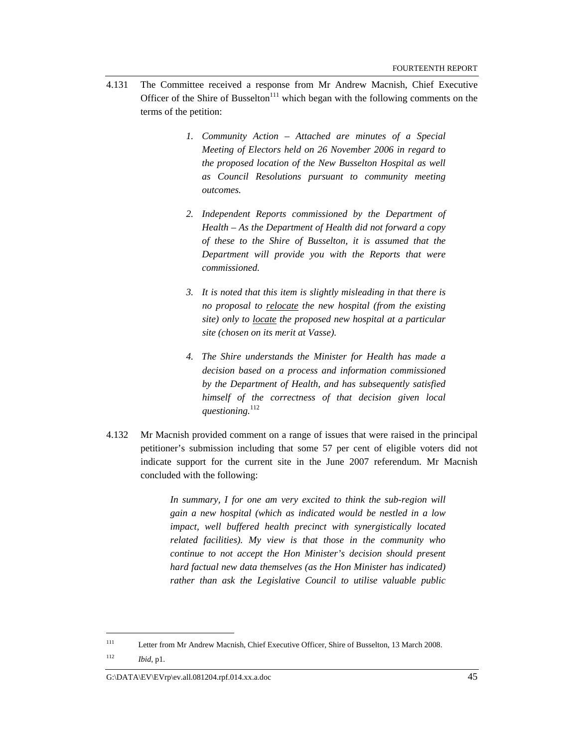4.131 The Committee received a response from Mr Andrew Macnish, Chief Executive Officer of the Shire of Busselton[111] which began with the following comments on the terms of the petition:

> 1. *Community Action – Attached are minutes of a Special Meeting of Electors held on 26 November 2006 in regard to the proposed location of the New Busselton Hospital as well as Council Resolutions pursuant to community meeting outcomes.*
>
> 2. *Independent Reports commissioned by the Department of Health – As the Department of Health did not forward a copy of these to the Shire of Busselton, it is assumed that the Department will provide you with the Reports that were commissioned.*
>
> 3. *It is noted that this item is slightly misleading in that there is no proposal to <u>relocate</u> the new hospital (from the existing site) only to <u>locate</u> the proposed new hospital at a particular site (chosen on its merit at Vasse).*
>
> 4. *The Shire understands the Minister for Health has made a decision based on a process and information commissioned by the Department of Health, and has subsequently satisfied himself of the correctness of that decision given local questioning.*[112]

4.132 Mr Macnish provided comment on a range of issues that were raised in the principal petitioner's submission including that some 57 per cent of eligible voters did not indicate support for the current site in the June 2007 referendum. Mr Macnish concluded with the following:

> *In summary, I for one am very excited to think the sub-region will gain a new hospital (which as indicated would be nestled in a low impact, well buffered health precinct with synergistically located related facilities). My view is that those in the community who continue to not accept the Hon Minister's decision should present hard factual new data themselves (as the Hon Minister has indicated) rather than ask the Legislative Council to utilise valuable public*

---

[111] Letter from Mr Andrew Macnish, Chief Executive Officer, Shire of Busselton, 13 March 2008.

[112] *Ibid*, p1.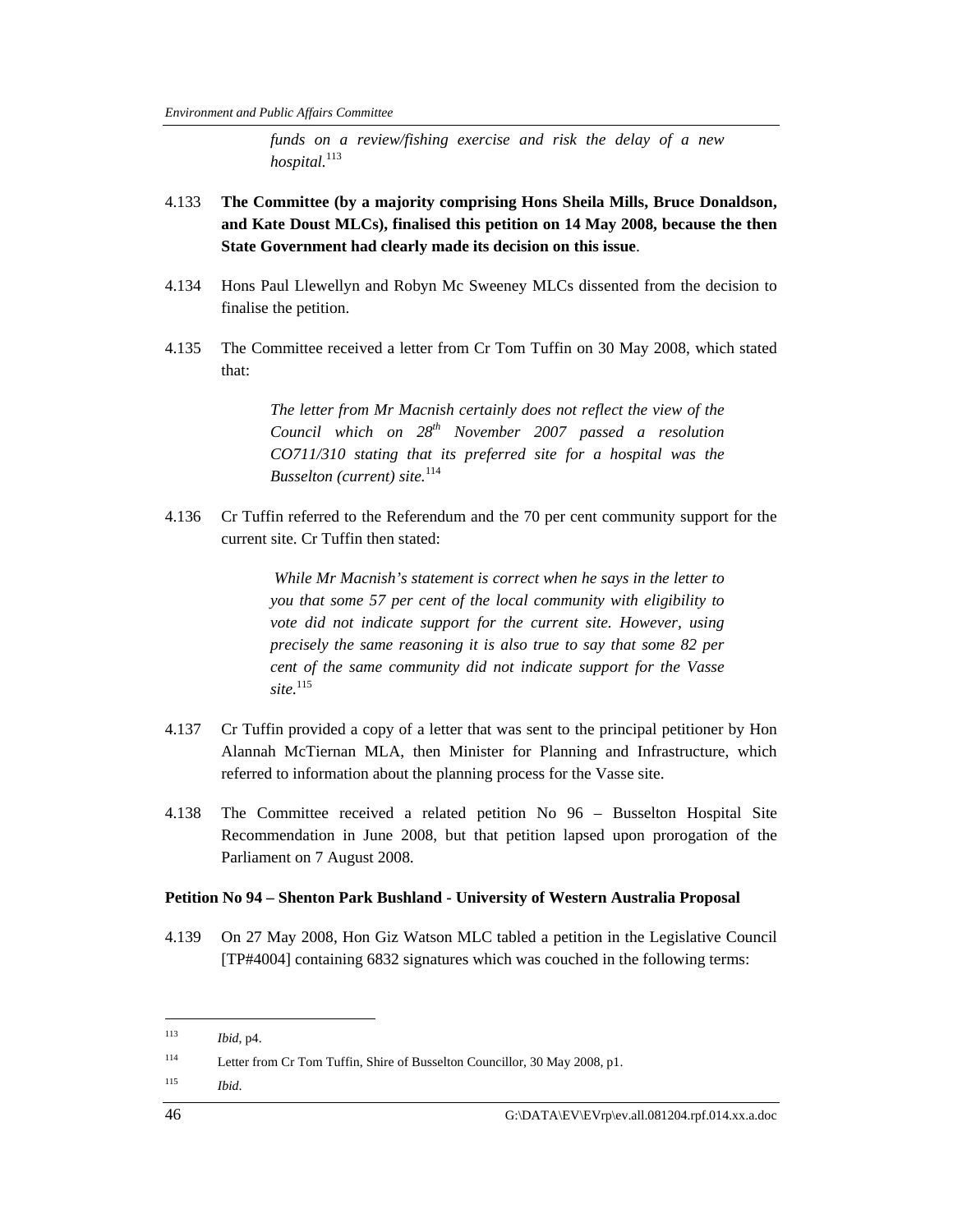> *funds on a review/fishing exercise and risk the delay of a new hospital.*[113]

4.133 **The Committee (by a majority comprising Hons Sheila Mills, Bruce Donaldson, and Kate Doust MLCs), finalised this petition on 14 May 2008, because the then State Government had clearly made its decision on this issue**.

4.134 Hons Paul Llewellyn and Robyn Mc Sweeney MLCs dissented from the decision to finalise the petition.

4.135 The Committee received a letter from Cr Tom Tuffin on 30 May 2008, which stated that:

> *The letter from Mr Macnish certainly does not reflect the view of the Council which on 28th November 2007 passed a resolution CO711/310 stating that its preferred site for a hospital was the Busselton (current) site.*[114]

4.136 Cr Tuffin referred to the Referendum and the 70 per cent community support for the current site. Cr Tuffin then stated:

> *While Mr Macnish's statement is correct when he says in the letter to you that some 57 per cent of the local community with eligibility to vote did not indicate support for the current site. However, using precisely the same reasoning it is also true to say that some 82 per cent of the same community did not indicate support for the Vasse site.*[115]

4.137 Cr Tuffin provided a copy of a letter that was sent to the principal petitioner by Hon Alannah McTiernan MLA, then Minister for Planning and Infrastructure, which referred to information about the planning process for the Vasse site.

4.138 The Committee received a related petition No 96 – Busselton Hospital Site Recommendation in June 2008, but that petition lapsed upon prorogation of the Parliament on 7 August 2008.

**Petition No 94 – Shenton Park Bushland - University of Western Australia Proposal**

4.139 On 27 May 2008, Hon Giz Watson MLC tabled a petition in the Legislative Council [TP#4004] containing 6832 signatures which was couched in the following terms:

---

113 *Ibid*, p4.

114 Letter from Cr Tom Tuffin, Shire of Busselton Councillor, 30 May 2008, p1.

115 *Ibid*.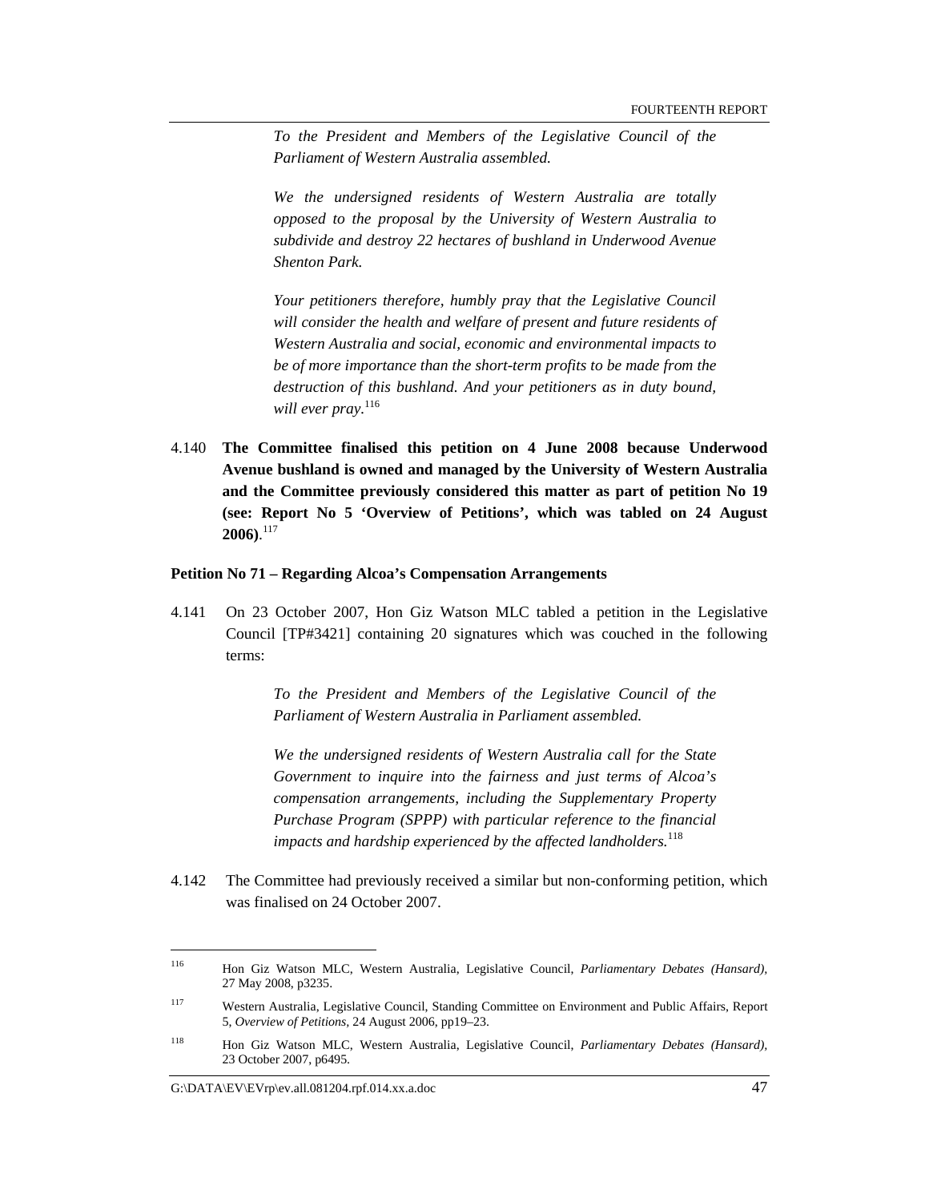*To the President and Members of the Legislative Council of the Parliament of Western Australia assembled.*

*We the undersigned residents of Western Australia are totally opposed to the proposal by the University of Western Australia to subdivide and destroy 22 hectares of bushland in Underwood Avenue Shenton Park.*

*Your petitioners therefore, humbly pray that the Legislative Council will consider the health and welfare of present and future residents of Western Australia and social, economic and environmental impacts to be of more importance than the short-term profits to be made from the destruction of this bushland. And your petitioners as in duty bound, will ever pray.*[116]

4.140 **The Committee finalised this petition on 4 June 2008 because Underwood Avenue bushland is owned and managed by the University of Western Australia and the Committee previously considered this matter as part of petition No 19 (see: Report No 5 'Overview of Petitions', which was tabled on 24 August 2006)**.[117]

**Petition No 71 – Regarding Alcoa's Compensation Arrangements**

4.141 On 23 October 2007, Hon Giz Watson MLC tabled a petition in the Legislative Council [TP#3421] containing 20 signatures which was couched in the following terms:

*To the President and Members of the Legislative Council of the Parliament of Western Australia in Parliament assembled.*

*We the undersigned residents of Western Australia call for the State Government to inquire into the fairness and just terms of Alcoa's compensation arrangements, including the Supplementary Property Purchase Program (SPPP) with particular reference to the financial impacts and hardship experienced by the affected landholders.*[118]

4.142 The Committee had previously received a similar but non-conforming petition, which was finalised on 24 October 2007.

---

116 Hon Giz Watson MLC, Western Australia, Legislative Council, *Parliamentary Debates (Hansard)*, 27 May 2008, p3235.

117 Western Australia, Legislative Council, Standing Committee on Environment and Public Affairs, Report 5, *Overview of Petitions*, 24 August 2006, pp19–23.

118 Hon Giz Watson MLC, Western Australia, Legislative Council, *Parliamentary Debates (Hansard)*, 23 October 2007, p6495.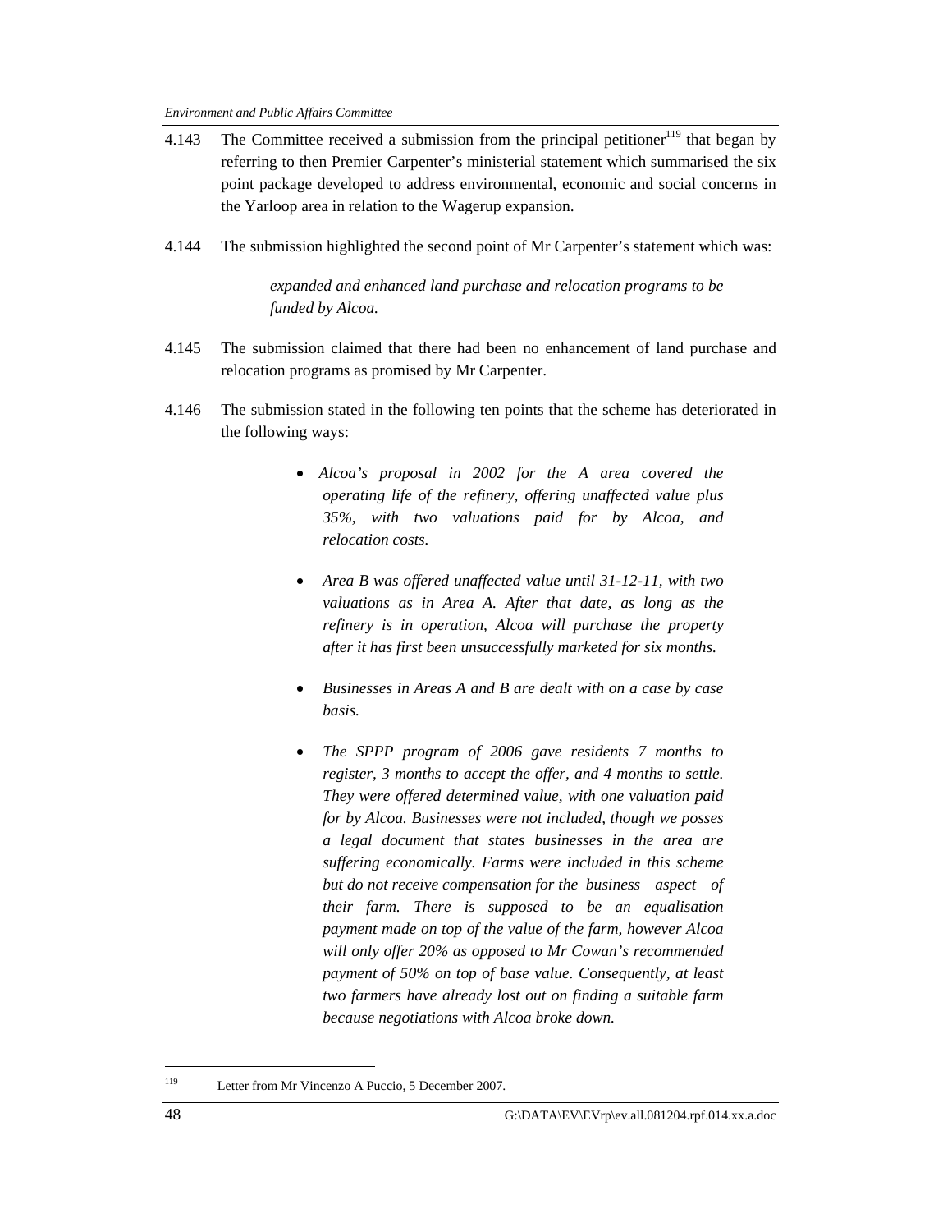4.143 The Committee received a submission from the principal petitioner[119] that began by referring to then Premier Carpenter's ministerial statement which summarised the six point package developed to address environmental, economic and social concerns in the Yarloop area in relation to the Wagerup expansion.

4.144 The submission highlighted the second point of Mr Carpenter's statement which was:

> *expanded and enhanced land purchase and relocation programs to be funded by Alcoa.*

4.145 The submission claimed that there had been no enhancement of land purchase and relocation programs as promised by Mr Carpenter.

4.146 The submission stated in the following ten points that the scheme has deteriorated in the following ways:

> - *Alcoa's proposal in 2002 for the A area covered the operating life of the refinery, offering unaffected value plus 35%, with two valuations paid for by Alcoa, and relocation costs.*
> - *Area B was offered unaffected value until 31-12-11, with two valuations as in Area A. After that date, as long as the refinery is in operation, Alcoa will purchase the property after it has first been unsuccessfully marketed for six months.*
> - *Businesses in Areas A and B are dealt with on a case by case basis.*
> - *The SPPP program of 2006 gave residents 7 months to register, 3 months to accept the offer, and 4 months to settle. They were offered determined value, with one valuation paid for by Alcoa. Businesses were not included, though we posses a legal document that states businesses in the area are suffering economically. Farms were included in this scheme but do not receive compensation for the business aspect of their farm. There is supposed to be an equalisation payment made on top of the value of the farm, however Alcoa will only offer 20% as opposed to Mr Cowan's recommended payment of 50% on top of base value. Consequently, at least two farmers have already lost out on finding a suitable farm because negotiations with Alcoa broke down.*

[119] Letter from Mr Vincenzo A Puccio, 5 December 2007.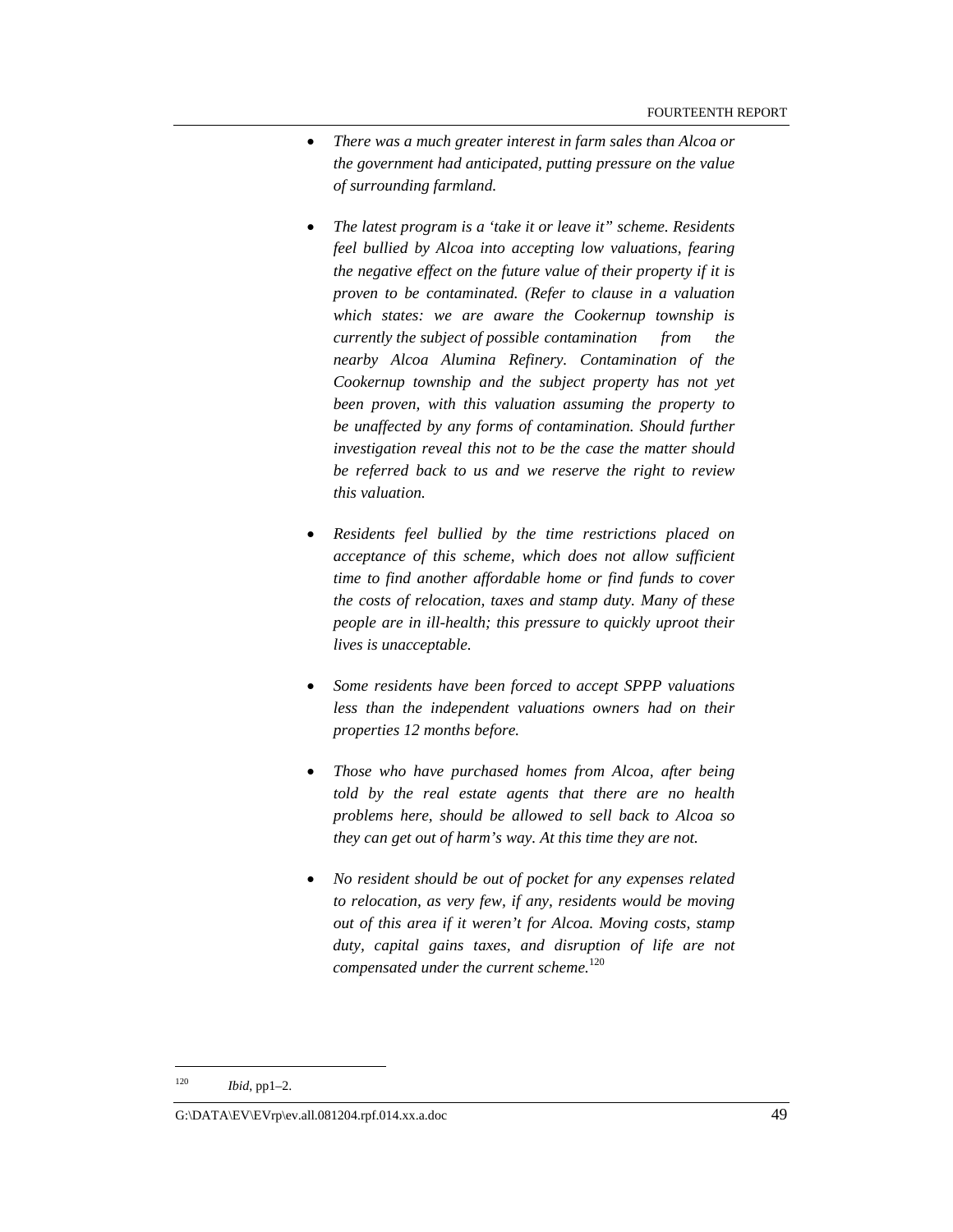- *There was a much greater interest in farm sales than Alcoa or the government had anticipated, putting pressure on the value of surrounding farmland.*

- *The latest program is a 'take it or leave it" scheme. Residents feel bullied by Alcoa into accepting low valuations, fearing the negative effect on the future value of their property if it is proven to be contaminated. (Refer to clause in a valuation which states: we are aware the Cookernup township is currently the subject of possible contamination from the nearby Alcoa Alumina Refinery. Contamination of the Cookernup township and the subject property has not yet been proven, with this valuation assuming the property to be unaffected by any forms of contamination. Should further investigation reveal this not to be the case the matter should be referred back to us and we reserve the right to review this valuation.*

- *Residents feel bullied by the time restrictions placed on acceptance of this scheme, which does not allow sufficient time to find another affordable home or find funds to cover the costs of relocation, taxes and stamp duty. Many of these people are in ill-health; this pressure to quickly uproot their lives is unacceptable.*

- *Some residents have been forced to accept SPPP valuations less than the independent valuations owners had on their properties 12 months before.*

- *Those who have purchased homes from Alcoa, after being told by the real estate agents that there are no health problems here, should be allowed to sell back to Alcoa so they can get out of harm's way. At this time they are not.*

- *No resident should be out of pocket for any expenses related to relocation, as very few, if any, residents would be moving out of this area if it weren't for Alcoa. Moving costs, stamp duty, capital gains taxes, and disruption of life are not compensated under the current scheme.*[120]

---

[120] *Ibid*, pp1–2.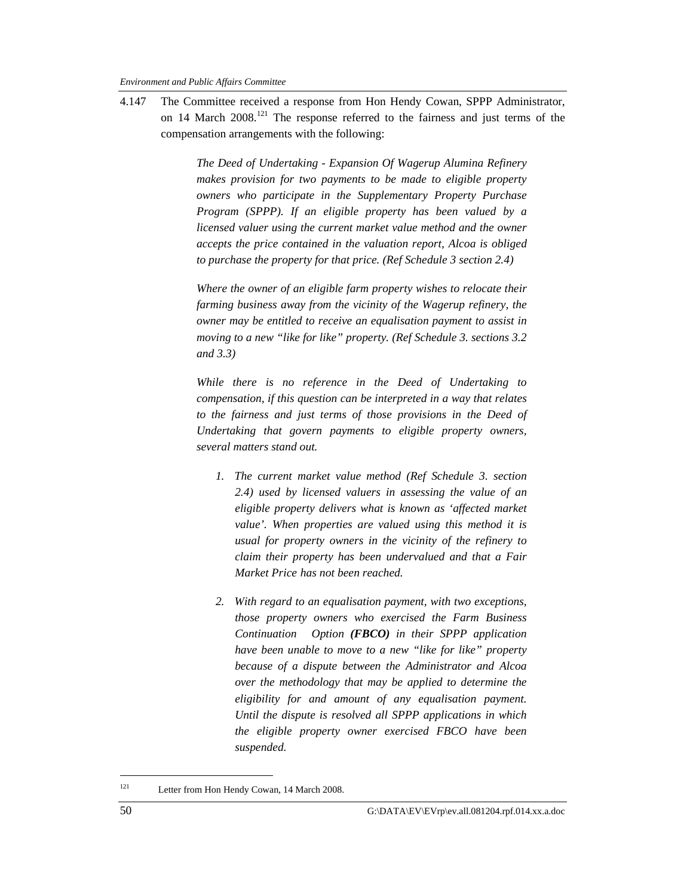4.147 The Committee received a response from Hon Hendy Cowan, SPPP Administrator, on 14 March 2008.[121] The response referred to the fairness and just terms of the compensation arrangements with the following:

> *The Deed of Undertaking - Expansion Of Wagerup Alumina Refinery makes provision for two payments to be made to eligible property owners who participate in the Supplementary Property Purchase Program (SPPP). If an eligible property has been valued by a licensed valuer using the current market value method and the owner accepts the price contained in the valuation report, Alcoa is obliged to purchase the property for that price. (Ref Schedule 3 section 2.4)*
>
> *Where the owner of an eligible farm property wishes to relocate their farming business away from the vicinity of the Wagerup refinery, the owner may be entitled to receive an equalisation payment to assist in moving to a new "like for like" property. (Ref Schedule 3. sections 3.2 and 3.3)*
>
> *While there is no reference in the Deed of Undertaking to compensation, if this question can be interpreted in a way that relates to the fairness and just terms of those provisions in the Deed of Undertaking that govern payments to eligible property owners, several matters stand out.*
>
> 1. *The current market value method (Ref Schedule 3. section 2.4) used by licensed valuers in assessing the value of an eligible property delivers what is known as 'affected market value'. When properties are valued using this method it is usual for property owners in the vicinity of the refinery to claim their property has been undervalued and that a Fair Market Price has not been reached.*
>
> 2. *With regard to an equalisation payment, with two exceptions, those property owners who exercised the Farm Business Continuation Option* ***(FBCO)*** *in their SPPP application have been unable to move to a new "like for like" property because of a dispute between the Administrator and Alcoa over the methodology that may be applied to determine the eligibility for and amount of any equalisation payment. Until the dispute is resolved all SPPP applications in which the eligible property owner exercised FBCO have been suspended.*

---

[121] Letter from Hon Hendy Cowan, 14 March 2008.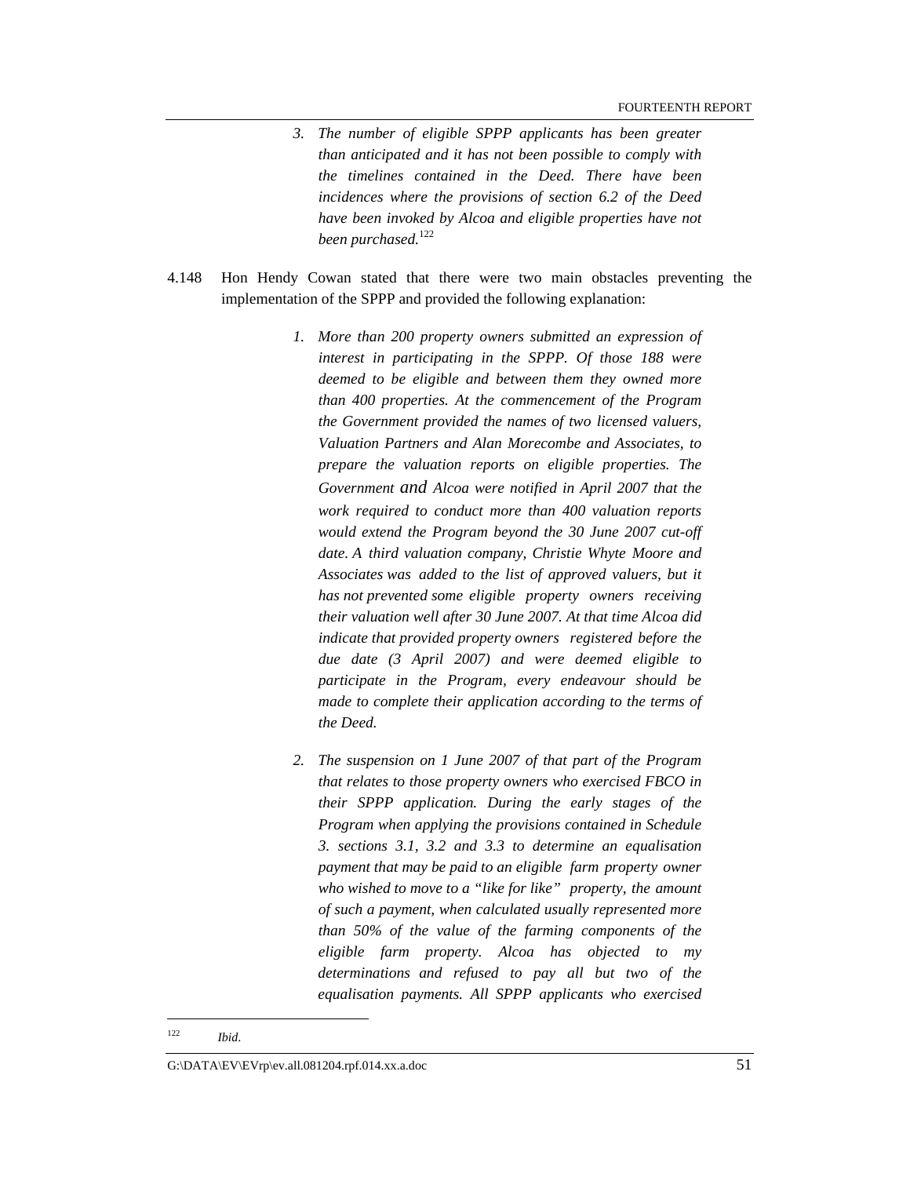> 3. *The number of eligible SPPP applicants has been greater than anticipated and it has not been possible to comply with the timelines contained in the Deed. There have been incidences where the provisions of section 6.2 of the Deed have been invoked by Alcoa and eligible properties have not been purchased.*[122]

4.148 Hon Hendy Cowan stated that there were two main obstacles preventing the implementation of the SPPP and provided the following explanation:

> 1. *More than 200 property owners submitted an expression of interest in participating in the SPPP. Of those 188 were deemed to be eligible and between them they owned more than 400 properties. At the commencement of the Program the Government provided the names of two licensed valuers, Valuation Partners and Alan Morecombe and Associates, to prepare the valuation reports on eligible properties. The Government and Alcoa were notified in April 2007 that the work required to conduct more than 400 valuation reports would extend the Program beyond the 30 June 2007 cut-off date. A third valuation company, Christie Whyte Moore and Associates was added to the list of approved valuers, but it has not prevented some eligible property owners receiving their valuation well after 30 June 2007. At that time Alcoa did indicate that provided property owners registered before the due date (3 April 2007) and were deemed eligible to participate in the Program, every endeavour should be made to complete their application according to the terms of the Deed.*
>
> 2. *The suspension on 1 June 2007 of that part of the Program that relates to those property owners who exercised FBCO in their SPPP application. During the early stages of the Program when applying the provisions contained in Schedule 3. sections 3.1, 3.2 and 3.3 to determine an equalisation payment that may be paid to an eligible farm property owner who wished to move to a "like for like" property, the amount of such a payment, when calculated usually represented more than 50% of the value of the farming components of the eligible farm property. Alcoa has objected to my determinations and refused to pay all but two of the equalisation payments. All SPPP applicants who exercised*

---

[122] *Ibid.*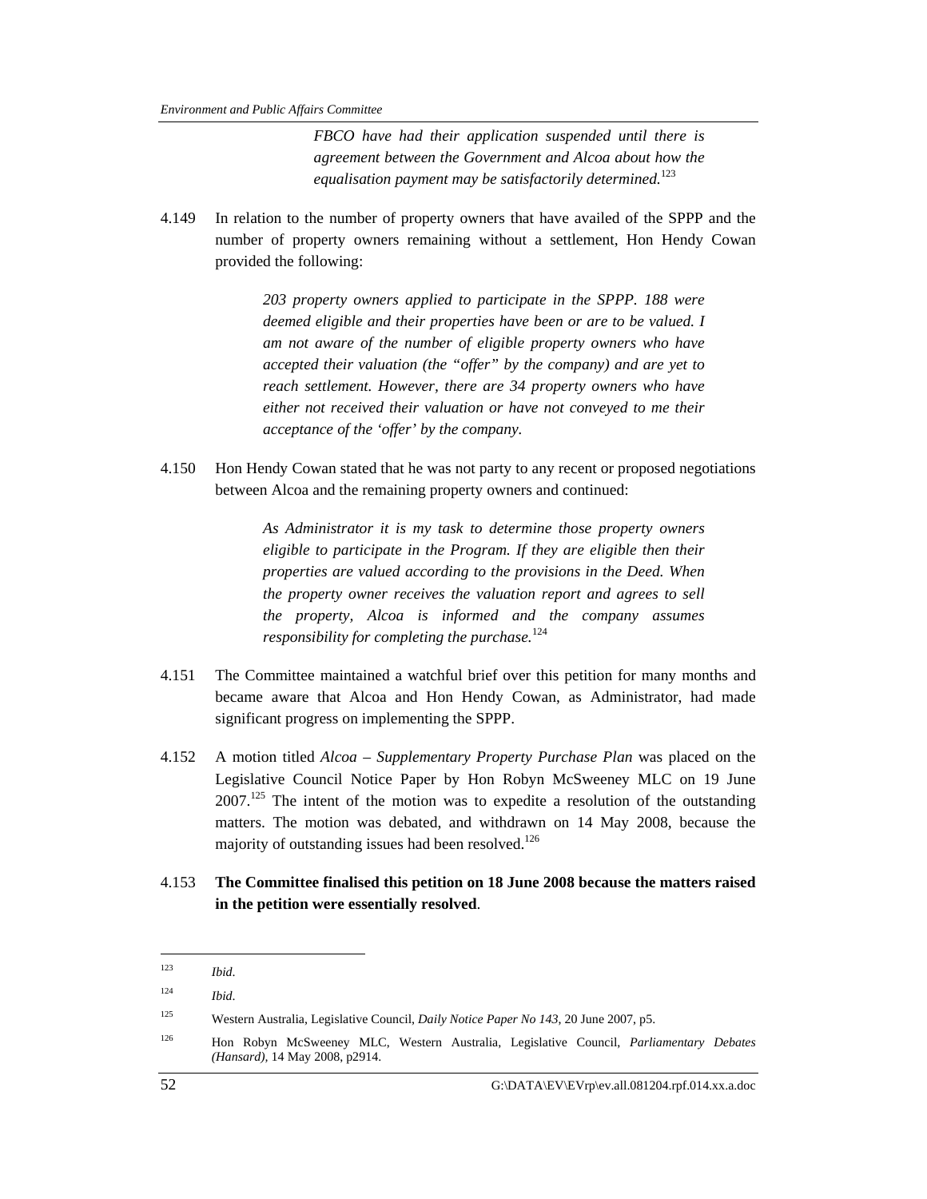> *FBCO have had their application suspended until there is agreement between the Government and Alcoa about how the equalisation payment may be satisfactorily determined.*[123]

4.149 In relation to the number of property owners that have availed of the SPPP and the number of property owners remaining without a settlement, Hon Hendy Cowan provided the following:

> *203 property owners applied to participate in the SPPP. 188 were deemed eligible and their properties have been or are to be valued. I am not aware of the number of eligible property owners who have accepted their valuation (the "offer" by the company) and are yet to reach settlement. However, there are 34 property owners who have either not received their valuation or have not conveyed to me their acceptance of the 'offer' by the company.*

4.150 Hon Hendy Cowan stated that he was not party to any recent or proposed negotiations between Alcoa and the remaining property owners and continued:

> *As Administrator it is my task to determine those property owners eligible to participate in the Program. If they are eligible then their properties are valued according to the provisions in the Deed. When the property owner receives the valuation report and agrees to sell the property, Alcoa is informed and the company assumes responsibility for completing the purchase.*[124]

4.151 The Committee maintained a watchful brief over this petition for many months and became aware that Alcoa and Hon Hendy Cowan, as Administrator, had made significant progress on implementing the SPPP.

4.152 A motion titled *Alcoa – Supplementary Property Purchase Plan* was placed on the Legislative Council Notice Paper by Hon Robyn McSweeney MLC on 19 June 2007.[125] The intent of the motion was to expedite a resolution of the outstanding matters. The motion was debated, and withdrawn on 14 May 2008, because the majority of outstanding issues had been resolved.[126]

4.153 **The Committee finalised this petition on 18 June 2008 because the matters raised in the petition were essentially resolved**.

---

[123] *Ibid*.

[124] *Ibid*.

[125] Western Australia, Legislative Council, *Daily Notice Paper No 143*, 20 June 2007, p5.

[126] Hon Robyn McSweeney MLC, Western Australia, Legislative Council, *Parliamentary Debates (Hansard)*, 14 May 2008, p2914.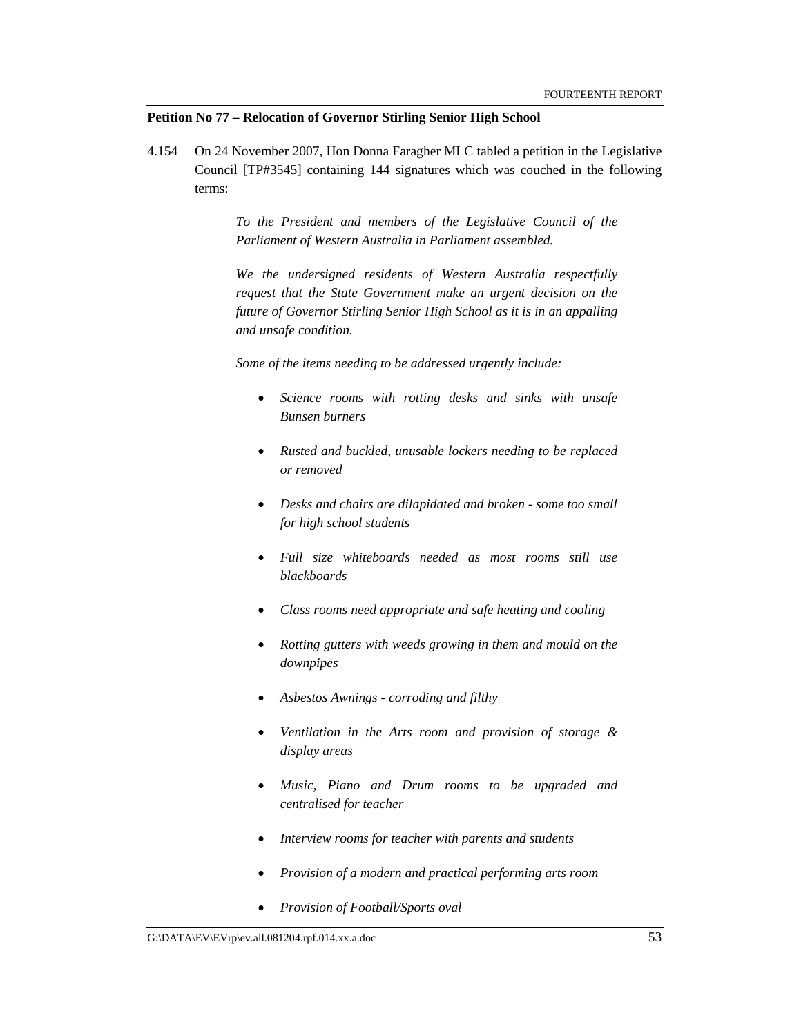**Petition No 77 – Relocation of Governor Stirling Senior High School**

4.154 On 24 November 2007, Hon Donna Faragher MLC tabled a petition in the Legislative Council [TP#3545] containing 144 signatures which was couched in the following terms:

> *To the President and members of the Legislative Council of the Parliament of Western Australia in Parliament assembled.*
>
> *We the undersigned residents of Western Australia respectfully request that the State Government make an urgent decision on the future of Governor Stirling Senior High School as it is in an appalling and unsafe condition.*
>
> *Some of the items needing to be addressed urgently include:*
>
> - *Science rooms with rotting desks and sinks with unsafe Bunsen burners*
> - *Rusted and buckled, unusable lockers needing to be replaced or removed*
> - *Desks and chairs are dilapidated and broken - some too small for high school students*
> - *Full size whiteboards needed as most rooms still use blackboards*
> - *Class rooms need appropriate and safe heating and cooling*
> - *Rotting gutters with weeds growing in them and mould on the downpipes*
> - *Asbestos Awnings - corroding and filthy*
> - *Ventilation in the Arts room and provision of storage & display areas*
> - *Music, Piano and Drum rooms to be upgraded and centralised for teacher*
> - *Interview rooms for teacher with parents and students*
> - *Provision of a modern and practical performing arts room*
> - *Provision of Football/Sports oval*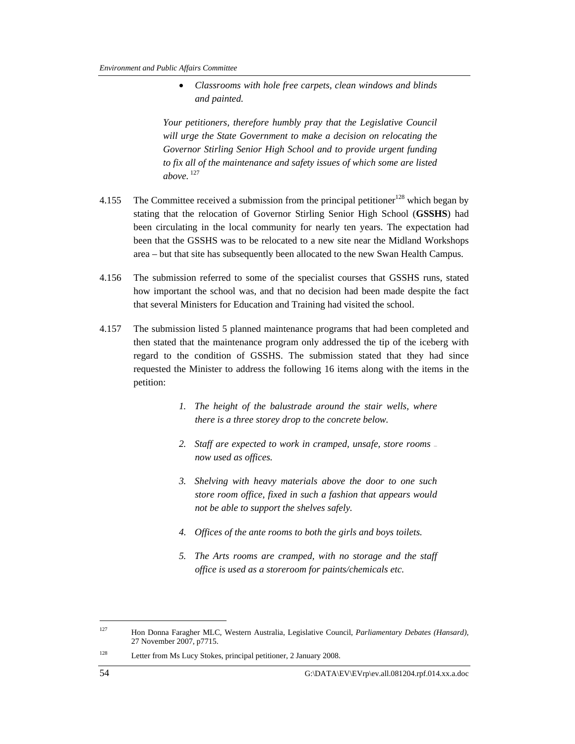- *Classrooms with hole free carpets, clean windows and blinds and painted.*

*Your petitioners, therefore humbly pray that the Legislative Council will urge the State Government to make a decision on relocating the Governor Stirling Senior High School and to provide urgent funding to fix all of the maintenance and safety issues of which some are listed above.* [127]

4.155 The Committee received a submission from the principal petitioner[128] which began by stating that the relocation of Governor Stirling Senior High School (**GSSHS**) had been circulating in the local community for nearly ten years. The expectation had been that the GSSHS was to be relocated to a new site near the Midland Workshops area – but that site has subsequently been allocated to the new Swan Health Campus.

4.156 The submission referred to some of the specialist courses that GSSHS runs, stated how important the school was, and that no decision had been made despite the fact that several Ministers for Education and Training had visited the school.

4.157 The submission listed 5 planned maintenance programs that had been completed and then stated that the maintenance program only addressed the tip of the iceberg with regard to the condition of GSSHS. The submission stated that they had since requested the Minister to address the following 16 items along with the items in the petition:

1. *The height of the balustrade around the stair wells, where there is a three storey drop to the concrete below.*
2. *Staff are expected to work in cramped, unsafe, store rooms – now used as offices.*
3. *Shelving with heavy materials above the door to one such store room office, fixed in such a fashion that appears would not be able to support the shelves safely.*
4. *Offices of the ante rooms to both the girls and boys toilets.*
5. *The Arts rooms are cramped, with no storage and the staff office is used as a storeroom for paints/chemicals etc.*

---

[127] Hon Donna Faragher MLC, Western Australia, Legislative Council, *Parliamentary Debates (Hansard)*, 27 November 2007, p7715.

[128] Letter from Ms Lucy Stokes, principal petitioner, 2 January 2008.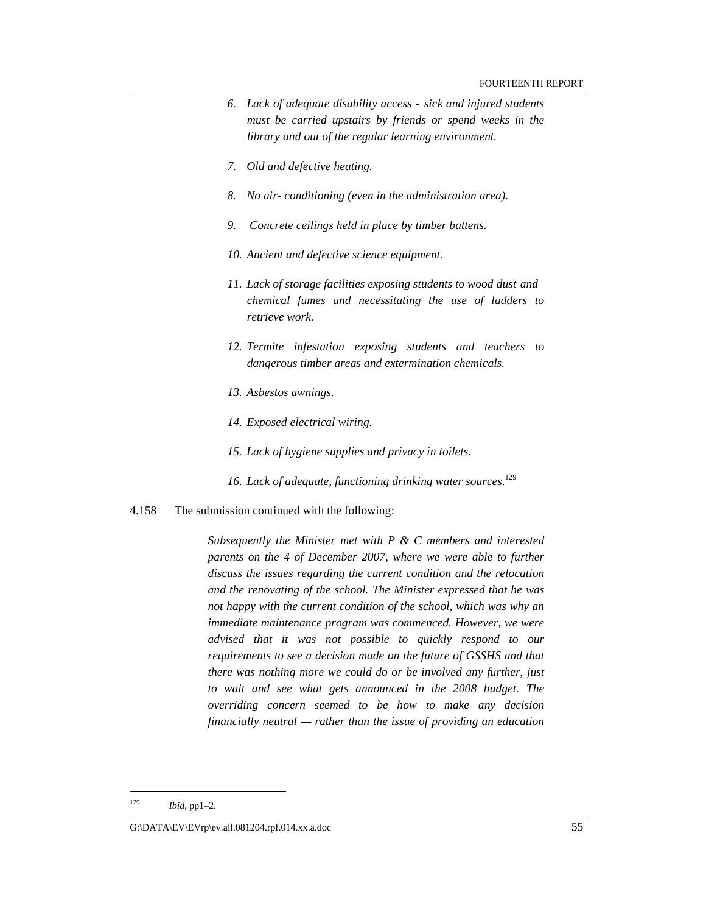6. *Lack of adequate disability access - sick and injured students must be carried upstairs by friends or spend weeks in the library and out of the regular learning environment.*

7. *Old and defective heating.*

8. *No air- conditioning (even in the administration area).*

9. *Concrete ceilings held in place by timber battens.*

10. *Ancient and defective science equipment.*

11. *Lack of storage facilities exposing students to wood dust and chemical fumes and necessitating the use of ladders to retrieve work.*

12. *Termite infestation exposing students and teachers to dangerous timber areas and extermination chemicals.*

13. *Asbestos awnings.*

14. *Exposed electrical wiring.*

15. *Lack of hygiene supplies and privacy in toilets.*

16. *Lack of adequate, functioning drinking water sources.*[129]

4.158 The submission continued with the following:

> *Subsequently the Minister met with P & C members and interested parents on the 4 of December 2007, where we were able to further discuss the issues regarding the current condition and the relocation and the renovating of the school. The Minister expressed that he was not happy with the current condition of the school, which was why an immediate maintenance program was commenced. However, we were advised that it was not possible to quickly respond to our requirements to see a decision made on the future of GSSHS and that there was nothing more we could do or be involved any further, just to wait and see what gets announced in the 2008 budget. The overriding concern seemed to be how to make any decision financially neutral — rather than the issue of providing an education*

---

[129] *Ibid*, pp1–2.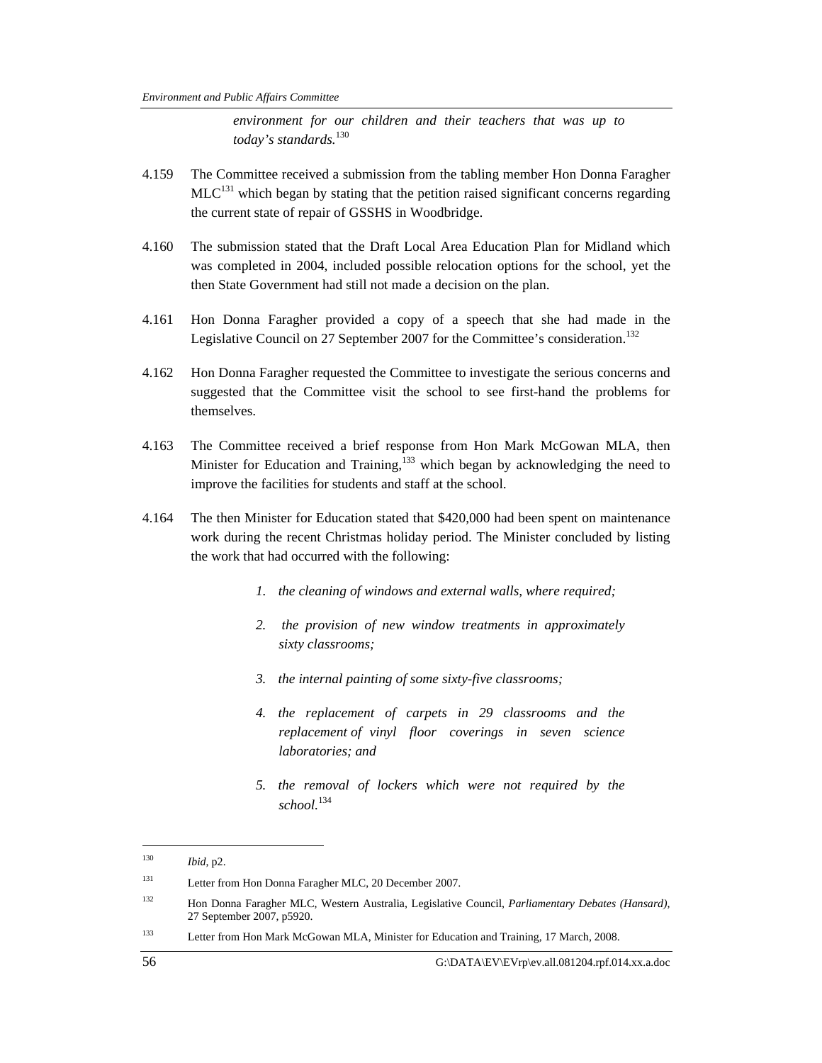> *environment for our children and their teachers that was up to today's standards.*[130]

4.159 The Committee received a submission from the tabling member Hon Donna Faragher MLC[131] which began by stating that the petition raised significant concerns regarding the current state of repair of GSSHS in Woodbridge.

4.160 The submission stated that the Draft Local Area Education Plan for Midland which was completed in 2004, included possible relocation options for the school, yet the then State Government had still not made a decision on the plan.

4.161 Hon Donna Faragher provided a copy of a speech that she had made in the Legislative Council on 27 September 2007 for the Committee's consideration.[132]

4.162 Hon Donna Faragher requested the Committee to investigate the serious concerns and suggested that the Committee visit the school to see first-hand the problems for themselves.

4.163 The Committee received a brief response from Hon Mark McGowan MLA, then Minister for Education and Training,[133] which began by acknowledging the need to improve the facilities for students and staff at the school.

4.164 The then Minister for Education stated that $420,000 had been spent on maintenance work during the recent Christmas holiday period. The Minister concluded by listing the work that had occurred with the following:

> 1. *the cleaning of windows and external walls, where required;*
> 2. *the provision of new window treatments in approximately sixty classrooms;*
> 3. *the internal painting of some sixty-five classrooms;*
> 4. *the replacement of carpets in 29 classrooms and the replacement of vinyl floor coverings in seven science laboratories; and*
> 5. *the removal of lockers which were not required by the school.*[134]

---

[130] *Ibid*, p2.

[131] Letter from Hon Donna Faragher MLC, 20 December 2007.

[132] Hon Donna Faragher MLC, Western Australia, Legislative Council, *Parliamentary Debates (Hansard)*, 27 September 2007, p5920.

[133] Letter from Hon Mark McGowan MLA, Minister for Education and Training, 17 March, 2008.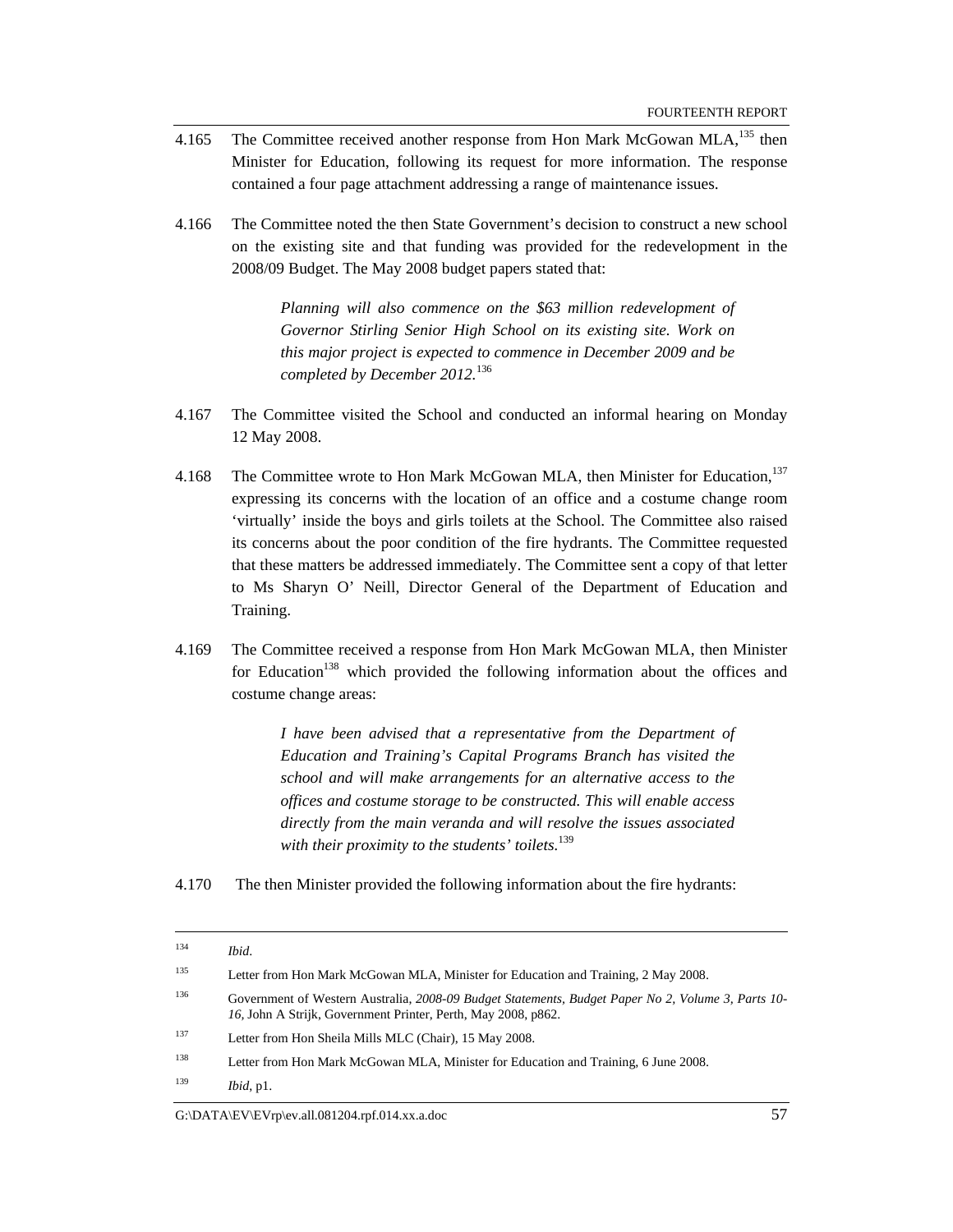4.165 The Committee received another response from Hon Mark McGowan MLA,[135] then Minister for Education, following its request for more information. The response contained a four page attachment addressing a range of maintenance issues.

4.166 The Committee noted the then State Government's decision to construct a new school on the existing site and that funding was provided for the redevelopment in the 2008/09 Budget. The May 2008 budget papers stated that:

> *Planning will also commence on the $63 million redevelopment of Governor Stirling Senior High School on its existing site. Work on this major project is expected to commence in December 2009 and be completed by December 2012.*[136]

4.167 The Committee visited the School and conducted an informal hearing on Monday 12 May 2008.

4.168 The Committee wrote to Hon Mark McGowan MLA, then Minister for Education,[137] expressing its concerns with the location of an office and a costume change room 'virtually' inside the boys and girls toilets at the School. The Committee also raised its concerns about the poor condition of the fire hydrants. The Committee requested that these matters be addressed immediately. The Committee sent a copy of that letter to Ms Sharyn O' Neill, Director General of the Department of Education and Training.

4.169 The Committee received a response from Hon Mark McGowan MLA, then Minister for Education[138] which provided the following information about the offices and costume change areas:

> *I have been advised that a representative from the Department of Education and Training's Capital Programs Branch has visited the school and will make arrangements for an alternative access to the offices and costume storage to be constructed. This will enable access directly from the main veranda and will resolve the issues associated with their proximity to the students' toilets.*[139]

4.170 The then Minister provided the following information about the fire hydrants:

---

[134] *Ibid*.

[135] Letter from Hon Mark McGowan MLA, Minister for Education and Training, 2 May 2008.

[136] Government of Western Australia, *2008-09 Budget Statements, Budget Paper No 2, Volume 3, Parts 10-16*, John A Strijk, Government Printer, Perth, May 2008, p862.

[137] Letter from Hon Sheila Mills MLC (Chair), 15 May 2008.

[138] Letter from Hon Mark McGowan MLA, Minister for Education and Training, 6 June 2008.

[139] *Ibid*, p1.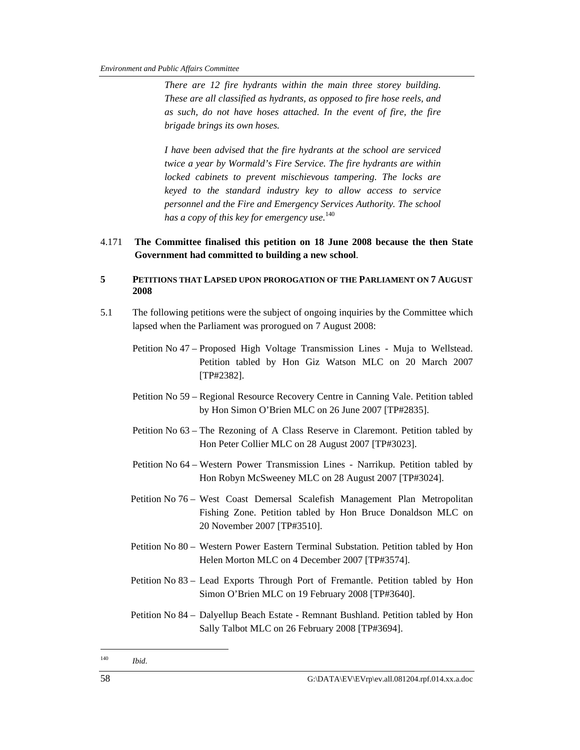*There are 12 fire hydrants within the main three storey building. These are all classified as hydrants, as opposed to fire hose reels, and as such, do not have hoses attached. In the event of fire, the fire brigade brings its own hoses.*

*I have been advised that the fire hydrants at the school are serviced twice a year by Wormald's Fire Service. The fire hydrants are within locked cabinets to prevent mischievous tampering. The locks are keyed to the standard industry key to allow access to service personnel and the Fire and Emergency Services Authority. The school has a copy of this key for emergency use.*[140]

4.171 **The Committee finalised this petition on 18 June 2008 because the then State Government had committed to building a new school**.

## 5 PETITIONS THAT LAPSED UPON PROROGATION OF THE PARLIAMENT ON 7 AUGUST 2008

5.1 The following petitions were the subject of ongoing inquiries by the Committee which lapsed when the Parliament was prorogued on 7 August 2008:

Petition No 47 – Proposed High Voltage Transmission Lines - Muja to Wellstead. Petition tabled by Hon Giz Watson MLC on 20 March 2007 [TP#2382].

Petition No 59 – Regional Resource Recovery Centre in Canning Vale. Petition tabled by Hon Simon O'Brien MLC on 26 June 2007 [TP#2835].

Petition No 63 – The Rezoning of A Class Reserve in Claremont. Petition tabled by Hon Peter Collier MLC on 28 August 2007 [TP#3023].

Petition No 64 – Western Power Transmission Lines - Narrikup. Petition tabled by Hon Robyn McSweeney MLC on 28 August 2007 [TP#3024].

Petition No 76 – West Coast Demersal Scalefish Management Plan Metropolitan Fishing Zone. Petition tabled by Hon Bruce Donaldson MLC on 20 November 2007 [TP#3510].

Petition No 80 – Western Power Eastern Terminal Substation. Petition tabled by Hon Helen Morton MLC on 4 December 2007 [TP#3574].

Petition No 83 – Lead Exports Through Port of Fremantle. Petition tabled by Hon Simon O'Brien MLC on 19 February 2008 [TP#3640].

Petition No 84 – Dalyellup Beach Estate - Remnant Bushland. Petition tabled by Hon Sally Talbot MLC on 26 February 2008 [TP#3694].

---

[140] *Ibid*.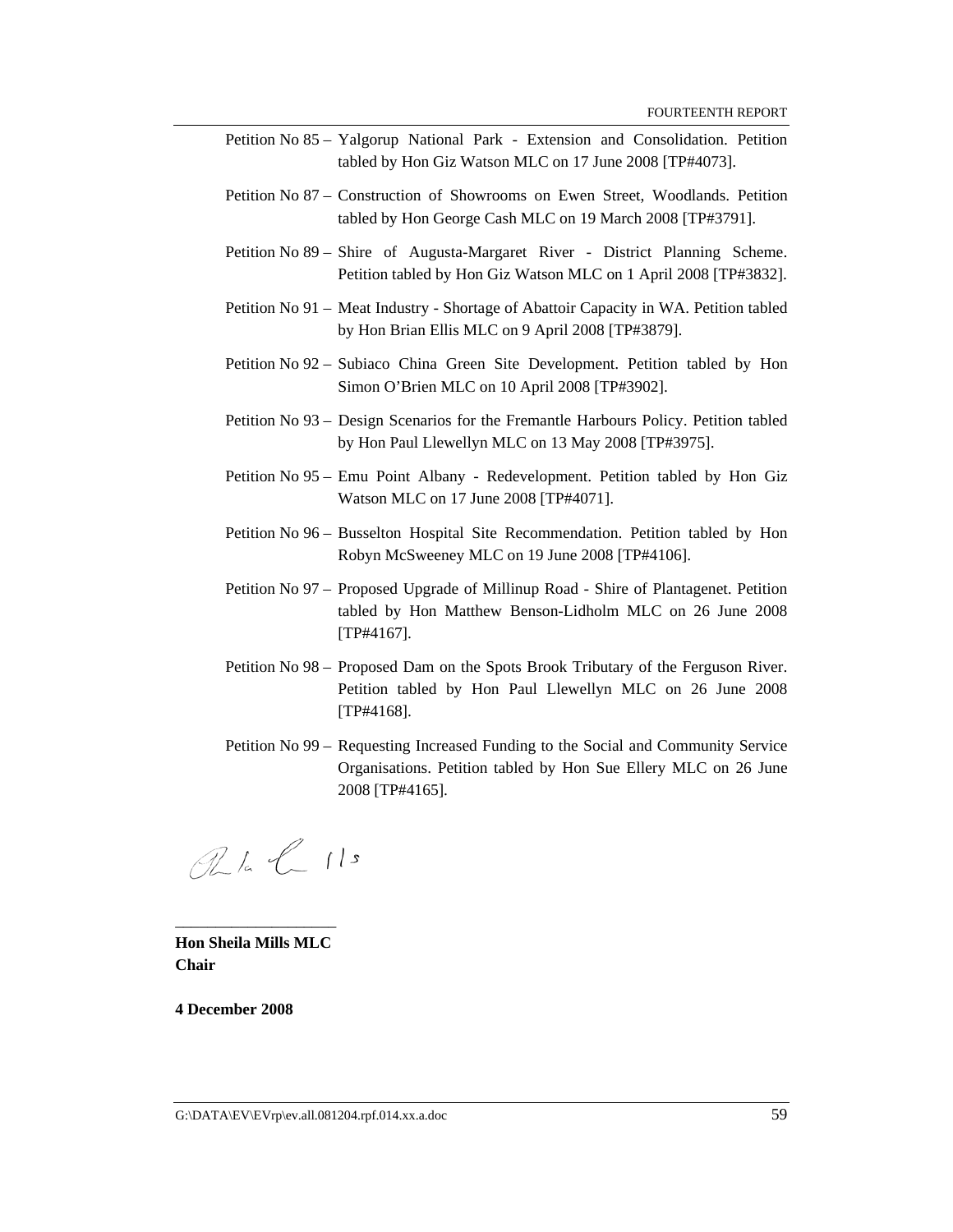Petition No 85 – Yalgorup National Park - Extension and Consolidation. Petition tabled by Hon Giz Watson MLC on 17 June 2008 [TP#4073].

Petition No 87 – Construction of Showrooms on Ewen Street, Woodlands. Petition tabled by Hon George Cash MLC on 19 March 2008 [TP#3791].

Petition No 89 – Shire of Augusta-Margaret River - District Planning Scheme. Petition tabled by Hon Giz Watson MLC on 1 April 2008 [TP#3832].

Petition No 91 – Meat Industry - Shortage of Abattoir Capacity in WA. Petition tabled by Hon Brian Ellis MLC on 9 April 2008 [TP#3879].

Petition No 92 – Subiaco China Green Site Development. Petition tabled by Hon Simon O'Brien MLC on 10 April 2008 [TP#3902].

Petition No 93 – Design Scenarios for the Fremantle Harbours Policy. Petition tabled by Hon Paul Llewellyn MLC on 13 May 2008 [TP#3975].

Petition No 95 – Emu Point Albany - Redevelopment. Petition tabled by Hon Giz Watson MLC on 17 June 2008 [TP#4071].

Petition No 96 – Busselton Hospital Site Recommendation. Petition tabled by Hon Robyn McSweeney MLC on 19 June 2008 [TP#4106].

Petition No 97 – Proposed Upgrade of Millinup Road - Shire of Plantagenet. Petition tabled by Hon Matthew Benson-Lidholm MLC on 26 June 2008 [TP#4167].

Petition No 98 – Proposed Dam on the Spots Brook Tributary of the Ferguson River. Petition tabled by Hon Paul Llewellyn MLC on 26 June 2008 [TP#4168].

Petition No 99 – Requesting Increased Funding to the Social and Community Service Organisations. Petition tabled by Hon Sue Ellery MLC on 26 June 2008 [TP#4165].

____________________

**Hon Sheila Mills MLC**
**Chair**

**4 December 2008**